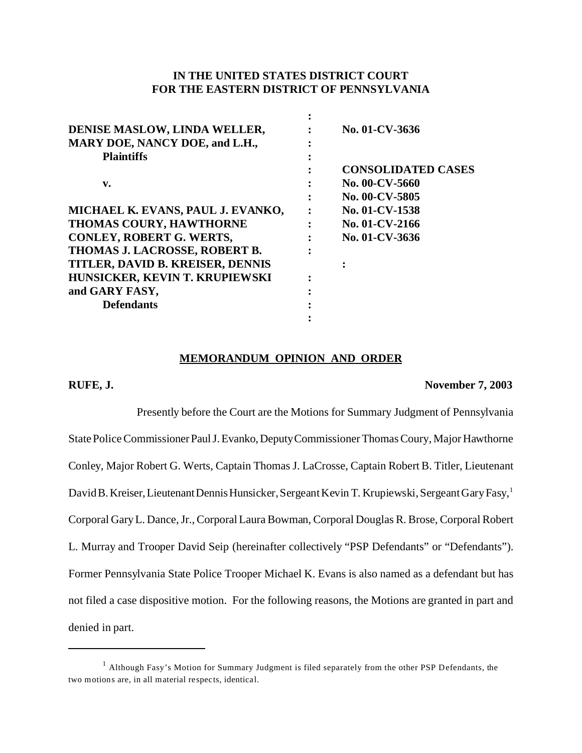**IN THE UNITED STATES DISTRICT COURT**
**FOR THE EASTERN DISTRICT OF PENNSYLVANIA**

| | | |
|---|---|---|
| **DENISE MASLOW, LINDA WELLER, MARY DOE, NANCY DOE, and L.H.,** | : | **No. 01-CV-3636** |
| **Plaintiffs** | : | |
| | : | **CONSOLIDATED CASES** |
| **v.** | : | **No. 00-CV-5660** |
| | : | **No. 00-CV-5805** |
| **MICHAEL K. EVANS, PAUL J. EVANKO, THOMAS COURY, HAWTHORNE CONLEY, ROBERT G. WERTS, THOMAS J. LACROSSE, ROBERT B. TITLER, DAVID B. KREISER, DENNIS HUNSICKER, KEVIN T. KRUPIEWSKI and GARY FASY,** | : | **No. 01-CV-1538** |
| | : | **No. 01-CV-2166** |
| | : | **No. 01-CV-3636** |
| **Defendants** | : | |

**MEMORANDUM OPINION AND ORDER**

**RUFE, J.** **November 7, 2003**

Presently before the Court are the Motions for Summary Judgment of Pennsylvania State Police Commissioner Paul J. Evanko, Deputy Commissioner Thomas Coury, Major Hawthorne Conley, Major Robert G. Werts, Captain Thomas J. LaCrosse, Captain Robert B. Titler, Lieutenant David B. Kreiser, Lieutenant Dennis Hunsicker, Sergeant Kevin T. Krupiewski, Sergeant Gary Fasy,[1] Corporal Gary L. Dance, Jr., Corporal Laura Bowman, Corporal Douglas R. Brose, Corporal Robert L. Murray and Trooper David Seip (hereinafter collectively "PSP Defendants" or "Defendants"). Former Pennsylvania State Police Trooper Michael K. Evans is also named as a defendant but has not filed a case dispositive motion. For the following reasons, the Motions are granted in part and denied in part.

[1] Although Fasy's Motion for Summary Judgment is filed separately from the other PSP Defendants, the two motions are, in all material respects, identical.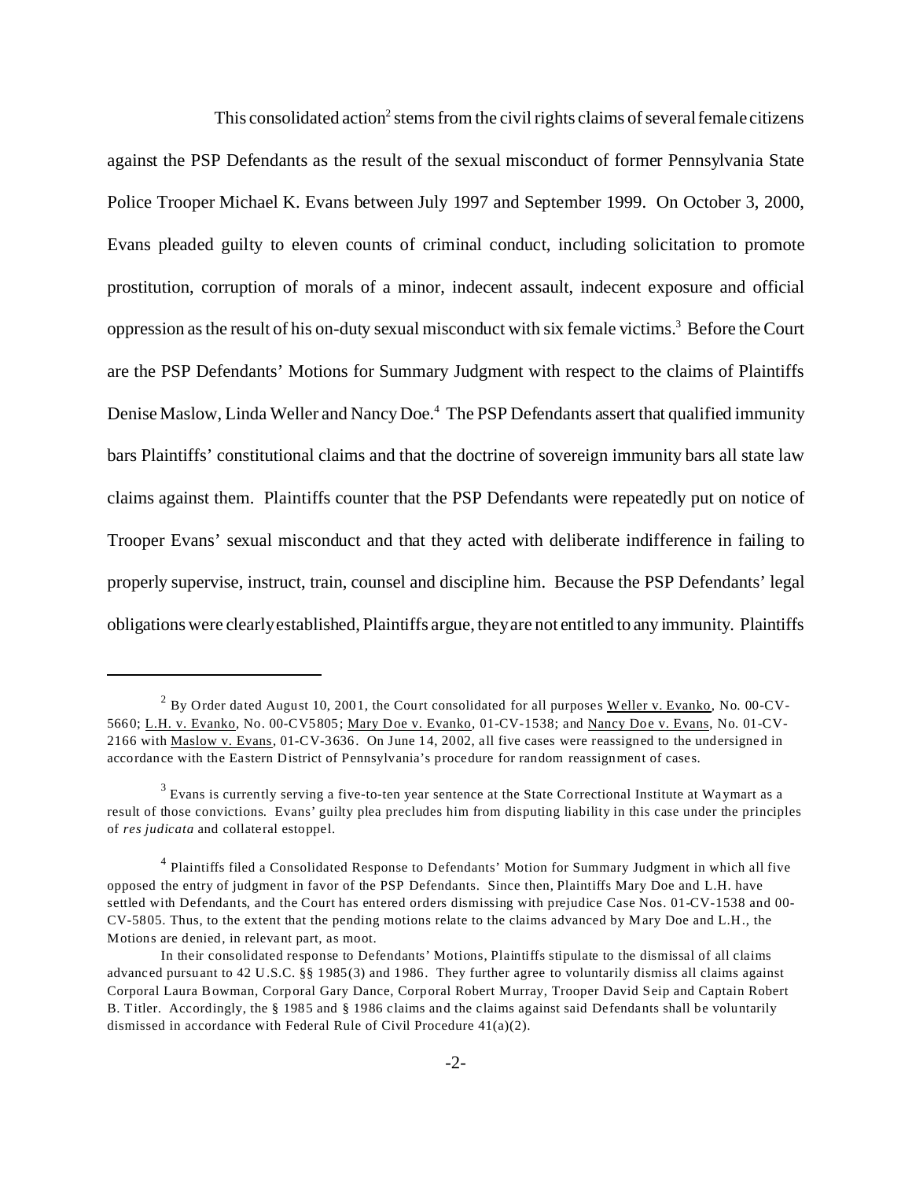This consolidated action[2] stems from the civil rights claims of several female citizens against the PSP Defendants as the result of the sexual misconduct of former Pennsylvania State Police Trooper Michael K. Evans between July 1997 and September 1999. On October 3, 2000, Evans pleaded guilty to eleven counts of criminal conduct, including solicitation to promote prostitution, corruption of morals of a minor, indecent assault, indecent exposure and official oppression as the result of his on-duty sexual misconduct with six female victims.[3] Before the Court are the PSP Defendants' Motions for Summary Judgment with respect to the claims of Plaintiffs Denise Maslow, Linda Weller and Nancy Doe.[4] The PSP Defendants assert that qualified immunity bars Plaintiffs' constitutional claims and that the doctrine of sovereign immunity bars all state law claims against them. Plaintiffs counter that the PSP Defendants were repeatedly put on notice of Trooper Evans' sexual misconduct and that they acted with deliberate indifference in failing to properly supervise, instruct, train, counsel and discipline him. Because the PSP Defendants' legal obligations were clearly established, Plaintiffs argue, they are not entitled to any immunity. Plaintiffs

---

[2] By Order dated August 10, 2001, the Court consolidated for all purposes Weller v. Evanko, No. 00-CV-5660; L.H. v. Evanko, No. 00-CV5805; Mary Doe v. Evanko, 01-CV-1538; and Nancy Doe v. Evans, No. 01-CV-2166 with Maslow v. Evans, 01-CV-3636. On June 14, 2002, all five cases were reassigned to the undersigned in accordance with the Eastern District of Pennsylvania's procedure for random reassignment of cases.

[3] Evans is currently serving a five-to-ten year sentence at the State Correctional Institute at Waymart as a result of those convictions. Evans' guilty plea precludes him from disputing liability in this case under the principles of *res judicata* and collateral estoppel.

[4] Plaintiffs filed a Consolidated Response to Defendants' Motion for Summary Judgment in which all five opposed the entry of judgment in favor of the PSP Defendants. Since then, Plaintiffs Mary Doe and L.H. have settled with Defendants, and the Court has entered orders dismissing with prejudice Case Nos. 01-CV-1538 and 00-CV-5805. Thus, to the extent that the pending motions relate to the claims advanced by Mary Doe and L.H., the Motions are denied, in relevant part, as moot.

In their consolidated response to Defendants' Motions, Plaintiffs stipulate to the dismissal of all claims advanced pursuant to 42 U.S.C. §§ 1985(3) and 1986. They further agree to voluntarily dismiss all claims against Corporal Laura Bowman, Corporal Gary Dance, Corporal Robert Murray, Trooper David Seip and Captain Robert B. Titler. Accordingly, the § 1985 and § 1986 claims and the claims against said Defendants shall be voluntarily dismissed in accordance with Federal Rule of Civil Procedure 41(a)(2).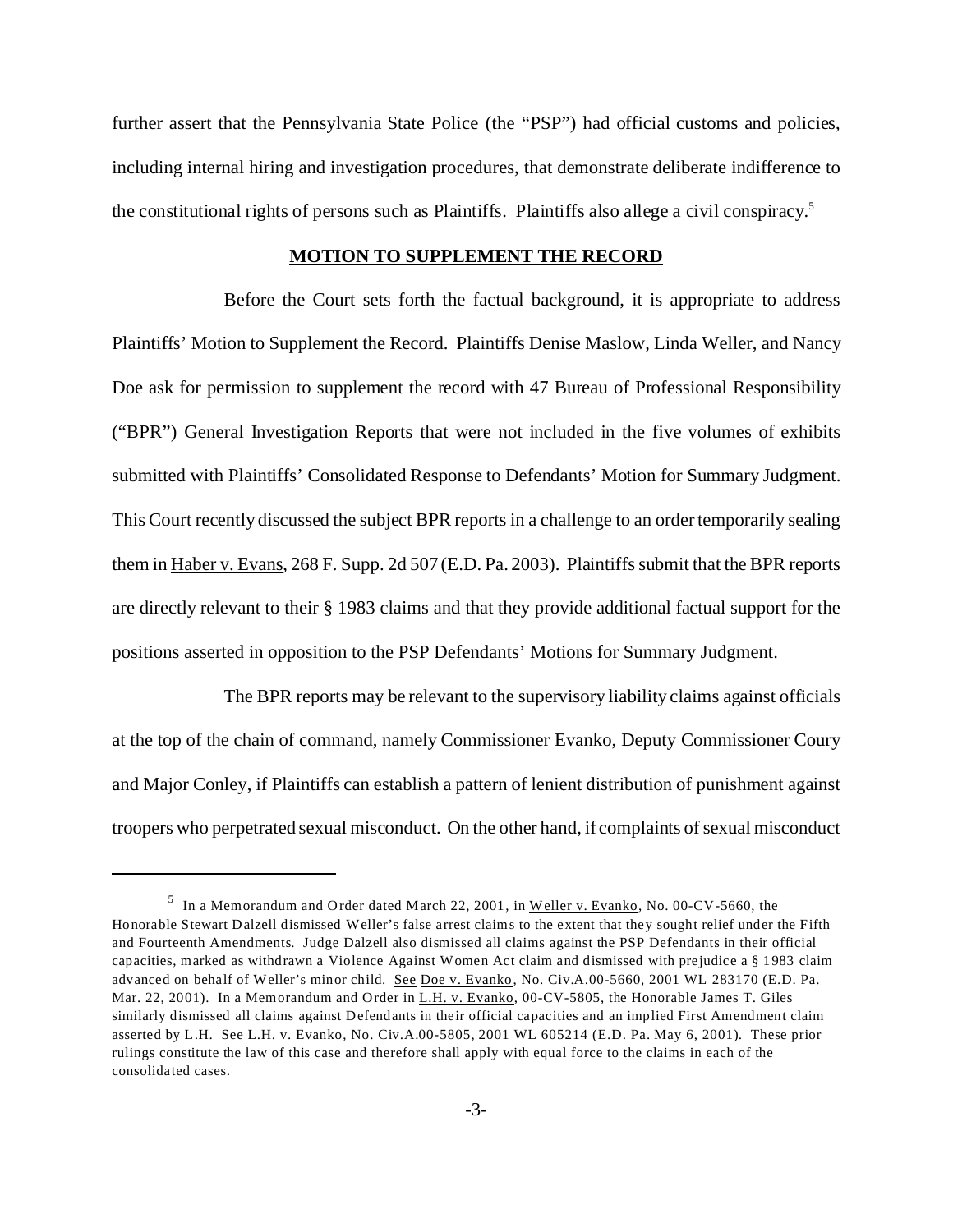further assert that the Pennsylvania State Police (the "PSP") had official customs and policies, including internal hiring and investigation procedures, that demonstrate deliberate indifference to the constitutional rights of persons such as Plaintiffs. Plaintiffs also allege a civil conspiracy.[5]

**MOTION TO SUPPLEMENT THE RECORD**

Before the Court sets forth the factual background, it is appropriate to address Plaintiffs' Motion to Supplement the Record. Plaintiffs Denise Maslow, Linda Weller, and Nancy Doe ask for permission to supplement the record with 47 Bureau of Professional Responsibility ("BPR") General Investigation Reports that were not included in the five volumes of exhibits submitted with Plaintiffs' Consolidated Response to Defendants' Motion for Summary Judgment. This Court recently discussed the subject BPR reports in a challenge to an order temporarily sealing them in Haber v. Evans, 268 F. Supp. 2d 507 (E.D. Pa. 2003). Plaintiffs submit that the BPR reports are directly relevant to their § 1983 claims and that they provide additional factual support for the positions asserted in opposition to the PSP Defendants' Motions for Summary Judgment.

The BPR reports may be relevant to the supervisory liability claims against officials at the top of the chain of command, namely Commissioner Evanko, Deputy Commissioner Coury and Major Conley, if Plaintiffs can establish a pattern of lenient distribution of punishment against troopers who perpetrated sexual misconduct. On the other hand, if complaints of sexual misconduct

---

[5] In a Memorandum and Order dated March 22, 2001, in Weller v. Evanko, No. 00-CV-5660, the Honorable Stewart Dalzell dismissed Weller's false arrest claims to the extent that they sought relief under the Fifth and Fourteenth Amendments. Judge Dalzell also dismissed all claims against the PSP Defendants in their official capacities, marked as withdrawn a Violence Against Women Act claim and dismissed with prejudice a § 1983 claim advanced on behalf of Weller's minor child. See Doe v. Evanko, No. Civ.A.00-5660, 2001 WL 283170 (E.D. Pa. Mar. 22, 2001). In a Memorandum and Order in L.H. v. Evanko, 00-CV-5805, the Honorable James T. Giles similarly dismissed all claims against Defendants in their official capacities and an implied First Amendment claim asserted by L.H. See L.H. v. Evanko, No. Civ.A.00-5805, 2001 WL 605214 (E.D. Pa. May 6, 2001). These prior rulings constitute the law of this case and therefore shall apply with equal force to the claims in each of the consolidated cases.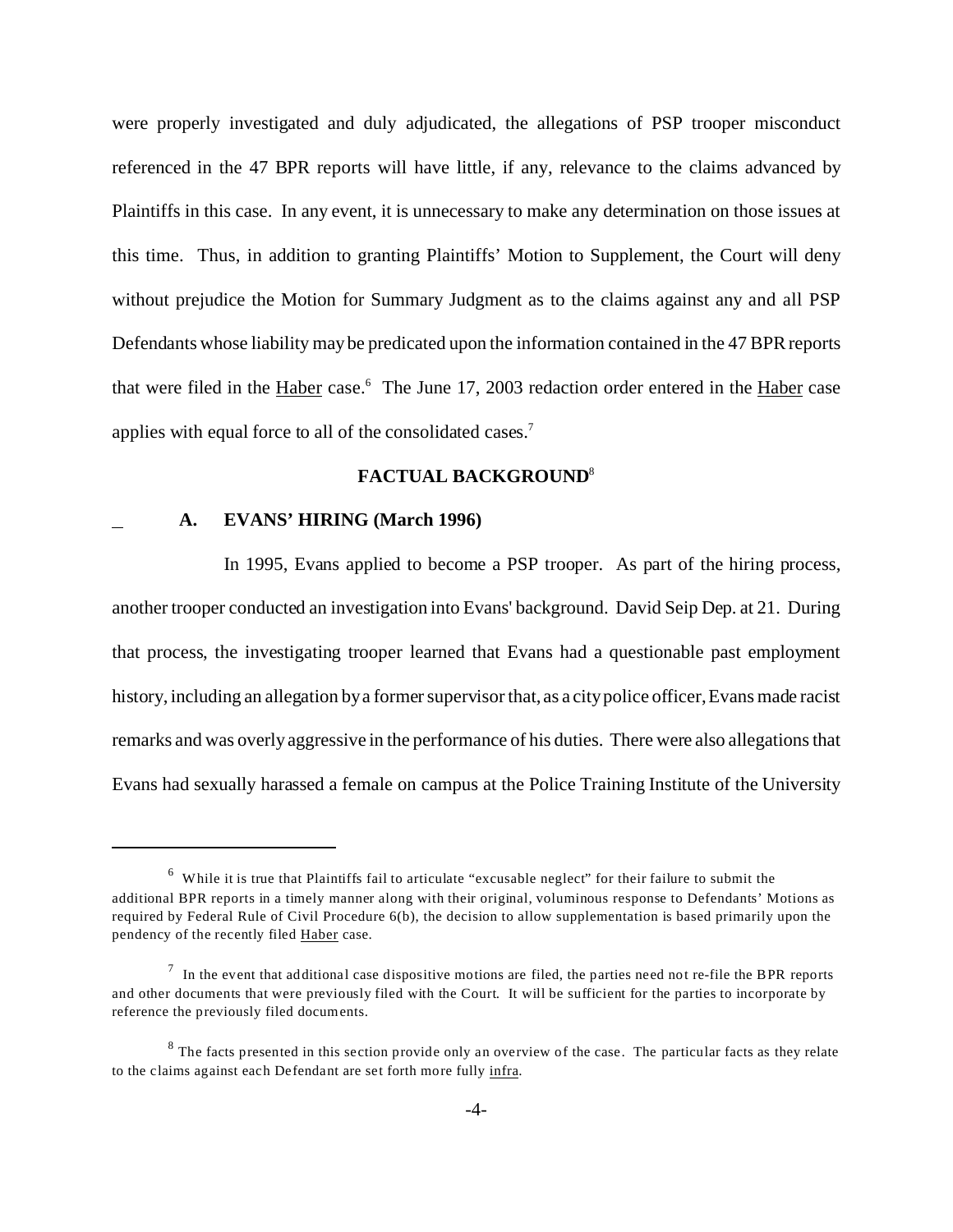were properly investigated and duly adjudicated, the allegations of PSP trooper misconduct referenced in the 47 BPR reports will have little, if any, relevance to the claims advanced by Plaintiffs in this case. In any event, it is unnecessary to make any determination on those issues at this time. Thus, in addition to granting Plaintiffs' Motion to Supplement, the Court will deny without prejudice the Motion for Summary Judgment as to the claims against any and all PSP Defendants whose liability may be predicated upon the information contained in the 47 BPR reports that were filed in the Haber case.[6] The June 17, 2003 redaction order entered in the Haber case applies with equal force to all of the consolidated cases.[7]

## FACTUAL BACKGROUND[8]

### A. EVANS' HIRING (March 1996)

In 1995, Evans applied to become a PSP trooper. As part of the hiring process, another trooper conducted an investigation into Evans' background. David Seip Dep. at 21. During that process, the investigating trooper learned that Evans had a questionable past employment history, including an allegation by a former supervisor that, as a city police officer, Evans made racist remarks and was overly aggressive in the performance of his duties. There were also allegations that Evans had sexually harassed a female on campus at the Police Training Institute of the University

---

[6] While it is true that Plaintiffs fail to articulate "excusable neglect" for their failure to submit the additional BPR reports in a timely manner along with their original, voluminous response to Defendants' Motions as required by Federal Rule of Civil Procedure 6(b), the decision to allow supplementation is based primarily upon the pendency of the recently filed Haber case.

[7] In the event that additional case dispositive motions are filed, the parties need not re-file the BPR reports and other documents that were previously filed with the Court. It will be sufficient for the parties to incorporate by reference the previously filed documents.

[8] The facts presented in this section provide only an overview of the case. The particular facts as they relate to the claims against each Defendant are set forth more fully infra.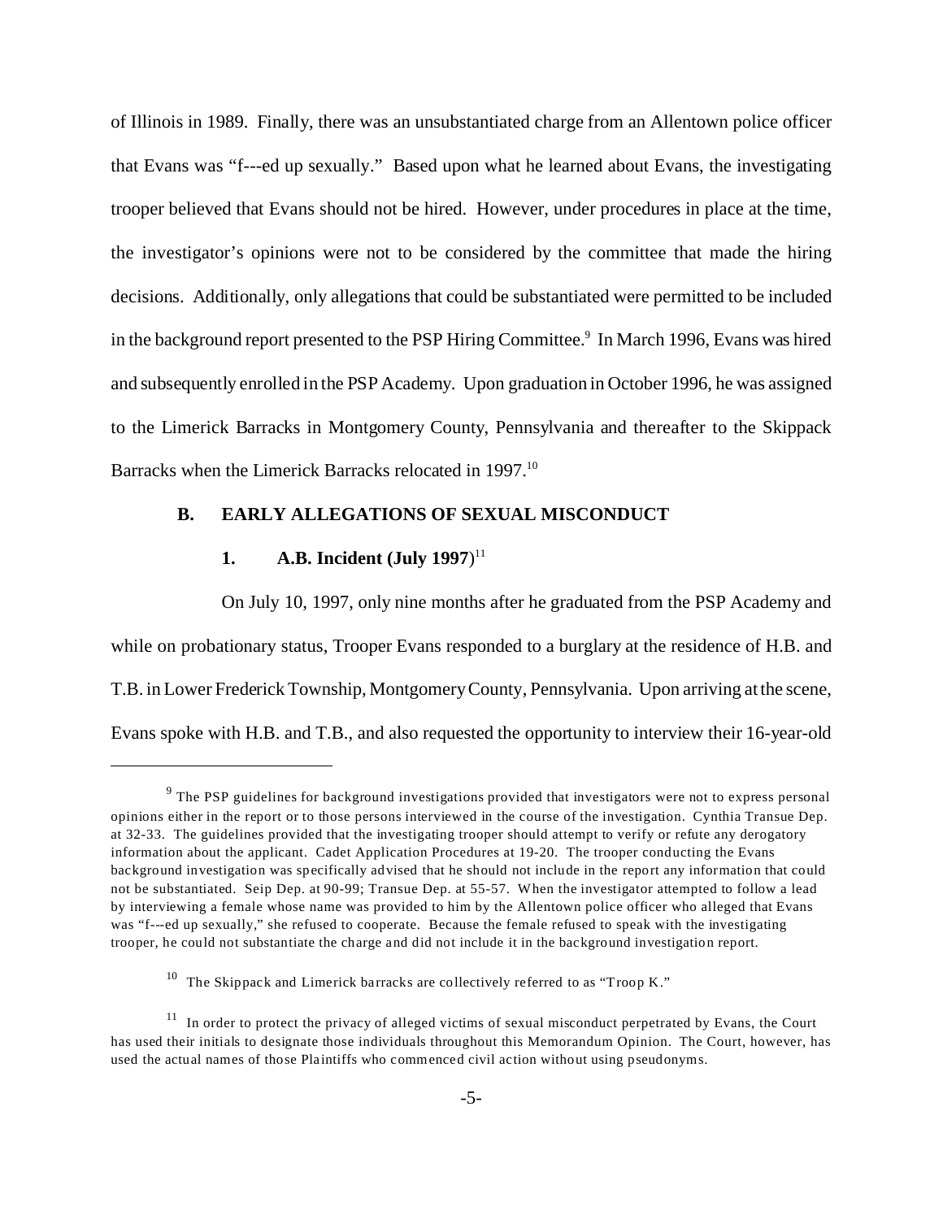of Illinois in 1989. Finally, there was an unsubstantiated charge from an Allentown police officer that Evans was "f---ed up sexually." Based upon what he learned about Evans, the investigating trooper believed that Evans should not be hired. However, under procedures in place at the time, the investigator's opinions were not to be considered by the committee that made the hiring decisions. Additionally, only allegations that could be substantiated were permitted to be included in the background report presented to the PSP Hiring Committee.[9] In March 1996, Evans was hired and subsequently enrolled in the PSP Academy. Upon graduation in October 1996, he was assigned to the Limerick Barracks in Montgomery County, Pennsylvania and thereafter to the Skippack Barracks when the Limerick Barracks relocated in 1997.[10]

### B. EARLY ALLEGATIONS OF SEXUAL MISCONDUCT

#### 1. A.B. Incident (July 1997)[11]

On July 10, 1997, only nine months after he graduated from the PSP Academy and while on probationary status, Trooper Evans responded to a burglary at the residence of H.B. and T.B. in Lower Frederick Township, Montgomery County, Pennsylvania. Upon arriving at the scene, Evans spoke with H.B. and T.B., and also requested the opportunity to interview their 16-year-old

---

[9] The PSP guidelines for background investigations provided that investigators were not to express personal opinions either in the report or to those persons interviewed in the course of the investigation. Cynthia Transue Dep. at 32-33. The guidelines provided that the investigating trooper should attempt to verify or refute any derogatory information about the applicant. Cadet Application Procedures at 19-20. The trooper conducting the Evans background investigation was specifically advised that he should not include in the report any information that could not be substantiated. Seip Dep. at 90-99; Transue Dep. at 55-57. When the investigator attempted to follow a lead by interviewing a female whose name was provided to him by the Allentown police officer who alleged that Evans was "f---ed up sexually," she refused to cooperate. Because the female refused to speak with the investigating trooper, he could not substantiate the charge and did not include it in the background investigation report.

[10] The Skippack and Limerick barracks are collectively referred to as "Troop K."

[11] In order to protect the privacy of alleged victims of sexual misconduct perpetrated by Evans, the Court has used their initials to designate those individuals throughout this Memorandum Opinion. The Court, however, has used the actual names of those Plaintiffs who commenced civil action without using pseudonyms.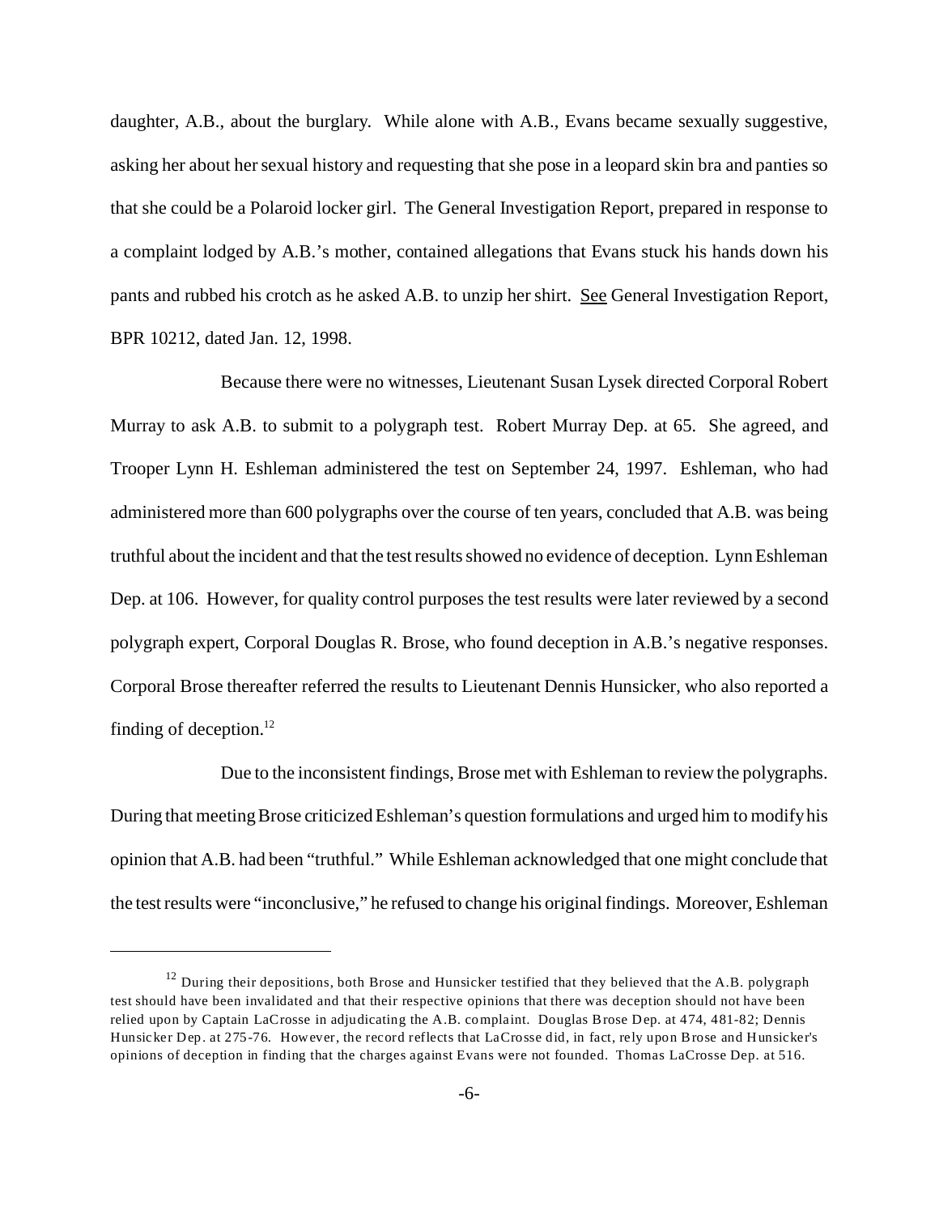daughter, A.B., about the burglary. While alone with A.B., Evans became sexually suggestive, asking her about her sexual history and requesting that she pose in a leopard skin bra and panties so that she could be a Polaroid locker girl. The General Investigation Report, prepared in response to a complaint lodged by A.B.'s mother, contained allegations that Evans stuck his hands down his pants and rubbed his crotch as he asked A.B. to unzip her shirt. See General Investigation Report, BPR 10212, dated Jan. 12, 1998.

Because there were no witnesses, Lieutenant Susan Lysek directed Corporal Robert Murray to ask A.B. to submit to a polygraph test. Robert Murray Dep. at 65. She agreed, and Trooper Lynn H. Eshleman administered the test on September 24, 1997. Eshleman, who had administered more than 600 polygraphs over the course of ten years, concluded that A.B. was being truthful about the incident and that the test results showed no evidence of deception. Lynn Eshleman Dep. at 106. However, for quality control purposes the test results were later reviewed by a second polygraph expert, Corporal Douglas R. Brose, who found deception in A.B.'s negative responses. Corporal Brose thereafter referred the results to Lieutenant Dennis Hunsicker, who also reported a finding of deception.[12]

Due to the inconsistent findings, Brose met with Eshleman to review the polygraphs. During that meeting Brose criticized Eshleman's question formulations and urged him to modify his opinion that A.B. had been "truthful." While Eshleman acknowledged that one might conclude that the test results were "inconclusive," he refused to change his original findings. Moreover, Eshleman

---

[12] During their depositions, both Brose and Hunsicker testified that they believed that the A.B. polygraph test should have been invalidated and that their respective opinions that there was deception should not have been relied upon by Captain LaCrosse in adjudicating the A.B. complaint. Douglas Brose Dep. at 474, 481-82; Dennis Hunsicker Dep. at 275-76. However, the record reflects that LaCrosse did, in fact, rely upon Brose and Hunsicker's opinions of deception in finding that the charges against Evans were not founded. Thomas LaCrosse Dep. at 516.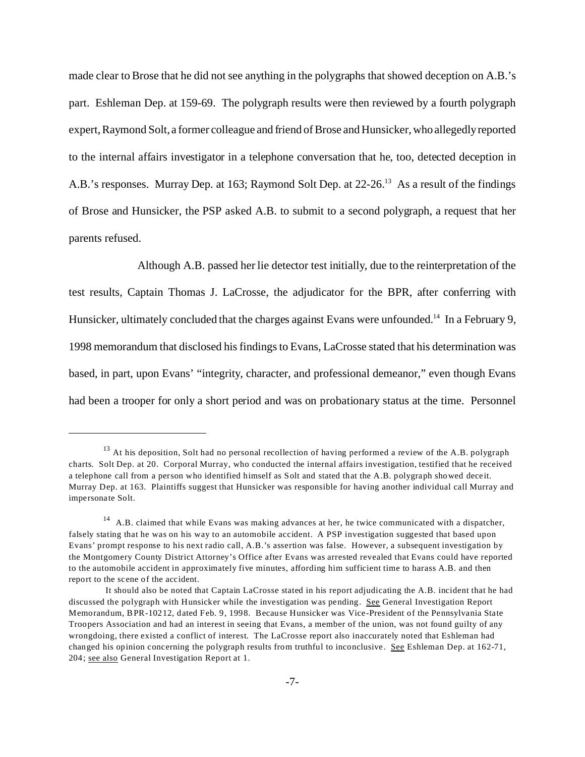made clear to Brose that he did not see anything in the polygraphs that showed deception on A.B.'s part. Eshleman Dep. at 159-69. The polygraph results were then reviewed by a fourth polygraph expert, Raymond Solt, a former colleague and friend of Brose and Hunsicker, who allegedly reported to the internal affairs investigator in a telephone conversation that he, too, detected deception in A.B.'s responses. Murray Dep. at 163; Raymond Solt Dep. at 22-26.[13] As a result of the findings of Brose and Hunsicker, the PSP asked A.B. to submit to a second polygraph, a request that her parents refused.

Although A.B. passed her lie detector test initially, due to the reinterpretation of the test results, Captain Thomas J. LaCrosse, the adjudicator for the BPR, after conferring with Hunsicker, ultimately concluded that the charges against Evans were unfounded.[14] In a February 9, 1998 memorandum that disclosed his findings to Evans, LaCrosse stated that his determination was based, in part, upon Evans' "integrity, character, and professional demeanor," even though Evans had been a trooper for only a short period and was on probationary status at the time. Personnel

---

[13] At his deposition, Solt had no personal recollection of having performed a review of the A.B. polygraph charts. Solt Dep. at 20. Corporal Murray, who conducted the internal affairs investigation, testified that he received a telephone call from a person who identified himself as Solt and stated that the A.B. polygraph showed deceit. Murray Dep. at 163. Plaintiffs suggest that Hunsicker was responsible for having another individual call Murray and impersonate Solt.

[14] A.B. claimed that while Evans was making advances at her, he twice communicated with a dispatcher, falsely stating that he was on his way to an automobile accident. A PSP investigation suggested that based upon Evans' prompt response to his next radio call, A.B.'s assertion was false. However, a subsequent investigation by the Montgomery County District Attorney's Office after Evans was arrested revealed that Evans could have reported to the automobile accident in approximately five minutes, affording him sufficient time to harass A.B. and then report to the scene of the accident.

It should also be noted that Captain LaCrosse stated in his report adjudicating the A.B. incident that he had discussed the polygraph with Hunsicker while the investigation was pending. See General Investigation Report Memorandum, BPR-10212, dated Feb. 9, 1998. Because Hunsicker was Vice-President of the Pennsylvania State Troopers Association and had an interest in seeing that Evans, a member of the union, was not found guilty of any wrongdoing, there existed a conflict of interest. The LaCrosse report also inaccurately noted that Eshleman had changed his opinion concerning the polygraph results from truthful to inconclusive. See Eshleman Dep. at 162-71, 204; see also General Investigation Report at 1.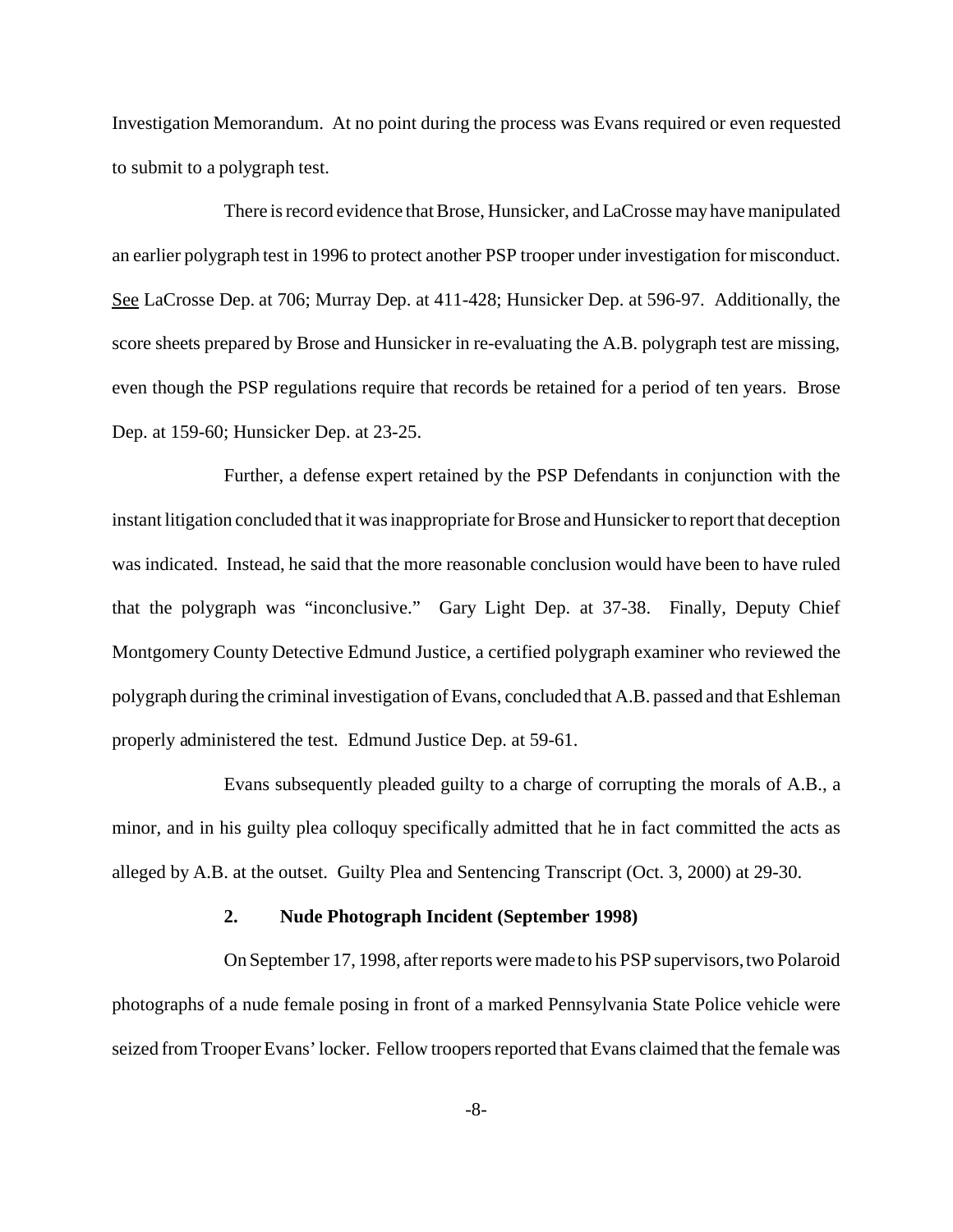Investigation Memorandum. At no point during the process was Evans required or even requested to submit to a polygraph test.

There is record evidence that Brose, Hunsicker, and LaCrosse may have manipulated an earlier polygraph test in 1996 to protect another PSP trooper under investigation for misconduct. See LaCrosse Dep. at 706; Murray Dep. at 411-428; Hunsicker Dep. at 596-97. Additionally, the score sheets prepared by Brose and Hunsicker in re-evaluating the A.B. polygraph test are missing, even though the PSP regulations require that records be retained for a period of ten years. Brose Dep. at 159-60; Hunsicker Dep. at 23-25.

Further, a defense expert retained by the PSP Defendants in conjunction with the instant litigation concluded that it was inappropriate for Brose and Hunsicker to report that deception was indicated. Instead, he said that the more reasonable conclusion would have been to have ruled that the polygraph was "inconclusive." Gary Light Dep. at 37-38. Finally, Deputy Chief Montgomery County Detective Edmund Justice, a certified polygraph examiner who reviewed the polygraph during the criminal investigation of Evans, concluded that A.B. passed and that Eshleman properly administered the test. Edmund Justice Dep. at 59-61.

Evans subsequently pleaded guilty to a charge of corrupting the morals of A.B., a minor, and in his guilty plea colloquy specifically admitted that he in fact committed the acts as alleged by A.B. at the outset. Guilty Plea and Sentencing Transcript (Oct. 3, 2000) at 29-30.

### 2. Nude Photograph Incident (September 1998)

On September 17, 1998, after reports were made to his PSP supervisors, two Polaroid photographs of a nude female posing in front of a marked Pennsylvania State Police vehicle were seized from Trooper Evans' locker. Fellow troopers reported that Evans claimed that the female was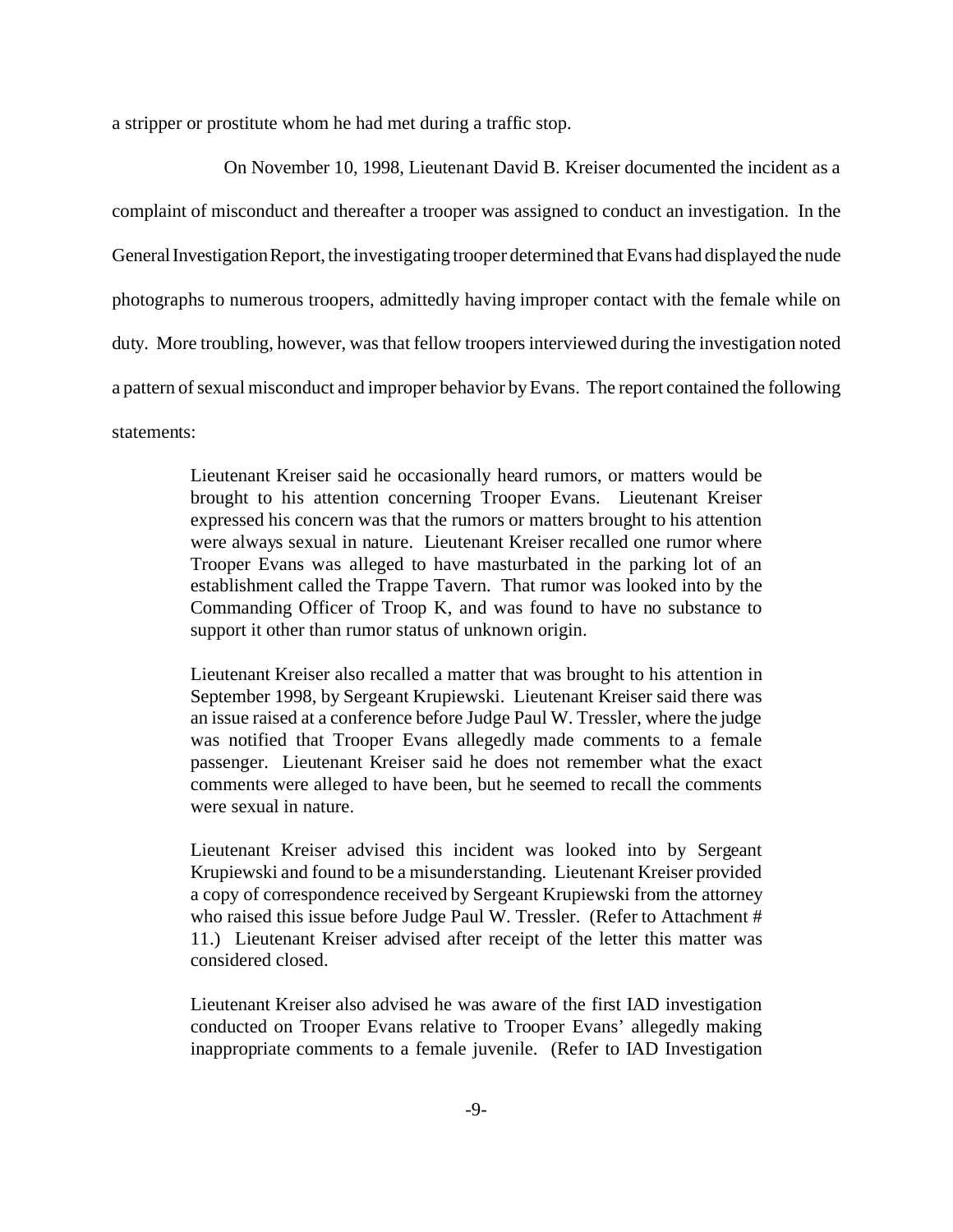a stripper or prostitute whom he had met during a traffic stop.

On November 10, 1998, Lieutenant David B. Kreiser documented the incident as a complaint of misconduct and thereafter a trooper was assigned to conduct an investigation. In the General Investigation Report, the investigating trooper determined that Evans had displayed the nude photographs to numerous troopers, admittedly having improper contact with the female while on duty. More troubling, however, was that fellow troopers interviewed during the investigation noted a pattern of sexual misconduct and improper behavior by Evans. The report contained the following statements:

> Lieutenant Kreiser said he occasionally heard rumors, or matters would be brought to his attention concerning Trooper Evans. Lieutenant Kreiser expressed his concern was that the rumors or matters brought to his attention were always sexual in nature. Lieutenant Kreiser recalled one rumor where Trooper Evans was alleged to have masturbated in the parking lot of an establishment called the Trappe Tavern. That rumor was looked into by the Commanding Officer of Troop K, and was found to have no substance to support it other than rumor status of unknown origin.
>
> Lieutenant Kreiser also recalled a matter that was brought to his attention in September 1998, by Sergeant Krupiewski. Lieutenant Kreiser said there was an issue raised at a conference before Judge Paul W. Tressler, where the judge was notified that Trooper Evans allegedly made comments to a female passenger. Lieutenant Kreiser said he does not remember what the exact comments were alleged to have been, but he seemed to recall the comments were sexual in nature.
>
> Lieutenant Kreiser advised this incident was looked into by Sergeant Krupiewski and found to be a misunderstanding. Lieutenant Kreiser provided a copy of correspondence received by Sergeant Krupiewski from the attorney who raised this issue before Judge Paul W. Tressler. (Refer to Attachment # 11.) Lieutenant Kreiser advised after receipt of the letter this matter was considered closed.
>
> Lieutenant Kreiser also advised he was aware of the first IAD investigation conducted on Trooper Evans relative to Trooper Evans' allegedly making inappropriate comments to a female juvenile. (Refer to IAD Investigation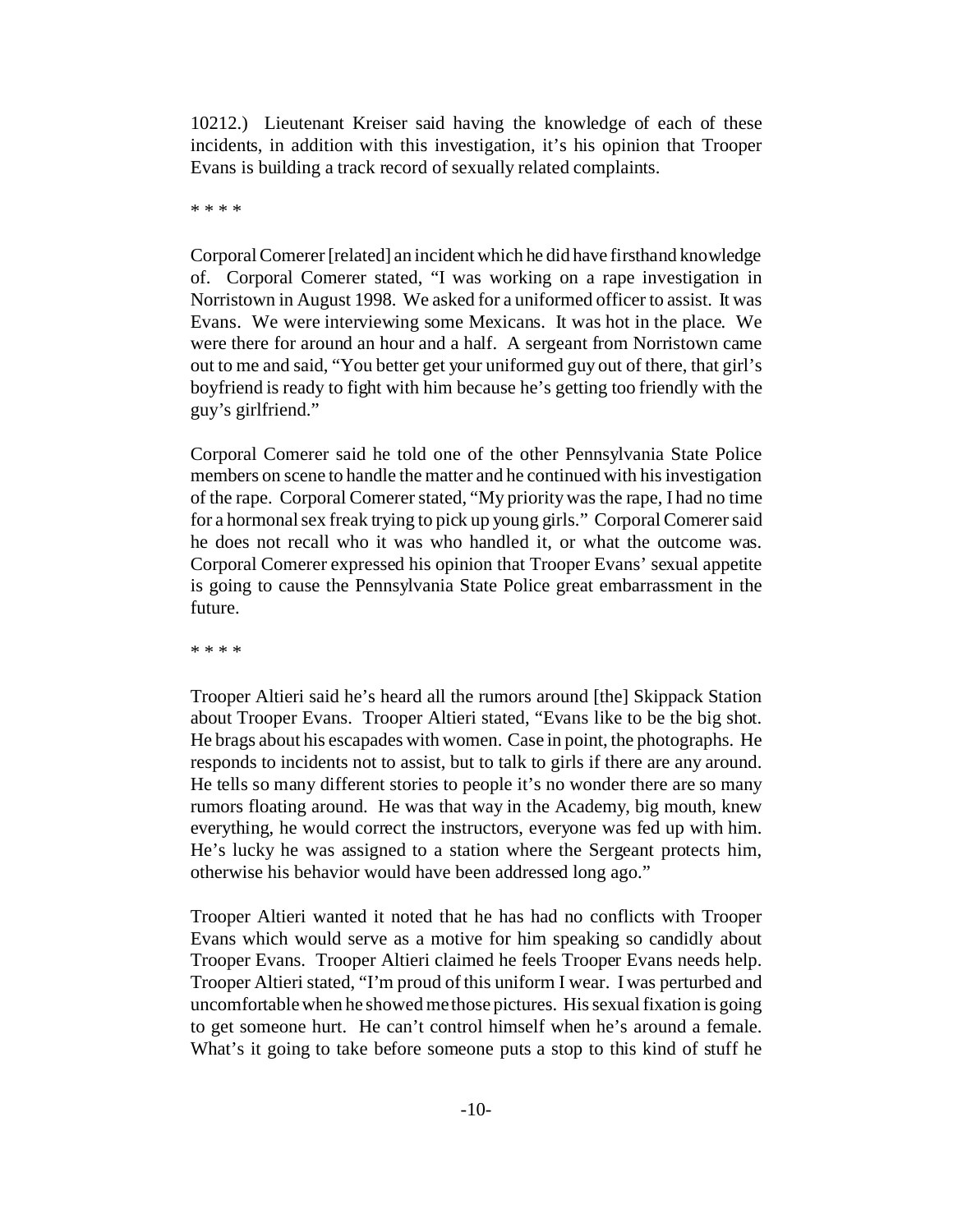10212.) Lieutenant Kreiser said having the knowledge of each of these incidents, in addition with this investigation, it's his opinion that Trooper Evans is building a track record of sexually related complaints.

* * * *

Corporal Comerer [related] an incident which he did have firsthand knowledge of. Corporal Comerer stated, "I was working on a rape investigation in Norristown in August 1998. We asked for a uniformed officer to assist. It was Evans. We were interviewing some Mexicans. It was hot in the place. We were there for around an hour and a half. A sergeant from Norristown came out to me and said, "You better get your uniformed guy out of there, that girl's boyfriend is ready to fight with him because he's getting too friendly with the guy's girlfriend."

Corporal Comerer said he told one of the other Pennsylvania State Police members on scene to handle the matter and he continued with his investigation of the rape. Corporal Comerer stated, "My priority was the rape, I had no time for a hormonal sex freak trying to pick up young girls." Corporal Comerer said he does not recall who it was who handled it, or what the outcome was. Corporal Comerer expressed his opinion that Trooper Evans' sexual appetite is going to cause the Pennsylvania State Police great embarrassment in the future.

* * * *

Trooper Altieri said he's heard all the rumors around [the] Skippack Station about Trooper Evans. Trooper Altieri stated, "Evans like to be the big shot. He brags about his escapades with women. Case in point, the photographs. He responds to incidents not to assist, but to talk to girls if there are any around. He tells so many different stories to people it's no wonder there are so many rumors floating around. He was that way in the Academy, big mouth, knew everything, he would correct the instructors, everyone was fed up with him. He's lucky he was assigned to a station where the Sergeant protects him, otherwise his behavior would have been addressed long ago."

Trooper Altieri wanted it noted that he has had no conflicts with Trooper Evans which would serve as a motive for him speaking so candidly about Trooper Evans. Trooper Altieri claimed he feels Trooper Evans needs help. Trooper Altieri stated, "I'm proud of this uniform I wear. I was perturbed and uncomfortable when he showed me those pictures. His sexual fixation is going to get someone hurt. He can't control himself when he's around a female. What's it going to take before someone puts a stop to this kind of stuff he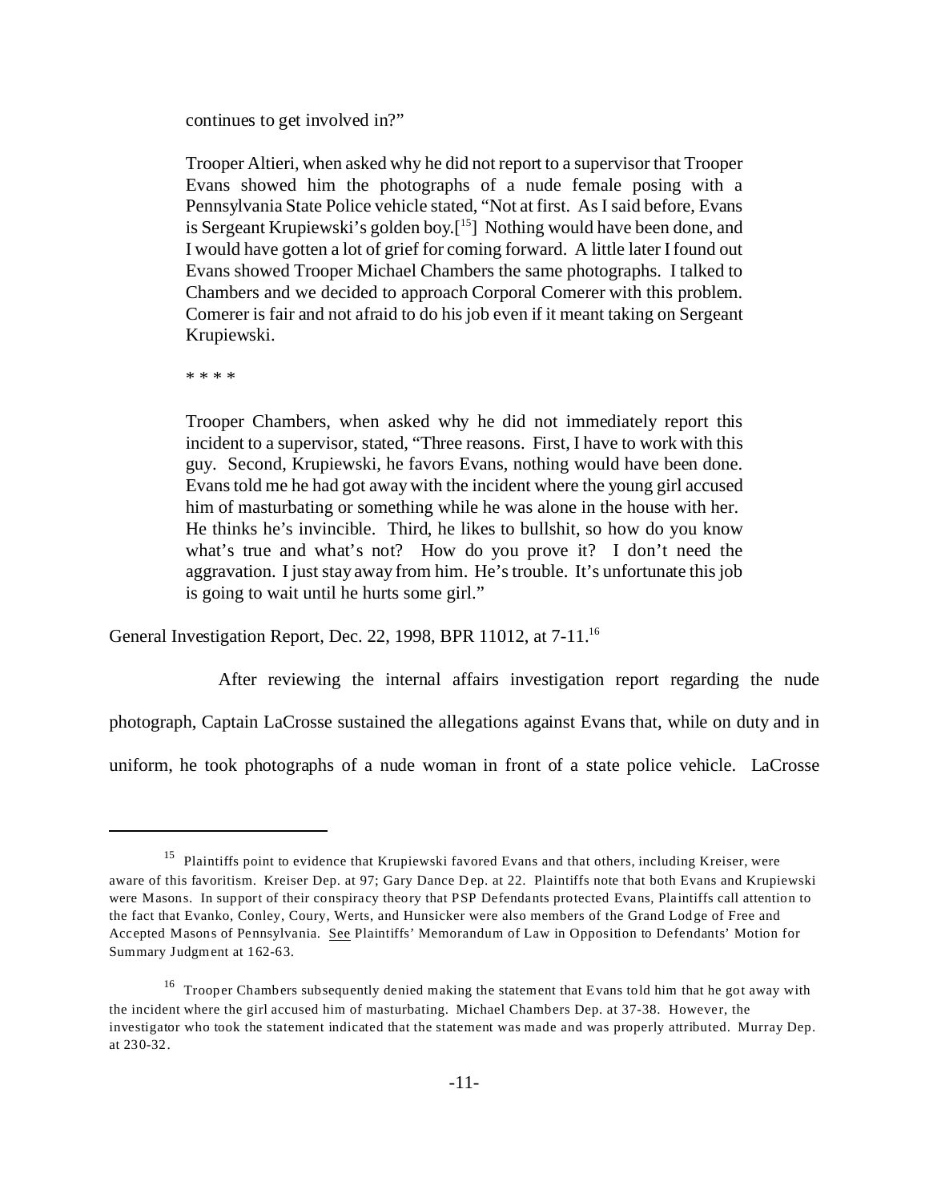> continues to get involved in?"
>
> Trooper Altieri, when asked why he did not report to a supervisor that Trooper Evans showed him the photographs of a nude female posing with a Pennsylvania State Police vehicle stated, "Not at first. As I said before, Evans is Sergeant Krupiewski's golden boy.[15] Nothing would have been done, and I would have gotten a lot of grief for coming forward. A little later I found out Evans showed Trooper Michael Chambers the same photographs. I talked to Chambers and we decided to approach Corporal Comerer with this problem. Comerer is fair and not afraid to do his job even if it meant taking on Sergeant Krupiewski.
>
> * * * *
>
> Trooper Chambers, when asked why he did not immediately report this incident to a supervisor, stated, "Three reasons. First, I have to work with this guy. Second, Krupiewski, he favors Evans, nothing would have been done. Evans told me he had got away with the incident where the young girl accused him of masturbating or something while he was alone in the house with her. He thinks he's invincible. Third, he likes to bullshit, so how do you know what's true and what's not? How do you prove it? I don't need the aggravation. I just stay away from him. He's trouble. It's unfortunate this job is going to wait until he hurts some girl."

General Investigation Report, Dec. 22, 1998, BPR 11012, at 7-11.[16]

After reviewing the internal affairs investigation report regarding the nude photograph, Captain LaCrosse sustained the allegations against Evans that, while on duty and in uniform, he took photographs of a nude woman in front of a state police vehicle. LaCrosse

---

[15] Plaintiffs point to evidence that Krupiewski favored Evans and that others, including Kreiser, were aware of this favoritism. Kreiser Dep. at 97; Gary Dance Dep. at 22. Plaintiffs note that both Evans and Krupiewski were Masons. In support of their conspiracy theory that PSP Defendants protected Evans, Plaintiffs call attention to the fact that Evanko, Conley, Coury, Werts, and Hunsicker were also members of the Grand Lodge of Free and Accepted Masons of Pennsylvania. See Plaintiffs' Memorandum of Law in Opposition to Defendants' Motion for Summary Judgment at 162-63.

[16] Trooper Chambers subsequently denied making the statement that Evans told him that he got away with the incident where the girl accused him of masturbating. Michael Chambers Dep. at 37-38. However, the investigator who took the statement indicated that the statement was made and was properly attributed. Murray Dep. at 230-32.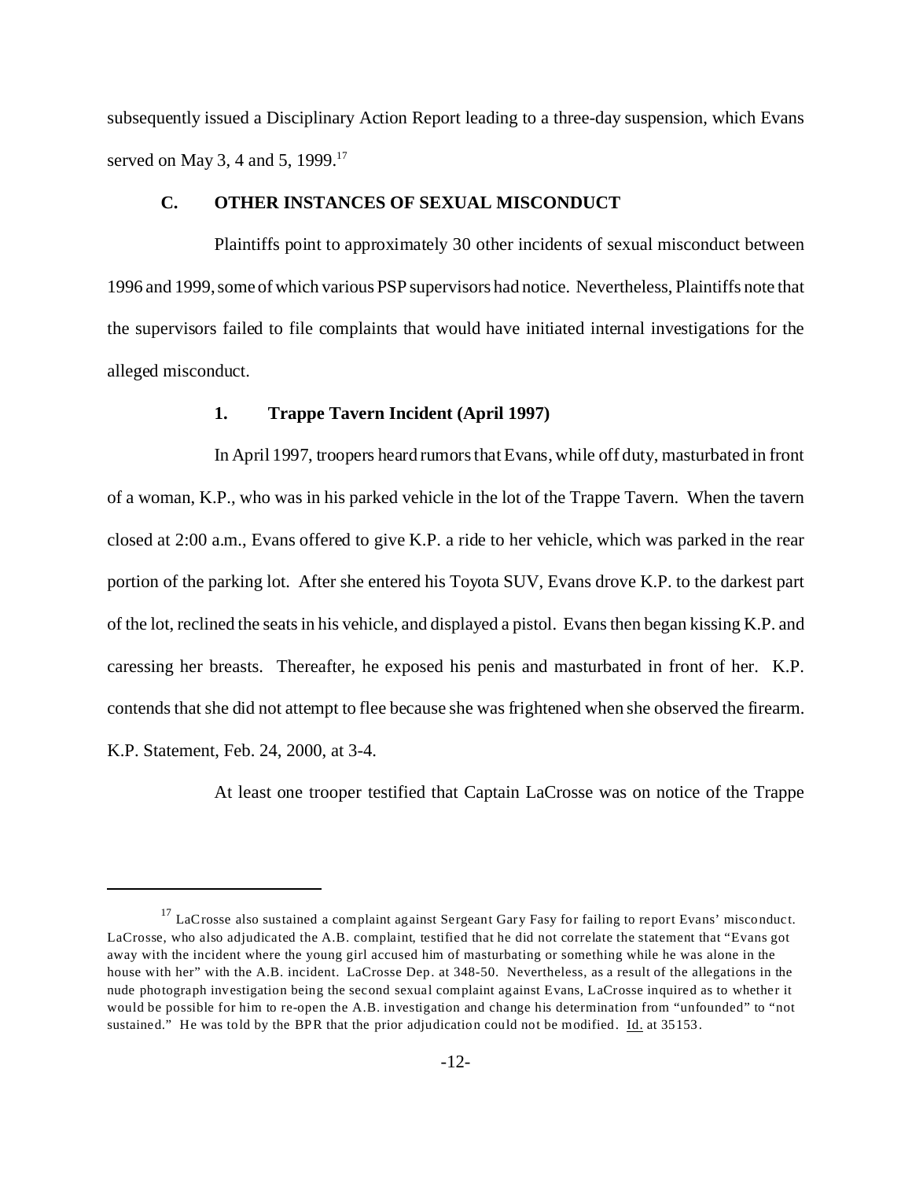subsequently issued a Disciplinary Action Report leading to a three-day suspension, which Evans served on May 3, 4 and 5, 1999.[17]

### C. OTHER INSTANCES OF SEXUAL MISCONDUCT

Plaintiffs point to approximately 30 other incidents of sexual misconduct between 1996 and 1999, some of which various PSP supervisors had notice. Nevertheless, Plaintiffs note that the supervisors failed to file complaints that would have initiated internal investigations for the alleged misconduct.

#### 1. Trappe Tavern Incident (April 1997)

In April 1997, troopers heard rumors that Evans, while off duty, masturbated in front of a woman, K.P., who was in his parked vehicle in the lot of the Trappe Tavern. When the tavern closed at 2:00 a.m., Evans offered to give K.P. a ride to her vehicle, which was parked in the rear portion of the parking lot. After she entered his Toyota SUV, Evans drove K.P. to the darkest part of the lot, reclined the seats in his vehicle, and displayed a pistol. Evans then began kissing K.P. and caressing her breasts. Thereafter, he exposed his penis and masturbated in front of her. K.P. contends that she did not attempt to flee because she was frightened when she observed the firearm. K.P. Statement, Feb. 24, 2000, at 3-4.

At least one trooper testified that Captain LaCrosse was on notice of the Trappe

---

[17] LaCrosse also sustained a complaint against Sergeant Gary Fasy for failing to report Evans' misconduct. LaCrosse, who also adjudicated the A.B. complaint, testified that he did not correlate the statement that "Evans got away with the incident where the young girl accused him of masturbating or something while he was alone in the house with her" with the A.B. incident. LaCrosse Dep. at 348-50. Nevertheless, as a result of the allegations in the nude photograph investigation being the second sexual complaint against Evans, LaCrosse inquired as to whether it would be possible for him to re-open the A.B. investigation and change his determination from "unfounded" to "not sustained." He was told by the BPR that the prior adjudication could not be modified. Id. at 35153.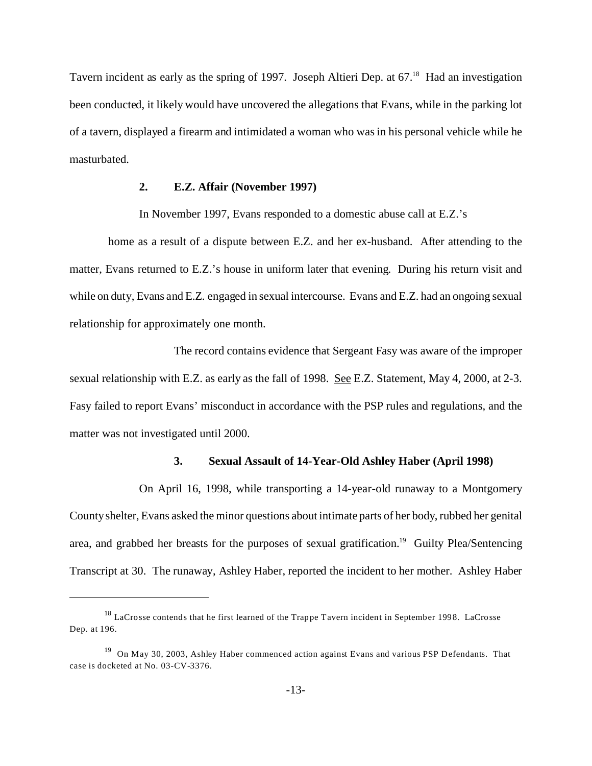Tavern incident as early as the spring of 1997. Joseph Altieri Dep. at 67.[18] Had an investigation been conducted, it likely would have uncovered the allegations that Evans, while in the parking lot of a tavern, displayed a firearm and intimidated a woman who was in his personal vehicle while he masturbated.

### 2. E.Z. Affair (November 1997)

In November 1997, Evans responded to a domestic abuse call at E.Z.'s home as a result of a dispute between E.Z. and her ex-husband. After attending to the matter, Evans returned to E.Z.'s house in uniform later that evening. During his return visit and while on duty, Evans and E.Z. engaged in sexual intercourse. Evans and E.Z. had an ongoing sexual relationship for approximately one month.

The record contains evidence that Sergeant Fasy was aware of the improper sexual relationship with E.Z. as early as the fall of 1998. See E.Z. Statement, May 4, 2000, at 2-3. Fasy failed to report Evans' misconduct in accordance with the PSP rules and regulations, and the matter was not investigated until 2000.

### 3. Sexual Assault of 14-Year-Old Ashley Haber (April 1998)

On April 16, 1998, while transporting a 14-year-old runaway to a Montgomery County shelter, Evans asked the minor questions about intimate parts of her body, rubbed her genital area, and grabbed her breasts for the purposes of sexual gratification.[19] Guilty Plea/Sentencing Transcript at 30. The runaway, Ashley Haber, reported the incident to her mother. Ashley Haber

---

[18] LaCrosse contends that he first learned of the Trappe Tavern incident in September 1998. LaCrosse Dep. at 196.

[19] On May 30, 2003, Ashley Haber commenced action against Evans and various PSP Defendants. That case is docketed at No. 03-CV-3376.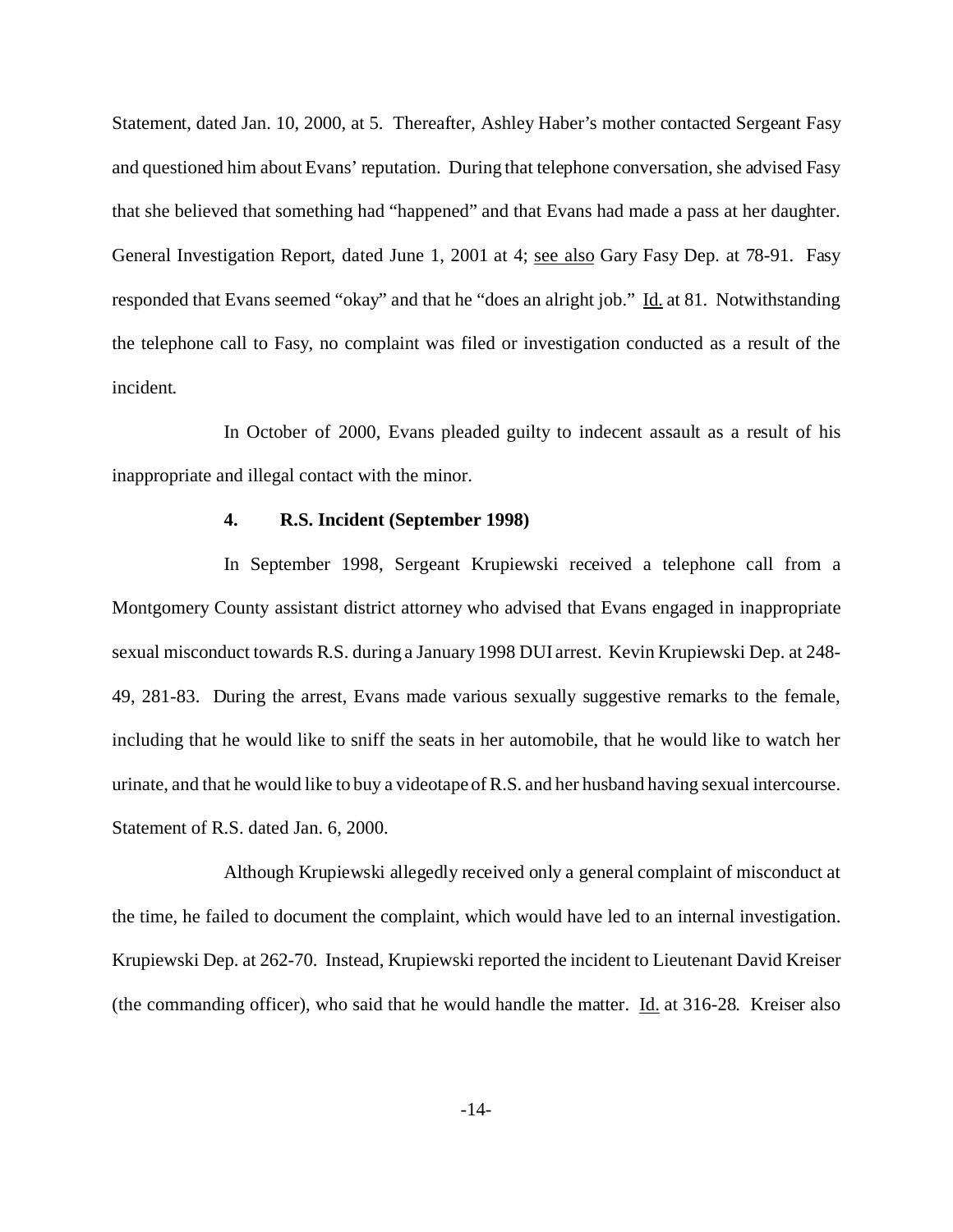Statement, dated Jan. 10, 2000, at 5. Thereafter, Ashley Haber's mother contacted Sergeant Fasy and questioned him about Evans' reputation. During that telephone conversation, she advised Fasy that she believed that something had "happened" and that Evans had made a pass at her daughter. General Investigation Report, dated June 1, 2001 at 4; see also Gary Fasy Dep. at 78-91. Fasy responded that Evans seemed "okay" and that he "does an alright job." Id. at 81. Notwithstanding the telephone call to Fasy, no complaint was filed or investigation conducted as a result of the incident.

In October of 2000, Evans pleaded guilty to indecent assault as a result of his inappropriate and illegal contact with the minor.

#### 4. R.S. Incident (September 1998)

In September 1998, Sergeant Krupiewski received a telephone call from a Montgomery County assistant district attorney who advised that Evans engaged in inappropriate sexual misconduct towards R.S. during a January 1998 DUI arrest. Kevin Krupiewski Dep. at 248-49, 281-83. During the arrest, Evans made various sexually suggestive remarks to the female, including that he would like to sniff the seats in her automobile, that he would like to watch her urinate, and that he would like to buy a videotape of R.S. and her husband having sexual intercourse. Statement of R.S. dated Jan. 6, 2000.

Although Krupiewski allegedly received only a general complaint of misconduct at the time, he failed to document the complaint, which would have led to an internal investigation. Krupiewski Dep. at 262-70. Instead, Krupiewski reported the incident to Lieutenant David Kreiser (the commanding officer), who said that he would handle the matter. Id. at 316-28. Kreiser also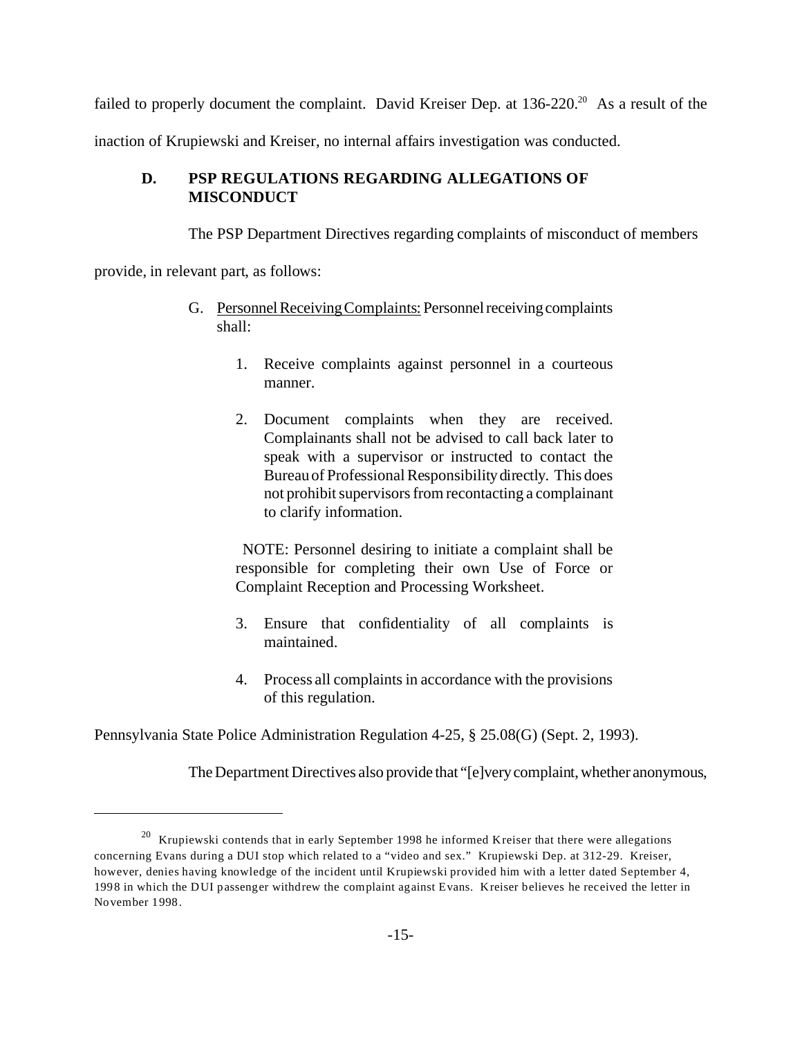failed to properly document the complaint. David Kreiser Dep. at 136-220.[20] As a result of the inaction of Krupiewski and Kreiser, no internal affairs investigation was conducted.

### D. PSP REGULATIONS REGARDING ALLEGATIONS OF MISCONDUCT

The PSP Department Directives regarding complaints of misconduct of members provide, in relevant part, as follows:

> G. Personnel Receiving Complaints: Personnel receiving complaints shall:
>
> 1. Receive complaints against personnel in a courteous manner.
>
> 2. Document complaints when they are received. Complainants shall not be advised to call back later to speak with a supervisor or instructed to contact the Bureau of Professional Responsibility directly. This does not prohibit supervisors from recontacting a complainant to clarify information.
>
>    NOTE: Personnel desiring to initiate a complaint shall be responsible for completing their own Use of Force or Complaint Reception and Processing Worksheet.
>
> 3. Ensure that confidentiality of all complaints is maintained.
>
> 4. Process all complaints in accordance with the provisions of this regulation.

Pennsylvania State Police Administration Regulation 4-25, § 25.08(G) (Sept. 2, 1993).

The Department Directives also provide that "[e]very complaint, whether anonymous,

---

[20] Krupiewski contends that in early September 1998 he informed Kreiser that there were allegations concerning Evans during a DUI stop which related to a "video and sex." Krupiewski Dep. at 312-29. Kreiser, however, denies having knowledge of the incident until Krupiewski provided him with a letter dated September 4, 1998 in which the DUI passenger withdrew the complaint against Evans. Kreiser believes he received the letter in November 1998.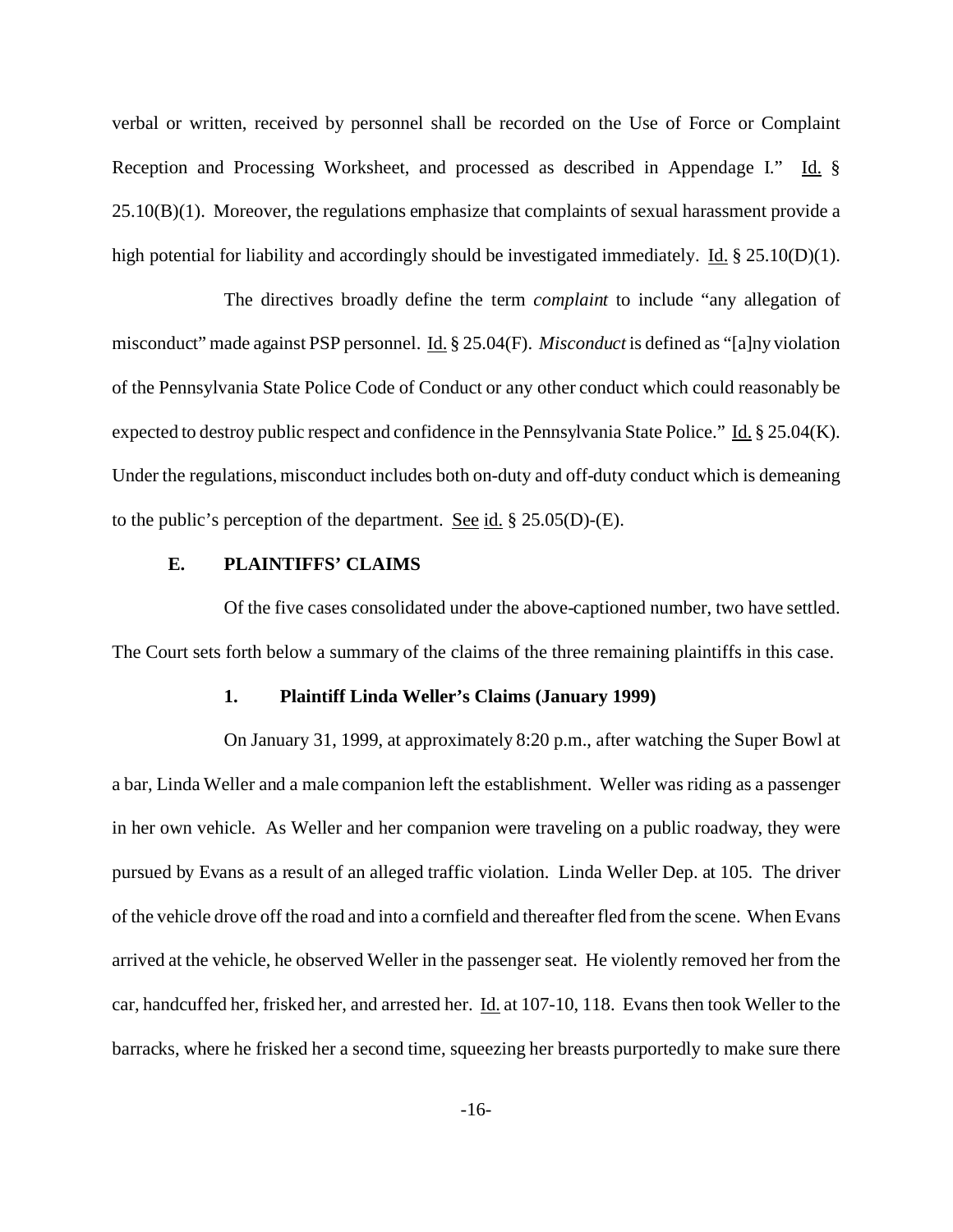verbal or written, received by personnel shall be recorded on the Use of Force or Complaint Reception and Processing Worksheet, and processed as described in Appendage I." Id. § 25.10(B)(1). Moreover, the regulations emphasize that complaints of sexual harassment provide a high potential for liability and accordingly should be investigated immediately. Id. § 25.10(D)(1).

The directives broadly define the term *complaint* to include "any allegation of misconduct" made against PSP personnel. Id. § 25.04(F). *Misconduct* is defined as "[a]ny violation of the Pennsylvania State Police Code of Conduct or any other conduct which could reasonably be expected to destroy public respect and confidence in the Pennsylvania State Police." Id. § 25.04(K). Under the regulations, misconduct includes both on-duty and off-duty conduct which is demeaning to the public's perception of the department. See id. § 25.05(D)-(E).

### E. PLAINTIFFS' CLAIMS

Of the five cases consolidated under the above-captioned number, two have settled. The Court sets forth below a summary of the claims of the three remaining plaintiffs in this case.

#### 1. Plaintiff Linda Weller's Claims (January 1999)

On January 31, 1999, at approximately 8:20 p.m., after watching the Super Bowl at a bar, Linda Weller and a male companion left the establishment. Weller was riding as a passenger in her own vehicle. As Weller and her companion were traveling on a public roadway, they were pursued by Evans as a result of an alleged traffic violation. Linda Weller Dep. at 105. The driver of the vehicle drove off the road and into a cornfield and thereafter fled from the scene. When Evans arrived at the vehicle, he observed Weller in the passenger seat. He violently removed her from the car, handcuffed her, frisked her, and arrested her. Id. at 107-10, 118. Evans then took Weller to the barracks, where he frisked her a second time, squeezing her breasts purportedly to make sure there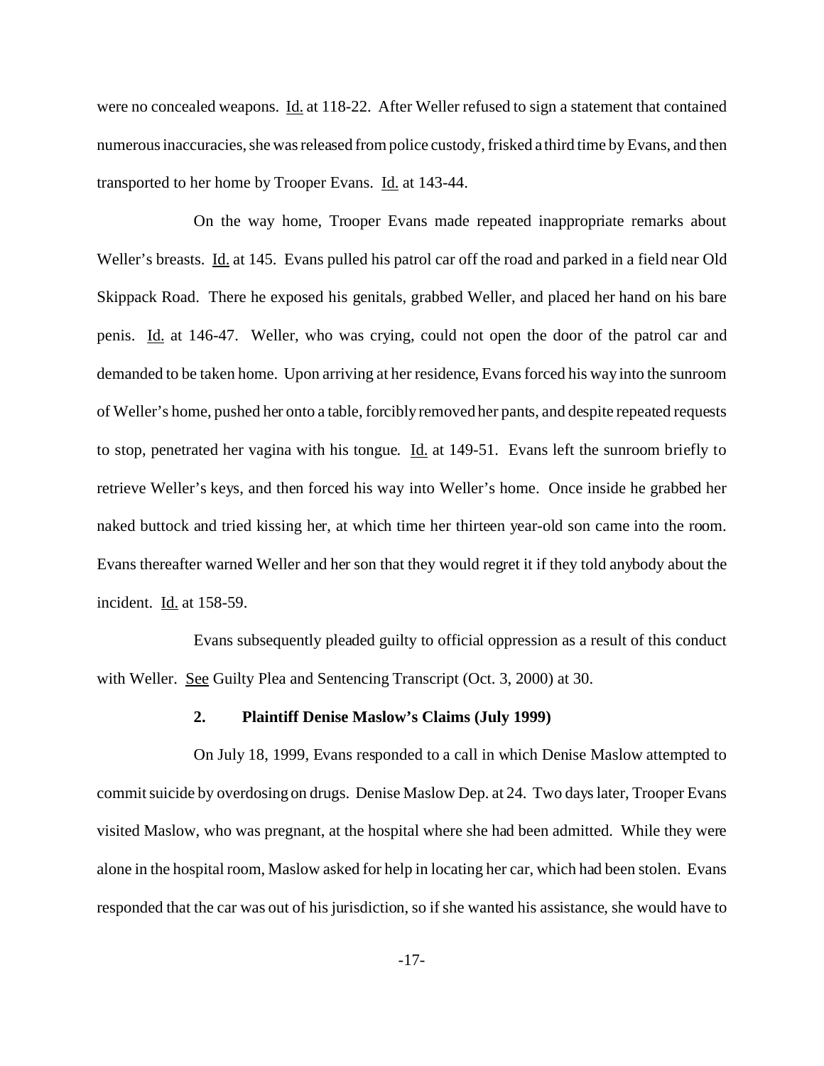were no concealed weapons. Id. at 118-22. After Weller refused to sign a statement that contained numerous inaccuracies, she was released from police custody, frisked a third time by Evans, and then transported to her home by Trooper Evans. Id. at 143-44.

On the way home, Trooper Evans made repeated inappropriate remarks about Weller's breasts. Id. at 145. Evans pulled his patrol car off the road and parked in a field near Old Skippack Road. There he exposed his genitals, grabbed Weller, and placed her hand on his bare penis. Id. at 146-47. Weller, who was crying, could not open the door of the patrol car and demanded to be taken home. Upon arriving at her residence, Evans forced his way into the sunroom of Weller's home, pushed her onto a table, forcibly removed her pants, and despite repeated requests to stop, penetrated her vagina with his tongue. Id. at 149-51. Evans left the sunroom briefly to retrieve Weller's keys, and then forced his way into Weller's home. Once inside he grabbed her naked buttock and tried kissing her, at which time her thirteen year-old son came into the room. Evans thereafter warned Weller and her son that they would regret it if they told anybody about the incident. Id. at 158-59.

Evans subsequently pleaded guilty to official oppression as a result of this conduct with Weller. See Guilty Plea and Sentencing Transcript (Oct. 3, 2000) at 30.

### 2. Plaintiff Denise Maslow's Claims (July 1999)

On July 18, 1999, Evans responded to a call in which Denise Maslow attempted to commit suicide by overdosing on drugs. Denise Maslow Dep. at 24. Two days later, Trooper Evans visited Maslow, who was pregnant, at the hospital where she had been admitted. While they were alone in the hospital room, Maslow asked for help in locating her car, which had been stolen. Evans responded that the car was out of his jurisdiction, so if she wanted his assistance, she would have to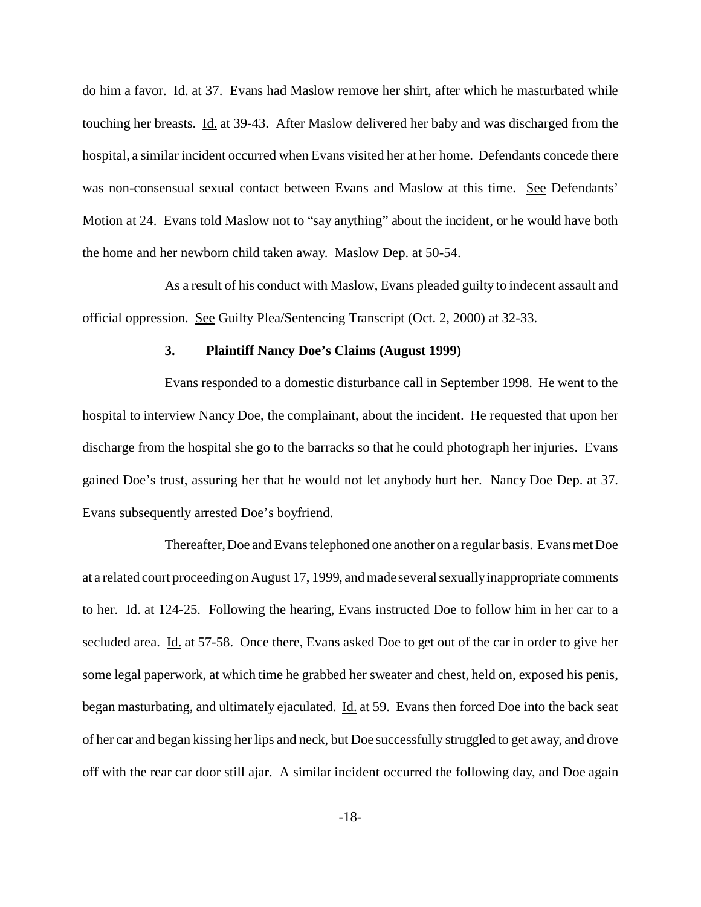do him a favor. Id. at 37. Evans had Maslow remove her shirt, after which he masturbated while touching her breasts. Id. at 39-43. After Maslow delivered her baby and was discharged from the hospital, a similar incident occurred when Evans visited her at her home. Defendants concede there was non-consensual sexual contact between Evans and Maslow at this time. See Defendants' Motion at 24. Evans told Maslow not to "say anything" about the incident, or he would have both the home and her newborn child taken away. Maslow Dep. at 50-54.

As a result of his conduct with Maslow, Evans pleaded guilty to indecent assault and official oppression. See Guilty Plea/Sentencing Transcript (Oct. 2, 2000) at 32-33.

### 3. Plaintiff Nancy Doe's Claims (August 1999)

Evans responded to a domestic disturbance call in September 1998. He went to the hospital to interview Nancy Doe, the complainant, about the incident. He requested that upon her discharge from the hospital she go to the barracks so that he could photograph her injuries. Evans gained Doe's trust, assuring her that he would not let anybody hurt her. Nancy Doe Dep. at 37. Evans subsequently arrested Doe's boyfriend.

Thereafter, Doe and Evans telephoned one another on a regular basis. Evans met Doe at a related court proceeding on August 17, 1999, and made several sexually inappropriate comments to her. Id. at 124-25. Following the hearing, Evans instructed Doe to follow him in her car to a secluded area. Id. at 57-58. Once there, Evans asked Doe to get out of the car in order to give her some legal paperwork, at which time he grabbed her sweater and chest, held on, exposed his penis, began masturbating, and ultimately ejaculated. Id. at 59. Evans then forced Doe into the back seat of her car and began kissing her lips and neck, but Doe successfully struggled to get away, and drove off with the rear car door still ajar. A similar incident occurred the following day, and Doe again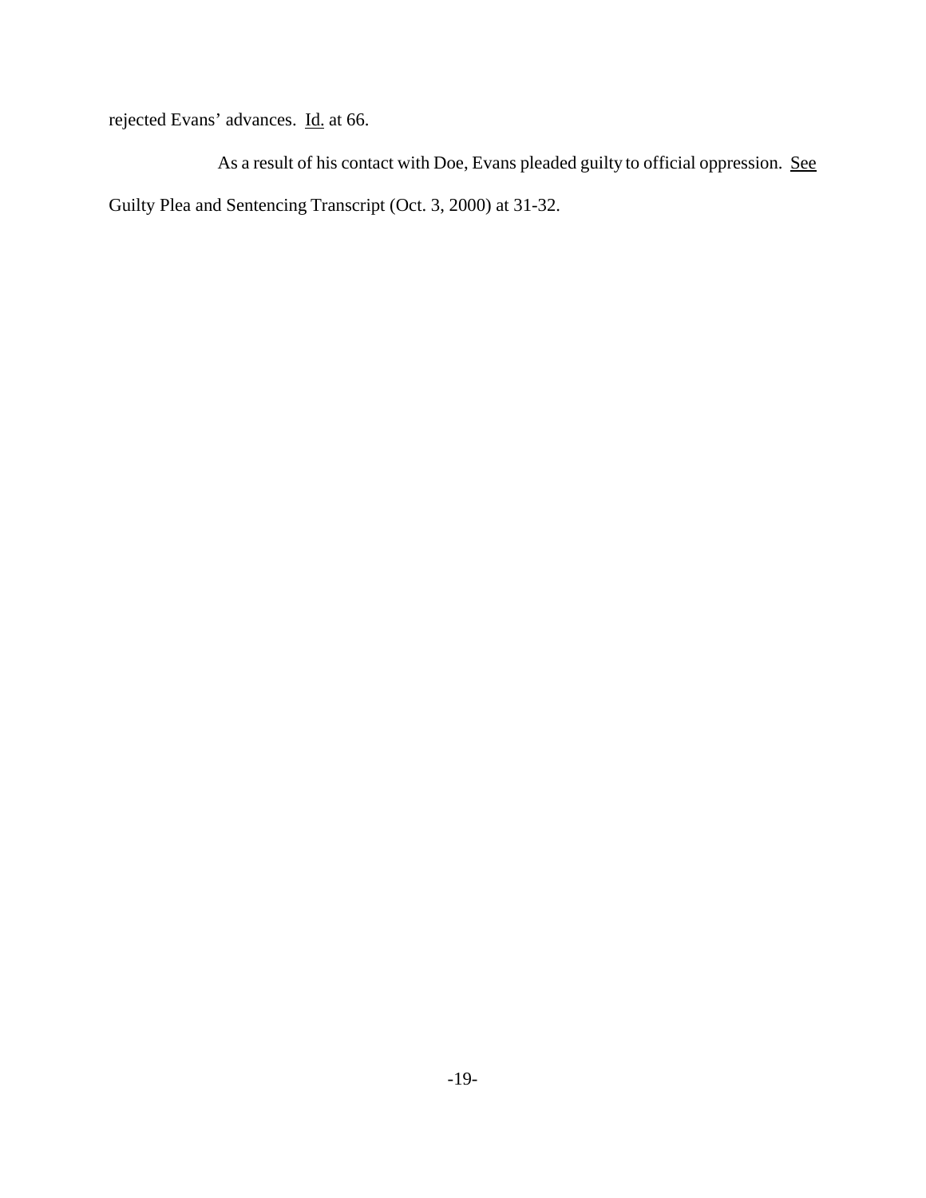rejected Evans' advances. Id. at 66.

As a result of his contact with Doe, Evans pleaded guilty to official oppression. See Guilty Plea and Sentencing Transcript (Oct. 3, 2000) at 31-32.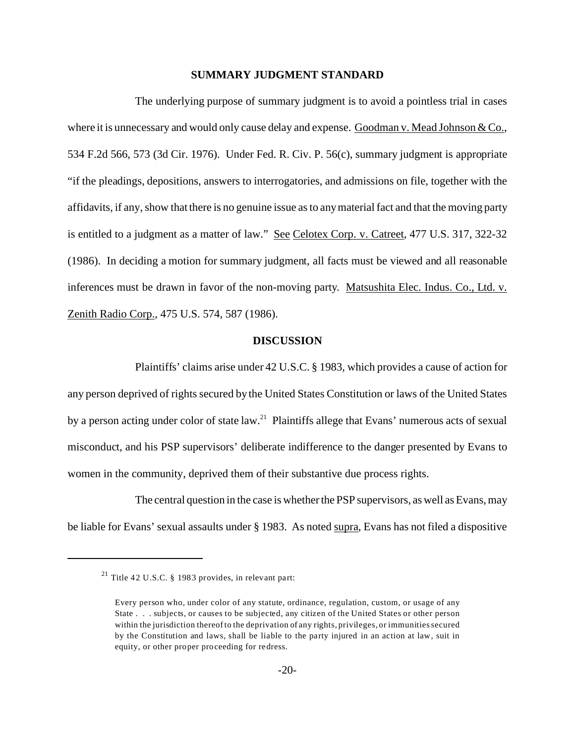## SUMMARY JUDGMENT STANDARD

The underlying purpose of summary judgment is to avoid a pointless trial in cases where it is unnecessary and would only cause delay and expense. Goodman v. Mead Johnson & Co., 534 F.2d 566, 573 (3d Cir. 1976). Under Fed. R. Civ. P. 56(c), summary judgment is appropriate "if the pleadings, depositions, answers to interrogatories, and admissions on file, together with the affidavits, if any, show that there is no genuine issue as to any material fact and that the moving party is entitled to a judgment as a matter of law." See Celotex Corp. v. Catreet, 477 U.S. 317, 322-32 (1986). In deciding a motion for summary judgment, all facts must be viewed and all reasonable inferences must be drawn in favor of the non-moving party. Matsushita Elec. Indus. Co., Ltd. v. Zenith Radio Corp., 475 U.S. 574, 587 (1986).

## DISCUSSION

Plaintiffs' claims arise under 42 U.S.C. § 1983, which provides a cause of action for any person deprived of rights secured by the United States Constitution or laws of the United States by a person acting under color of state law.[21] Plaintiffs allege that Evans' numerous acts of sexual misconduct, and his PSP supervisors' deliberate indifference to the danger presented by Evans to women in the community, deprived them of their substantive due process rights.

The central question in the case is whether the PSP supervisors, as well as Evans, may be liable for Evans' sexual assaults under § 1983. As noted supra, Evans has not filed a dispositive

---

[21] Title 42 U.S.C. § 1983 provides, in relevant part:

> Every person who, under color of any statute, ordinance, regulation, custom, or usage of any State . . . subjects, or causes to be subjected, any citizen of the United States or other person within the jurisdiction thereof to the deprivation of any rights, privileges, or immunities secured by the Constitution and laws, shall be liable to the party injured in an action at law, suit in equity, or other proper proceeding for redress.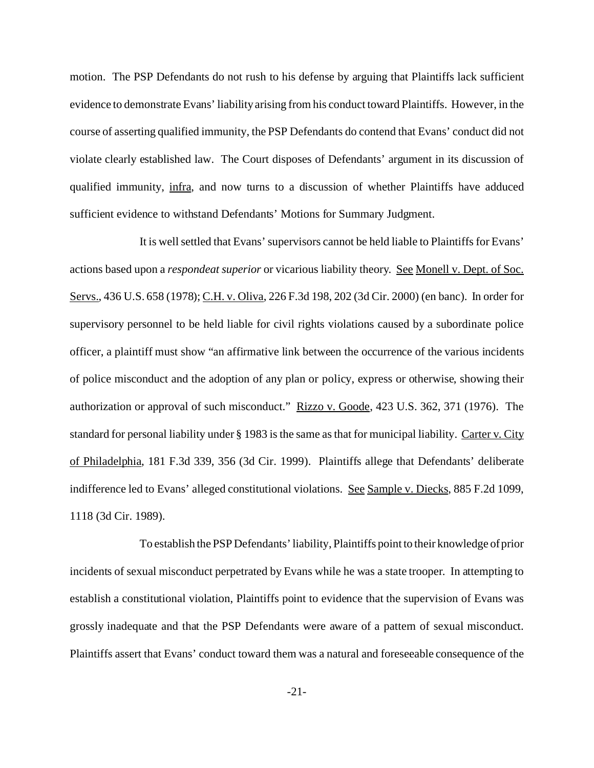motion. The PSP Defendants do not rush to his defense by arguing that Plaintiffs lack sufficient evidence to demonstrate Evans' liability arising from his conduct toward Plaintiffs. However, in the course of asserting qualified immunity, the PSP Defendants do contend that Evans' conduct did not violate clearly established law. The Court disposes of Defendants' argument in its discussion of qualified immunity, infra, and now turns to a discussion of whether Plaintiffs have adduced sufficient evidence to withstand Defendants' Motions for Summary Judgment.

It is well settled that Evans' supervisors cannot be held liable to Plaintiffs for Evans' actions based upon a *respondeat superior* or vicarious liability theory. See Monell v. Dept. of Soc. Servs., 436 U.S. 658 (1978); C.H. v. Oliva, 226 F.3d 198, 202 (3d Cir. 2000) (en banc). In order for supervisory personnel to be held liable for civil rights violations caused by a subordinate police officer, a plaintiff must show "an affirmative link between the occurrence of the various incidents of police misconduct and the adoption of any plan or policy, express or otherwise, showing their authorization or approval of such misconduct." Rizzo v. Goode, 423 U.S. 362, 371 (1976). The standard for personal liability under § 1983 is the same as that for municipal liability. Carter v. City of Philadelphia, 181 F.3d 339, 356 (3d Cir. 1999). Plaintiffs allege that Defendants' deliberate indifference led to Evans' alleged constitutional violations. See Sample v. Diecks, 885 F.2d 1099, 1118 (3d Cir. 1989).

To establish the PSP Defendants' liability, Plaintiffs point to their knowledge of prior incidents of sexual misconduct perpetrated by Evans while he was a state trooper. In attempting to establish a constitutional violation, Plaintiffs point to evidence that the supervision of Evans was grossly inadequate and that the PSP Defendants were aware of a pattern of sexual misconduct. Plaintiffs assert that Evans' conduct toward them was a natural and foreseeable consequence of the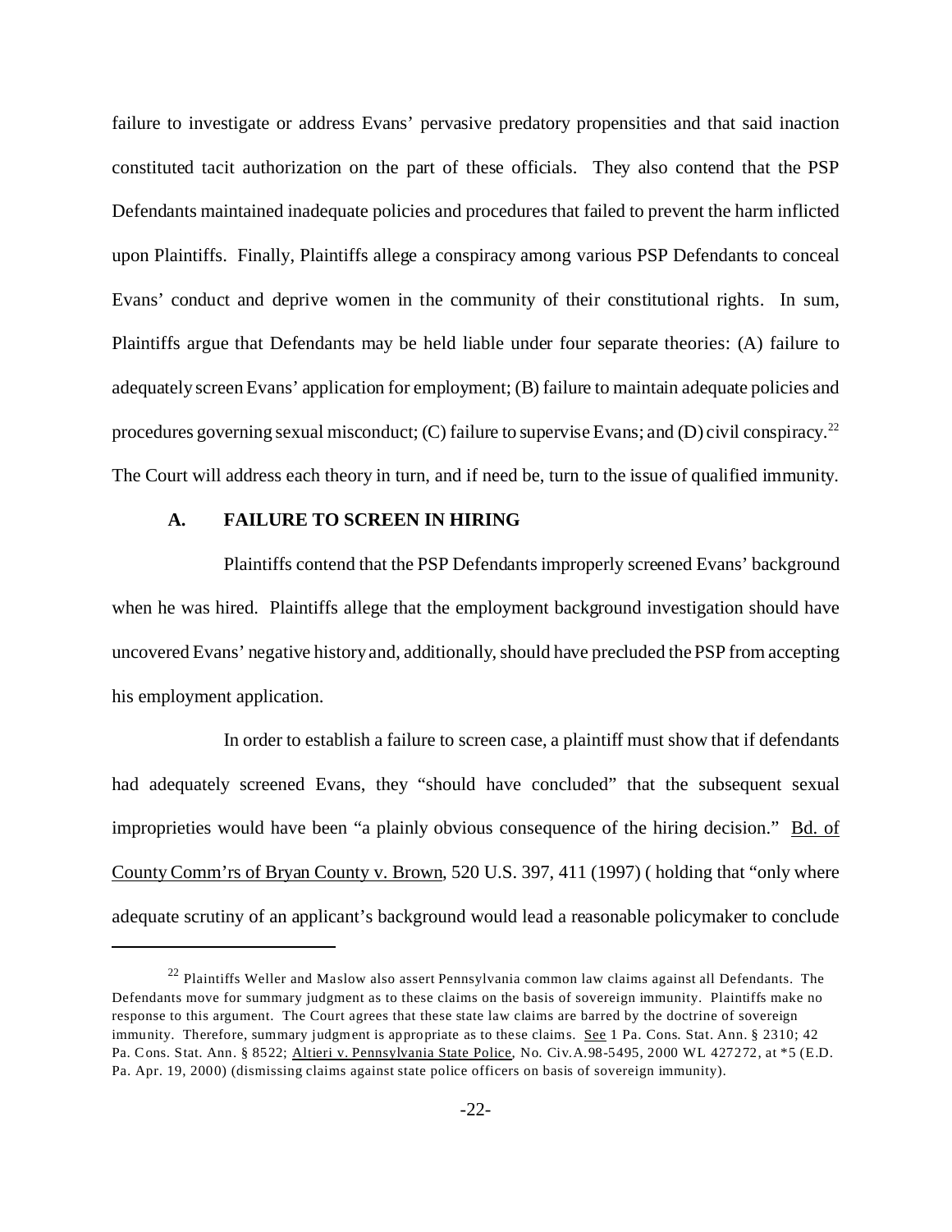failure to investigate or address Evans' pervasive predatory propensities and that said inaction constituted tacit authorization on the part of these officials. They also contend that the PSP Defendants maintained inadequate policies and procedures that failed to prevent the harm inflicted upon Plaintiffs. Finally, Plaintiffs allege a conspiracy among various PSP Defendants to conceal Evans' conduct and deprive women in the community of their constitutional rights. In sum, Plaintiffs argue that Defendants may be held liable under four separate theories: (A) failure to adequately screen Evans' application for employment; (B) failure to maintain adequate policies and procedures governing sexual misconduct; (C) failure to supervise Evans; and (D) civil conspiracy.[22] The Court will address each theory in turn, and if need be, turn to the issue of qualified immunity.

### A. FAILURE TO SCREEN IN HIRING

Plaintiffs contend that the PSP Defendants improperly screened Evans' background when he was hired. Plaintiffs allege that the employment background investigation should have uncovered Evans' negative history and, additionally, should have precluded the PSP from accepting his employment application.

In order to establish a failure to screen case, a plaintiff must show that if defendants had adequately screened Evans, they "should have concluded" that the subsequent sexual improprieties would have been "a plainly obvious consequence of the hiring decision." Bd. of County Comm'rs of Bryan County v. Brown, 520 U.S. 397, 411 (1997) ( holding that "only where adequate scrutiny of an applicant's background would lead a reasonable policymaker to conclude

---

[22] Plaintiffs Weller and Maslow also assert Pennsylvania common law claims against all Defendants. The Defendants move for summary judgment as to these claims on the basis of sovereign immunity. Plaintiffs make no response to this argument. The Court agrees that these state law claims are barred by the doctrine of sovereign immunity. Therefore, summary judgment is appropriate as to these claims. See 1 Pa. Cons. Stat. Ann. § 2310; 42 Pa. Cons. Stat. Ann. § 8522; Altieri v. Pennsylvania State Police, No. Civ.A.98-5495, 2000 WL 427272, at *5 (E.D. Pa. Apr. 19, 2000) (dismissing claims against state police officers on basis of sovereign immunity).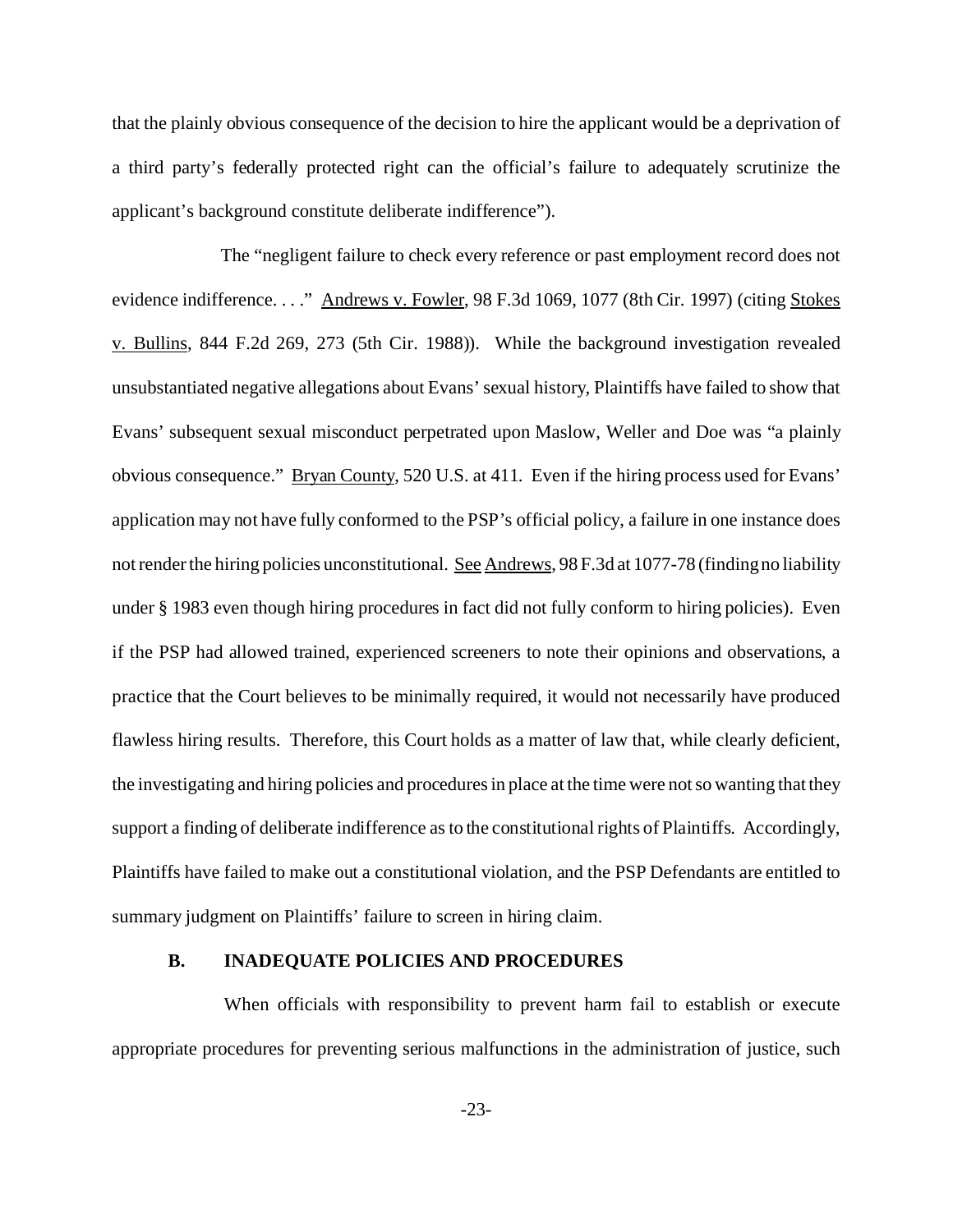that the plainly obvious consequence of the decision to hire the applicant would be a deprivation of a third party's federally protected right can the official's failure to adequately scrutinize the applicant's background constitute deliberate indifference").

The "negligent failure to check every reference or past employment record does not evidence indifference. . . ." Andrews v. Fowler, 98 F.3d 1069, 1077 (8th Cir. 1997) (citing Stokes v. Bullins, 844 F.2d 269, 273 (5th Cir. 1988)). While the background investigation revealed unsubstantiated negative allegations about Evans' sexual history, Plaintiffs have failed to show that Evans' subsequent sexual misconduct perpetrated upon Maslow, Weller and Doe was "a plainly obvious consequence." Bryan County, 520 U.S. at 411. Even if the hiring process used for Evans' application may not have fully conformed to the PSP's official policy, a failure in one instance does not render the hiring policies unconstitutional. See Andrews, 98 F.3d at 1077-78 (finding no liability under § 1983 even though hiring procedures in fact did not fully conform to hiring policies). Even if the PSP had allowed trained, experienced screeners to note their opinions and observations, a practice that the Court believes to be minimally required, it would not necessarily have produced flawless hiring results. Therefore, this Court holds as a matter of law that, while clearly deficient, the investigating and hiring policies and procedures in place at the time were not so wanting that they support a finding of deliberate indifference as to the constitutional rights of Plaintiffs. Accordingly, Plaintiffs have failed to make out a constitutional violation, and the PSP Defendants are entitled to summary judgment on Plaintiffs' failure to screen in hiring claim.

### B. INADEQUATE POLICIES AND PROCEDURES

When officials with responsibility to prevent harm fail to establish or execute appropriate procedures for preventing serious malfunctions in the administration of justice, such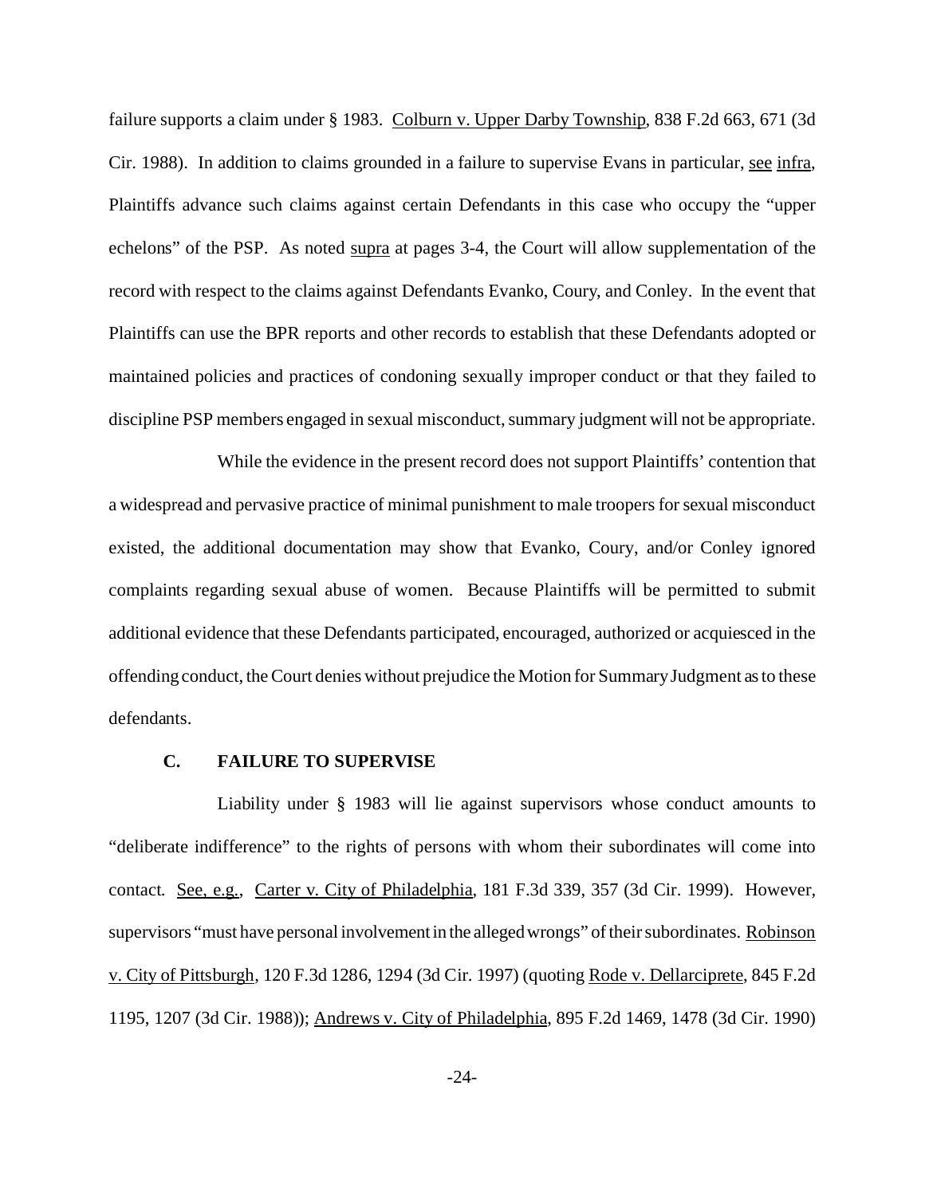failure supports a claim under § 1983. Colburn v. Upper Darby Township, 838 F.2d 663, 671 (3d Cir. 1988). In addition to claims grounded in a failure to supervise Evans in particular, see infra, Plaintiffs advance such claims against certain Defendants in this case who occupy the "upper echelons" of the PSP. As noted supra at pages 3-4, the Court will allow supplementation of the record with respect to the claims against Defendants Evanko, Coury, and Conley. In the event that Plaintiffs can use the BPR reports and other records to establish that these Defendants adopted or maintained policies and practices of condoning sexually improper conduct or that they failed to discipline PSP members engaged in sexual misconduct, summary judgment will not be appropriate.

While the evidence in the present record does not support Plaintiffs' contention that a widespread and pervasive practice of minimal punishment to male troopers for sexual misconduct existed, the additional documentation may show that Evanko, Coury, and/or Conley ignored complaints regarding sexual abuse of women. Because Plaintiffs will be permitted to submit additional evidence that these Defendants participated, encouraged, authorized or acquiesced in the offending conduct, the Court denies without prejudice the Motion for Summary Judgment as to these defendants.

### C. FAILURE TO SUPERVISE

Liability under § 1983 will lie against supervisors whose conduct amounts to "deliberate indifference" to the rights of persons with whom their subordinates will come into contact. See, e.g., Carter v. City of Philadelphia, 181 F.3d 339, 357 (3d Cir. 1999). However, supervisors "must have personal involvement in the alleged wrongs" of their subordinates. Robinson v. City of Pittsburgh, 120 F.3d 1286, 1294 (3d Cir. 1997) (quoting Rode v. Dellarciprete, 845 F.2d 1195, 1207 (3d Cir. 1988)); Andrews v. City of Philadelphia, 895 F.2d 1469, 1478 (3d Cir. 1990)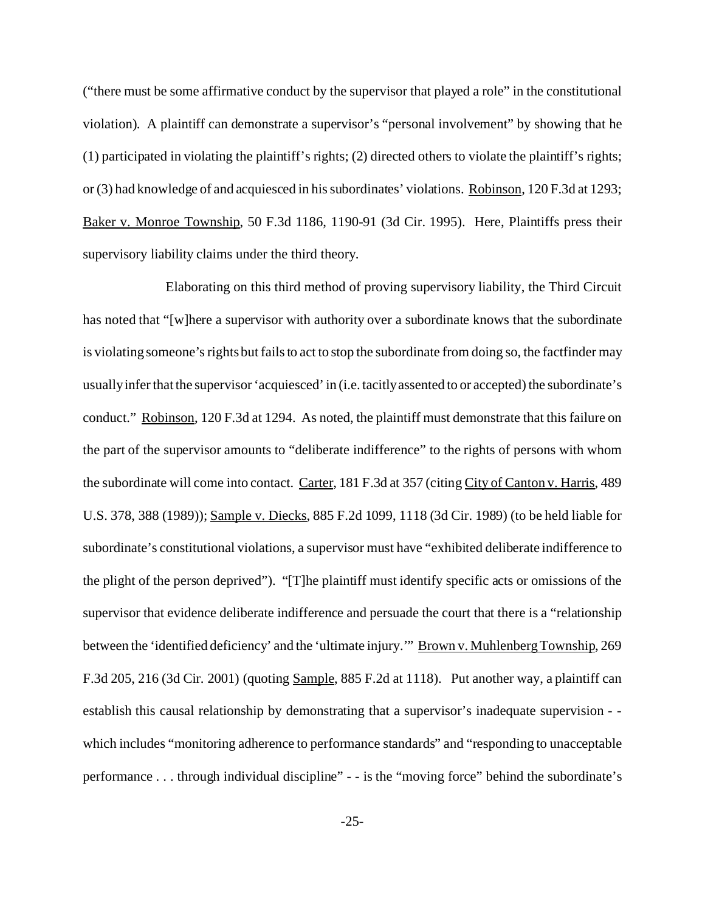("there must be some affirmative conduct by the supervisor that played a role" in the constitutional violation). A plaintiff can demonstrate a supervisor's "personal involvement" by showing that he (1) participated in violating the plaintiff's rights; (2) directed others to violate the plaintiff's rights; or (3) had knowledge of and acquiesced in his subordinates' violations. Robinson, 120 F.3d at 1293; Baker v. Monroe Township, 50 F.3d 1186, 1190-91 (3d Cir. 1995). Here, Plaintiffs press their supervisory liability claims under the third theory.

Elaborating on this third method of proving supervisory liability, the Third Circuit has noted that "[w]here a supervisor with authority over a subordinate knows that the subordinate is violating someone's rights but fails to act to stop the subordinate from doing so, the factfinder may usually infer that the supervisor 'acquiesced' in (i.e. tacitly assented to or accepted) the subordinate's conduct." Robinson, 120 F.3d at 1294. As noted, the plaintiff must demonstrate that this failure on the part of the supervisor amounts to "deliberate indifference" to the rights of persons with whom the subordinate will come into contact. Carter, 181 F.3d at 357 (citing City of Canton v. Harris, 489 U.S. 378, 388 (1989)); Sample v. Diecks, 885 F.2d 1099, 1118 (3d Cir. 1989) (to be held liable for subordinate's constitutional violations, a supervisor must have "exhibited deliberate indifference to the plight of the person deprived"). "[T]he plaintiff must identify specific acts or omissions of the supervisor that evidence deliberate indifference and persuade the court that there is a "relationship between the 'identified deficiency' and the 'ultimate injury.'" Brown v. Muhlenberg Township, 269 F.3d 205, 216 (3d Cir. 2001) (quoting Sample, 885 F.2d at 1118). Put another way, a plaintiff can establish this causal relationship by demonstrating that a supervisor's inadequate supervision - - which includes "monitoring adherence to performance standards" and "responding to unacceptable performance . . . through individual discipline" - - is the "moving force" behind the subordinate's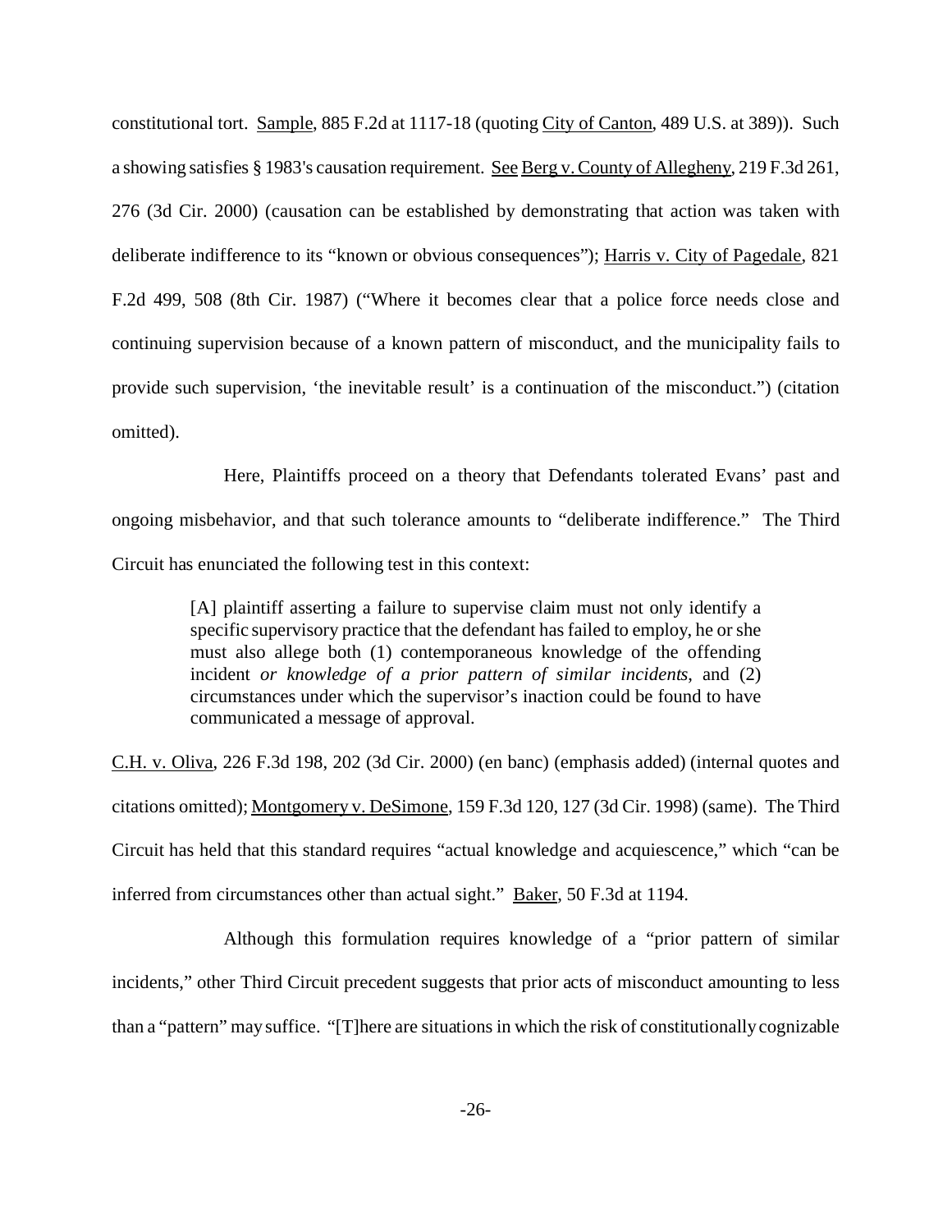constitutional tort. Sample, 885 F.2d at 1117-18 (quoting City of Canton, 489 U.S. at 389)). Such a showing satisfies § 1983's causation requirement. See Berg v. County of Allegheny, 219 F.3d 261, 276 (3d Cir. 2000) (causation can be established by demonstrating that action was taken with deliberate indifference to its "known or obvious consequences"); Harris v. City of Pagedale, 821 F.2d 499, 508 (8th Cir. 1987) ("Where it becomes clear that a police force needs close and continuing supervision because of a known pattern of misconduct, and the municipality fails to provide such supervision, 'the inevitable result' is a continuation of the misconduct.") (citation omitted).

Here, Plaintiffs proceed on a theory that Defendants tolerated Evans' past and ongoing misbehavior, and that such tolerance amounts to "deliberate indifference." The Third Circuit has enunciated the following test in this context:

> [A] plaintiff asserting a failure to supervise claim must not only identify a specific supervisory practice that the defendant has failed to employ, he or she must also allege both (1) contemporaneous knowledge of the offending incident *or knowledge of a prior pattern of similar incidents*, and (2) circumstances under which the supervisor's inaction could be found to have communicated a message of approval.

C.H. v. Oliva, 226 F.3d 198, 202 (3d Cir. 2000) (en banc) (emphasis added) (internal quotes and citations omitted); Montgomery v. DeSimone, 159 F.3d 120, 127 (3d Cir. 1998) (same). The Third Circuit has held that this standard requires "actual knowledge and acquiescence," which "can be inferred from circumstances other than actual sight." Baker, 50 F.3d at 1194.

Although this formulation requires knowledge of a "prior pattern of similar incidents," other Third Circuit precedent suggests that prior acts of misconduct amounting to less than a "pattern" may suffice. "[T]here are situations in which the risk of constitutionally cognizable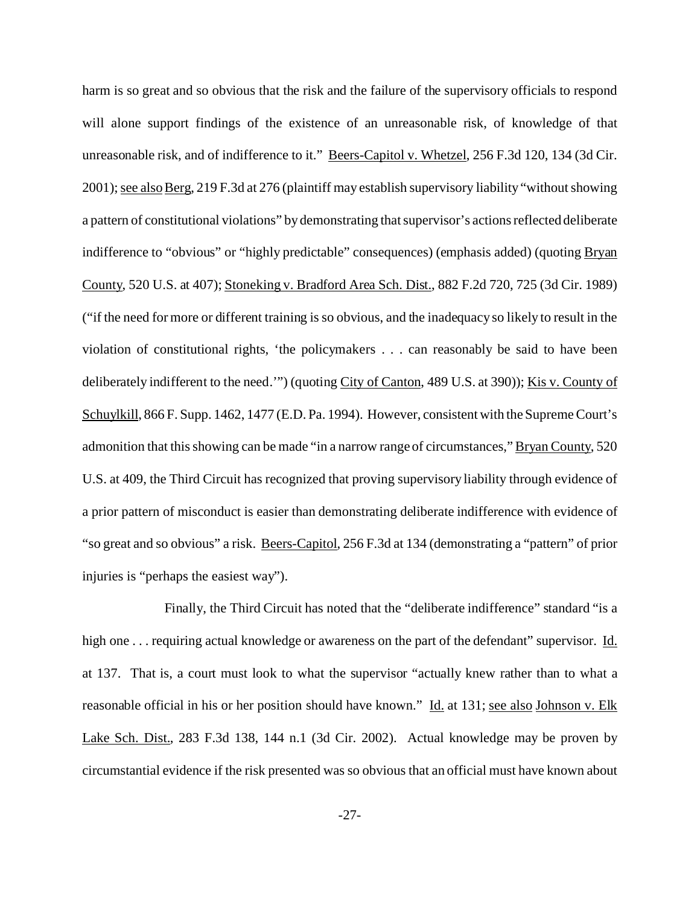harm is so great and so obvious that the risk and the failure of the supervisory officials to respond will alone support findings of the existence of an unreasonable risk, of knowledge of that unreasonable risk, and of indifference to it." Beers-Capitol v. Whetzel, 256 F.3d 120, 134 (3d Cir. 2001); see also Berg, 219 F.3d at 276 (plaintiff may establish supervisory liability "without showing a pattern of constitutional violations" by demonstrating that supervisor's actions reflected deliberate indifference to "obvious" or "highly predictable" consequences) (emphasis added) (quoting Bryan County, 520 U.S. at 407); Stoneking v. Bradford Area Sch. Dist., 882 F.2d 720, 725 (3d Cir. 1989) ("if the need for more or different training is so obvious, and the inadequacy so likely to result in the violation of constitutional rights, 'the policymakers . . . can reasonably be said to have been deliberately indifferent to the need.'") (quoting City of Canton, 489 U.S. at 390)); Kis v. County of Schuylkill, 866 F. Supp. 1462, 1477 (E.D. Pa. 1994). However, consistent with the Supreme Court's admonition that this showing can be made "in a narrow range of circumstances," Bryan County, 520 U.S. at 409, the Third Circuit has recognized that proving supervisory liability through evidence of a prior pattern of misconduct is easier than demonstrating deliberate indifference with evidence of "so great and so obvious" a risk. Beers-Capitol, 256 F.3d at 134 (demonstrating a "pattern" of prior injuries is "perhaps the easiest way").

Finally, the Third Circuit has noted that the "deliberate indifference" standard "is a high one . . . requiring actual knowledge or awareness on the part of the defendant" supervisor. Id. at 137. That is, a court must look to what the supervisor "actually knew rather than to what a reasonable official in his or her position should have known." Id. at 131; see also Johnson v. Elk Lake Sch. Dist., 283 F.3d 138, 144 n.1 (3d Cir. 2002). Actual knowledge may be proven by circumstantial evidence if the risk presented was so obvious that an official must have known about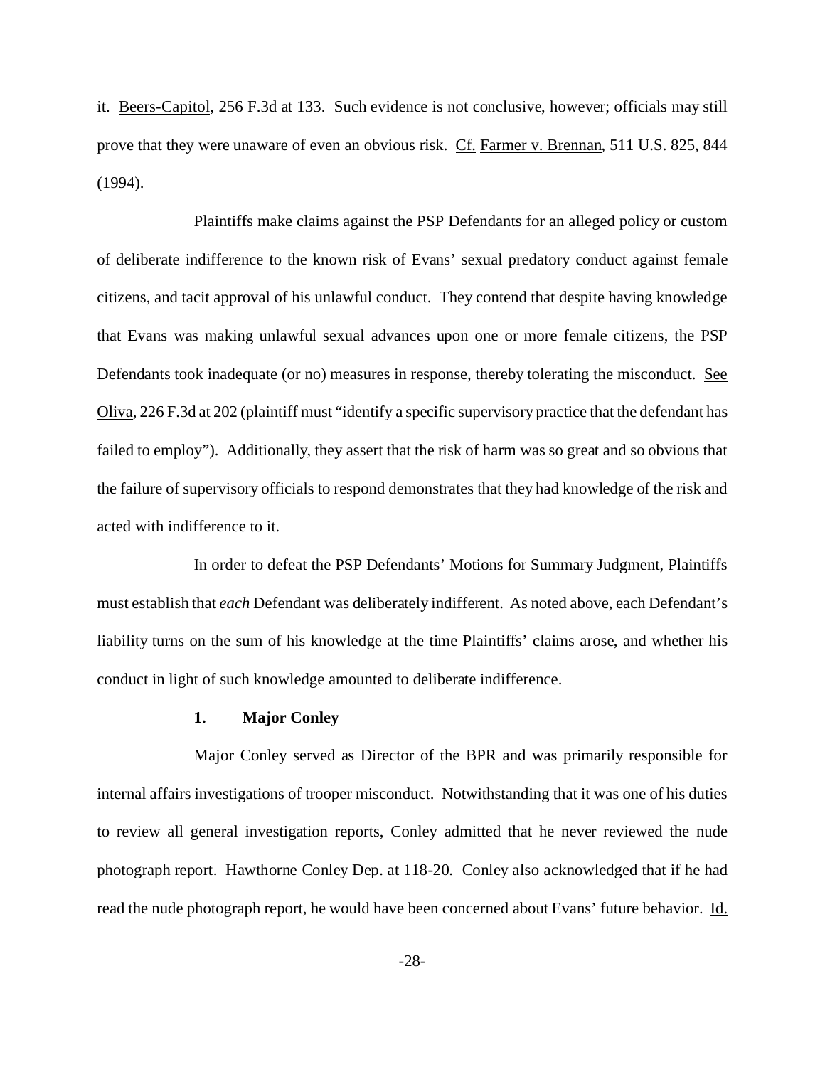it. Beers-Capitol, 256 F.3d at 133. Such evidence is not conclusive, however; officials may still prove that they were unaware of even an obvious risk. Cf. Farmer v. Brennan, 511 U.S. 825, 844 (1994).

Plaintiffs make claims against the PSP Defendants for an alleged policy or custom of deliberate indifference to the known risk of Evans' sexual predatory conduct against female citizens, and tacit approval of his unlawful conduct. They contend that despite having knowledge that Evans was making unlawful sexual advances upon one or more female citizens, the PSP Defendants took inadequate (or no) measures in response, thereby tolerating the misconduct. See Oliva, 226 F.3d at 202 (plaintiff must "identify a specific supervisory practice that the defendant has failed to employ"). Additionally, they assert that the risk of harm was so great and so obvious that the failure of supervisory officials to respond demonstrates that they had knowledge of the risk and acted with indifference to it.

In order to defeat the PSP Defendants' Motions for Summary Judgment, Plaintiffs must establish that *each* Defendant was deliberately indifferent. As noted above, each Defendant's liability turns on the sum of his knowledge at the time Plaintiffs' claims arose, and whether his conduct in light of such knowledge amounted to deliberate indifference.

**1. Major Conley**

Major Conley served as Director of the BPR and was primarily responsible for internal affairs investigations of trooper misconduct. Notwithstanding that it was one of his duties to review all general investigation reports, Conley admitted that he never reviewed the nude photograph report. Hawthorne Conley Dep. at 118-20. Conley also acknowledged that if he had read the nude photograph report, he would have been concerned about Evans' future behavior. Id.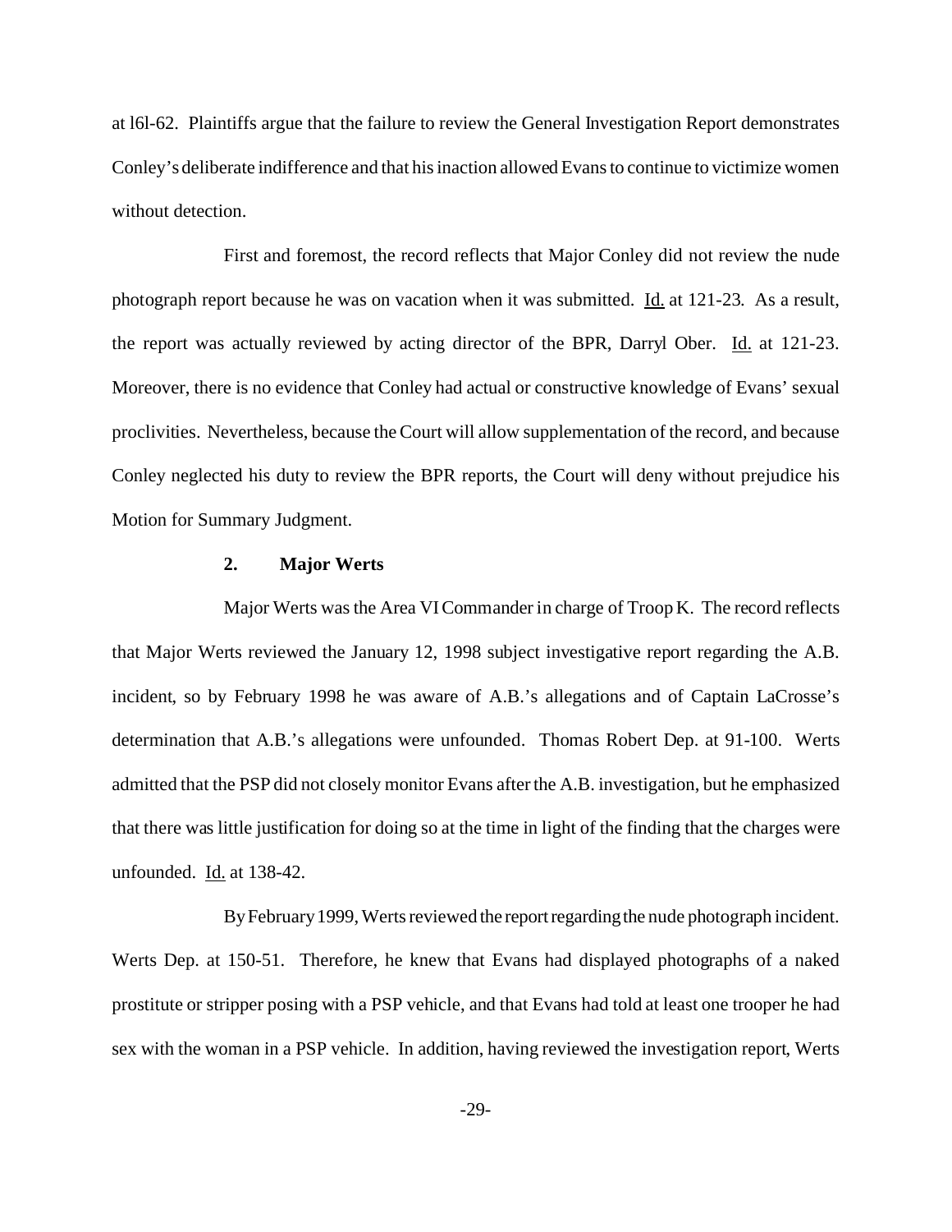at l6l-62. Plaintiffs argue that the failure to review the General Investigation Report demonstrates Conley's deliberate indifference and that his inaction allowed Evans to continue to victimize women without detection.

First and foremost, the record reflects that Major Conley did not review the nude photograph report because he was on vacation when it was submitted. Id. at 121-23. As a result, the report was actually reviewed by acting director of the BPR, Darryl Ober. Id. at 121-23. Moreover, there is no evidence that Conley had actual or constructive knowledge of Evans' sexual proclivities. Nevertheless, because the Court will allow supplementation of the record, and because Conley neglected his duty to review the BPR reports, the Court will deny without prejudice his Motion for Summary Judgment.

### 2. Major Werts

Major Werts was the Area VI Commander in charge of Troop K. The record reflects that Major Werts reviewed the January 12, 1998 subject investigative report regarding the A.B. incident, so by February 1998 he was aware of A.B.'s allegations and of Captain LaCrosse's determination that A.B.'s allegations were unfounded. Thomas Robert Dep. at 91-100. Werts admitted that the PSP did not closely monitor Evans after the A.B. investigation, but he emphasized that there was little justification for doing so at the time in light of the finding that the charges were unfounded. Id. at 138-42.

By February 1999, Werts reviewed the report regarding the nude photograph incident. Werts Dep. at 150-51. Therefore, he knew that Evans had displayed photographs of a naked prostitute or stripper posing with a PSP vehicle, and that Evans had told at least one trooper he had sex with the woman in a PSP vehicle. In addition, having reviewed the investigation report, Werts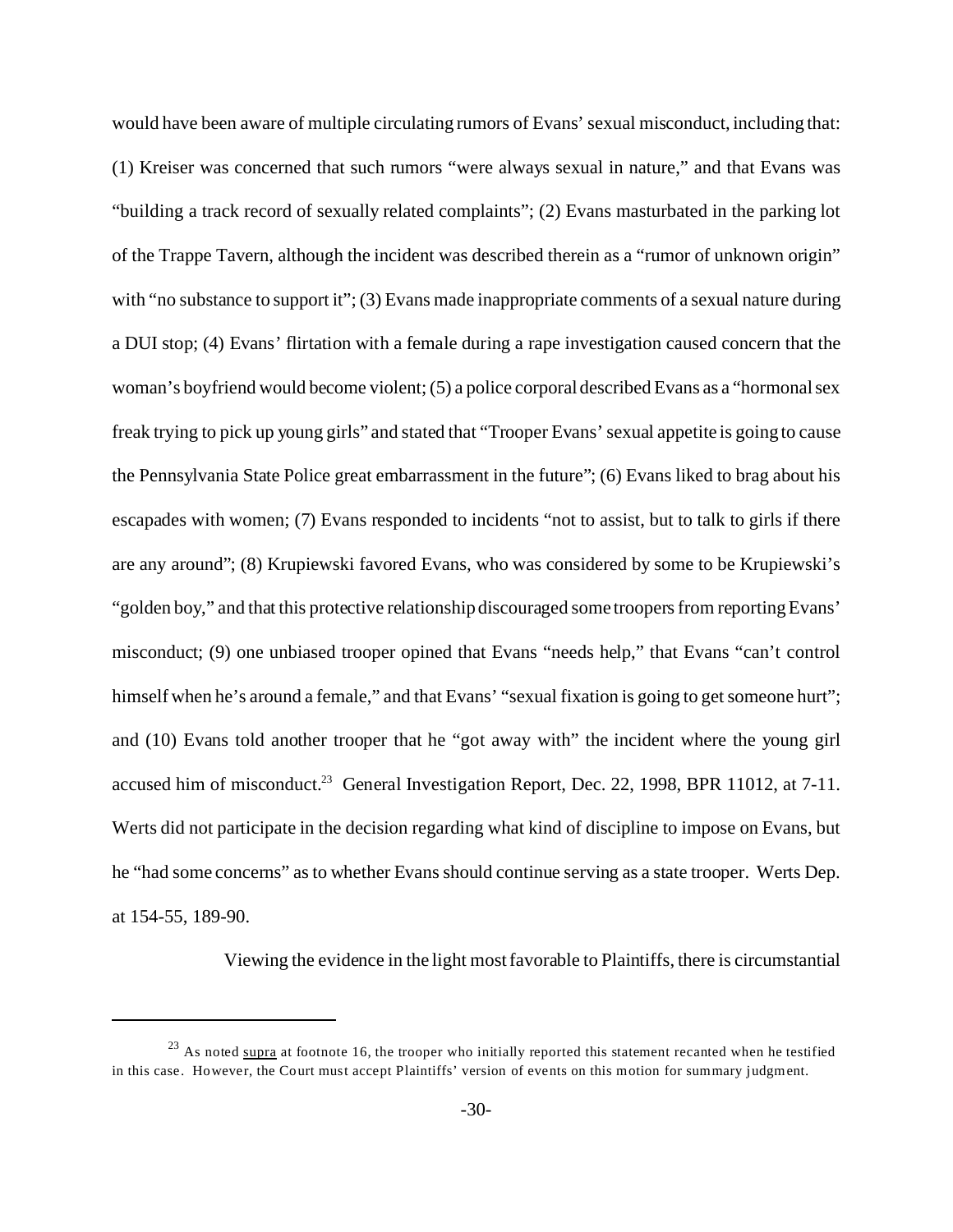would have been aware of multiple circulating rumors of Evans' sexual misconduct, including that: (1) Kreiser was concerned that such rumors "were always sexual in nature," and that Evans was "building a track record of sexually related complaints"; (2) Evans masturbated in the parking lot of the Trappe Tavern, although the incident was described therein as a "rumor of unknown origin" with "no substance to support it"; (3) Evans made inappropriate comments of a sexual nature during a DUI stop; (4) Evans' flirtation with a female during a rape investigation caused concern that the woman's boyfriend would become violent; (5) a police corporal described Evans as a "hormonal sex freak trying to pick up young girls" and stated that "Trooper Evans' sexual appetite is going to cause the Pennsylvania State Police great embarrassment in the future"; (6) Evans liked to brag about his escapades with women; (7) Evans responded to incidents "not to assist, but to talk to girls if there are any around"; (8) Krupiewski favored Evans, who was considered by some to be Krupiewski's "golden boy," and that this protective relationship discouraged some troopers from reporting Evans' misconduct; (9) one unbiased trooper opined that Evans "needs help," that Evans "can't control himself when he's around a female," and that Evans' "sexual fixation is going to get someone hurt"; and (10) Evans told another trooper that he "got away with" the incident where the young girl accused him of misconduct.[23] General Investigation Report, Dec. 22, 1998, BPR 11012, at 7-11. Werts did not participate in the decision regarding what kind of discipline to impose on Evans, but he "had some concerns" as to whether Evans should continue serving as a state trooper. Werts Dep. at 154-55, 189-90.

Viewing the evidence in the light most favorable to Plaintiffs, there is circumstantial

---

[23] As noted supra at footnote 16, the trooper who initially reported this statement recanted when he testified in this case. However, the Court must accept Plaintiffs' version of events on this motion for summary judgment.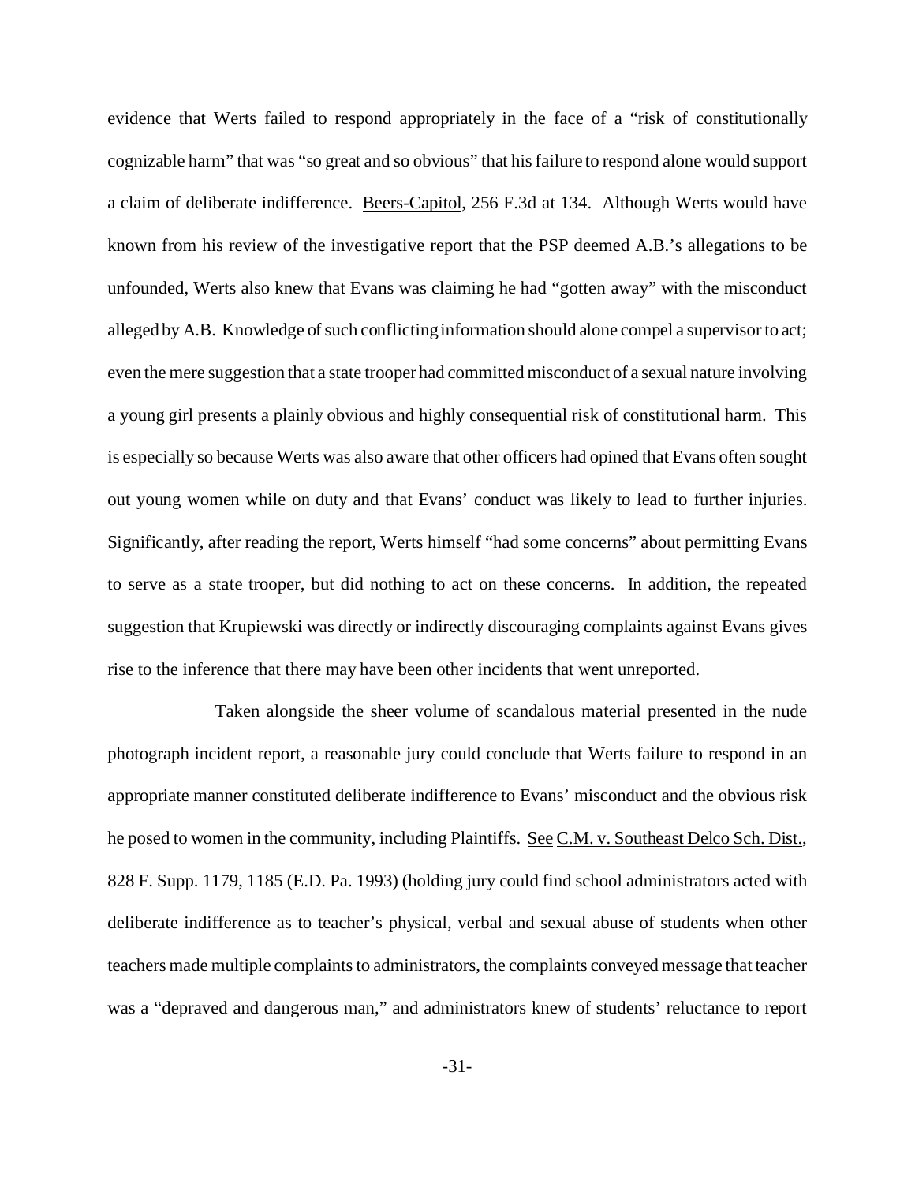evidence that Werts failed to respond appropriately in the face of a "risk of constitutionally cognizable harm" that was "so great and so obvious" that his failure to respond alone would support a claim of deliberate indifference. Beers-Capitol, 256 F.3d at 134. Although Werts would have known from his review of the investigative report that the PSP deemed A.B.'s allegations to be unfounded, Werts also knew that Evans was claiming he had "gotten away" with the misconduct alleged by A.B. Knowledge of such conflicting information should alone compel a supervisor to act; even the mere suggestion that a state trooper had committed misconduct of a sexual nature involving a young girl presents a plainly obvious and highly consequential risk of constitutional harm. This is especially so because Werts was also aware that other officers had opined that Evans often sought out young women while on duty and that Evans' conduct was likely to lead to further injuries. Significantly, after reading the report, Werts himself "had some concerns" about permitting Evans to serve as a state trooper, but did nothing to act on these concerns. In addition, the repeated suggestion that Krupiewski was directly or indirectly discouraging complaints against Evans gives rise to the inference that there may have been other incidents that went unreported.

Taken alongside the sheer volume of scandalous material presented in the nude photograph incident report, a reasonable jury could conclude that Werts failure to respond in an appropriate manner constituted deliberate indifference to Evans' misconduct and the obvious risk he posed to women in the community, including Plaintiffs. See C.M. v. Southeast Delco Sch. Dist., 828 F. Supp. 1179, 1185 (E.D. Pa. 1993) (holding jury could find school administrators acted with deliberate indifference as to teacher's physical, verbal and sexual abuse of students when other teachers made multiple complaints to administrators, the complaints conveyed message that teacher was a "depraved and dangerous man," and administrators knew of students' reluctance to report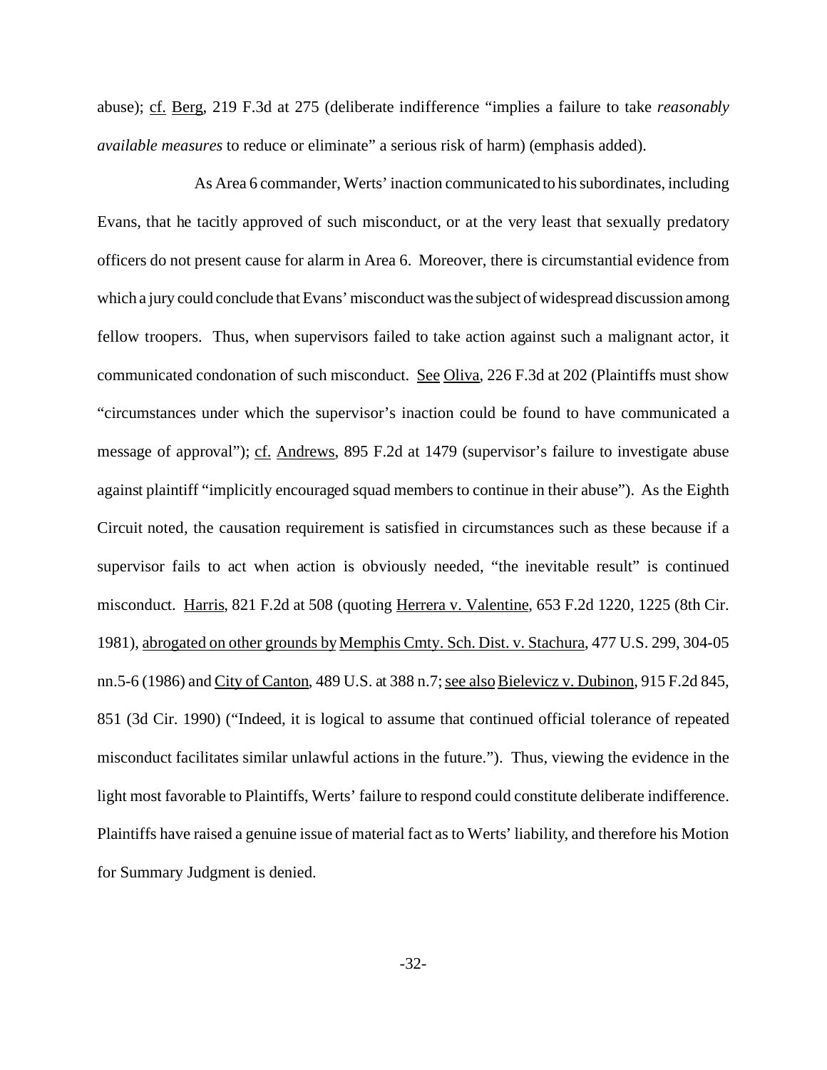abuse); cf. Berg, 219 F.3d at 275 (deliberate indifference "implies a failure to take *reasonably available measures* to reduce or eliminate" a serious risk of harm) (emphasis added).

As Area 6 commander, Werts' inaction communicated to his subordinates, including Evans, that he tacitly approved of such misconduct, or at the very least that sexually predatory officers do not present cause for alarm in Area 6. Moreover, there is circumstantial evidence from which a jury could conclude that Evans' misconduct was the subject of widespread discussion among fellow troopers. Thus, when supervisors failed to take action against such a malignant actor, it communicated condonation of such misconduct. See Oliva, 226 F.3d at 202 (Plaintiffs must show "circumstances under which the supervisor's inaction could be found to have communicated a message of approval"); cf. Andrews, 895 F.2d at 1479 (supervisor's failure to investigate abuse against plaintiff "implicitly encouraged squad members to continue in their abuse"). As the Eighth Circuit noted, the causation requirement is satisfied in circumstances such as these because if a supervisor fails to act when action is obviously needed, "the inevitable result" is continued misconduct. Harris, 821 F.2d at 508 (quoting Herrera v. Valentine, 653 F.2d 1220, 1225 (8th Cir. 1981), abrogated on other grounds by Memphis Cmty. Sch. Dist. v. Stachura, 477 U.S. 299, 304-05 nn.5-6 (1986) and City of Canton, 489 U.S. at 388 n.7; see also Bielevicz v. Dubinon, 915 F.2d 845, 851 (3d Cir. 1990) ("Indeed, it is logical to assume that continued official tolerance of repeated misconduct facilitates similar unlawful actions in the future."). Thus, viewing the evidence in the light most favorable to Plaintiffs, Werts' failure to respond could constitute deliberate indifference. Plaintiffs have raised a genuine issue of material fact as to Werts' liability, and therefore his Motion for Summary Judgment is denied.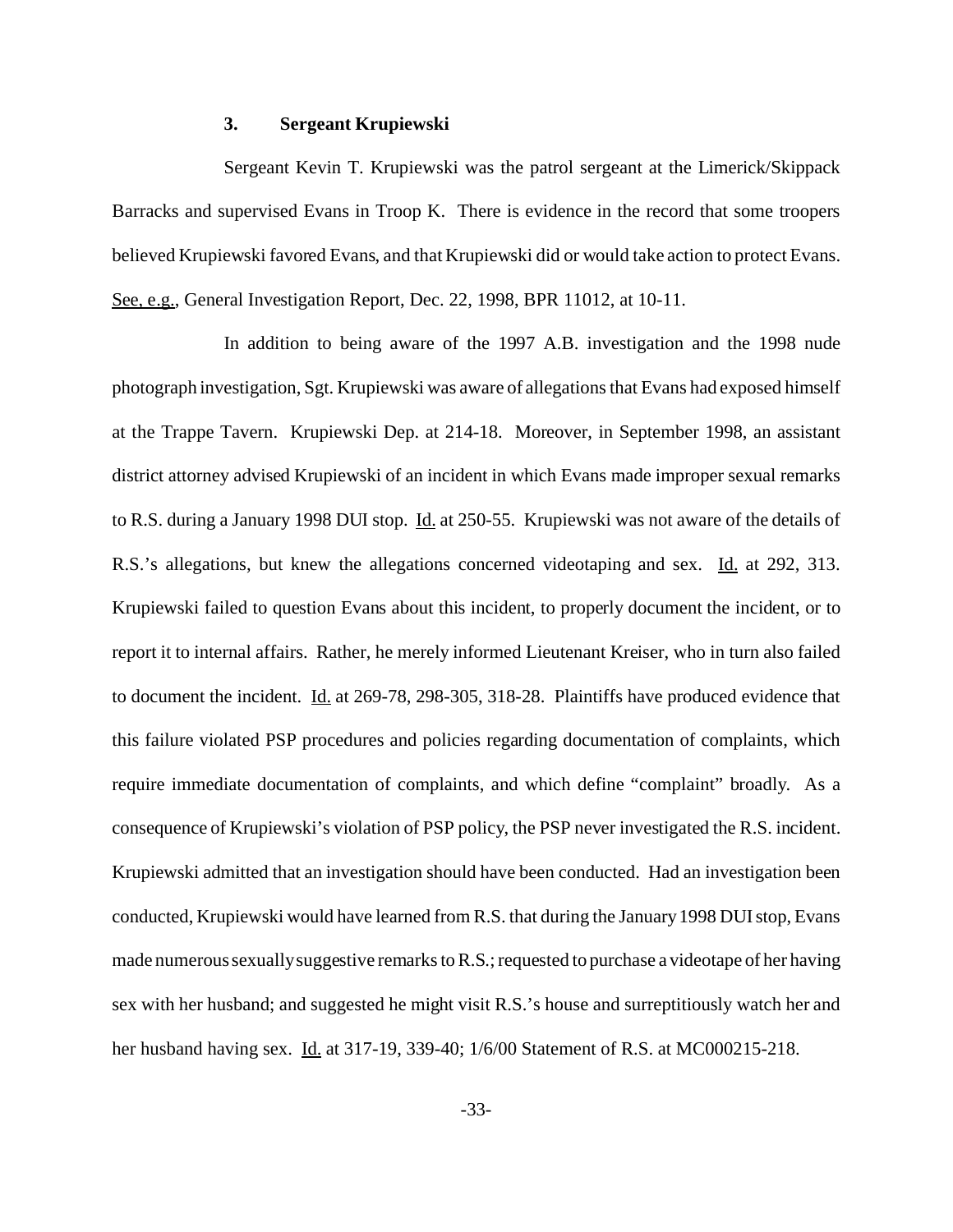### 3. Sergeant Krupiewski

Sergeant Kevin T. Krupiewski was the patrol sergeant at the Limerick/Skippack Barracks and supervised Evans in Troop K. There is evidence in the record that some troopers believed Krupiewski favored Evans, and that Krupiewski did or would take action to protect Evans. See, e.g., General Investigation Report, Dec. 22, 1998, BPR 11012, at 10-11.

In addition to being aware of the 1997 A.B. investigation and the 1998 nude photograph investigation, Sgt. Krupiewski was aware of allegations that Evans had exposed himself at the Trappe Tavern. Krupiewski Dep. at 214-18. Moreover, in September 1998, an assistant district attorney advised Krupiewski of an incident in which Evans made improper sexual remarks to R.S. during a January 1998 DUI stop. Id. at 250-55. Krupiewski was not aware of the details of R.S.'s allegations, but knew the allegations concerned videotaping and sex. Id. at 292, 313. Krupiewski failed to question Evans about this incident, to properly document the incident, or to report it to internal affairs. Rather, he merely informed Lieutenant Kreiser, who in turn also failed to document the incident. Id. at 269-78, 298-305, 318-28. Plaintiffs have produced evidence that this failure violated PSP procedures and policies regarding documentation of complaints, which require immediate documentation of complaints, and which define "complaint" broadly. As a consequence of Krupiewski's violation of PSP policy, the PSP never investigated the R.S. incident. Krupiewski admitted that an investigation should have been conducted. Had an investigation been conducted, Krupiewski would have learned from R.S. that during the January 1998 DUI stop, Evans made numerous sexually suggestive remarks to R.S.; requested to purchase a videotape of her having sex with her husband; and suggested he might visit R.S.'s house and surreptitiously watch her and her husband having sex. Id. at 317-19, 339-40; 1/6/00 Statement of R.S. at MC000215-218.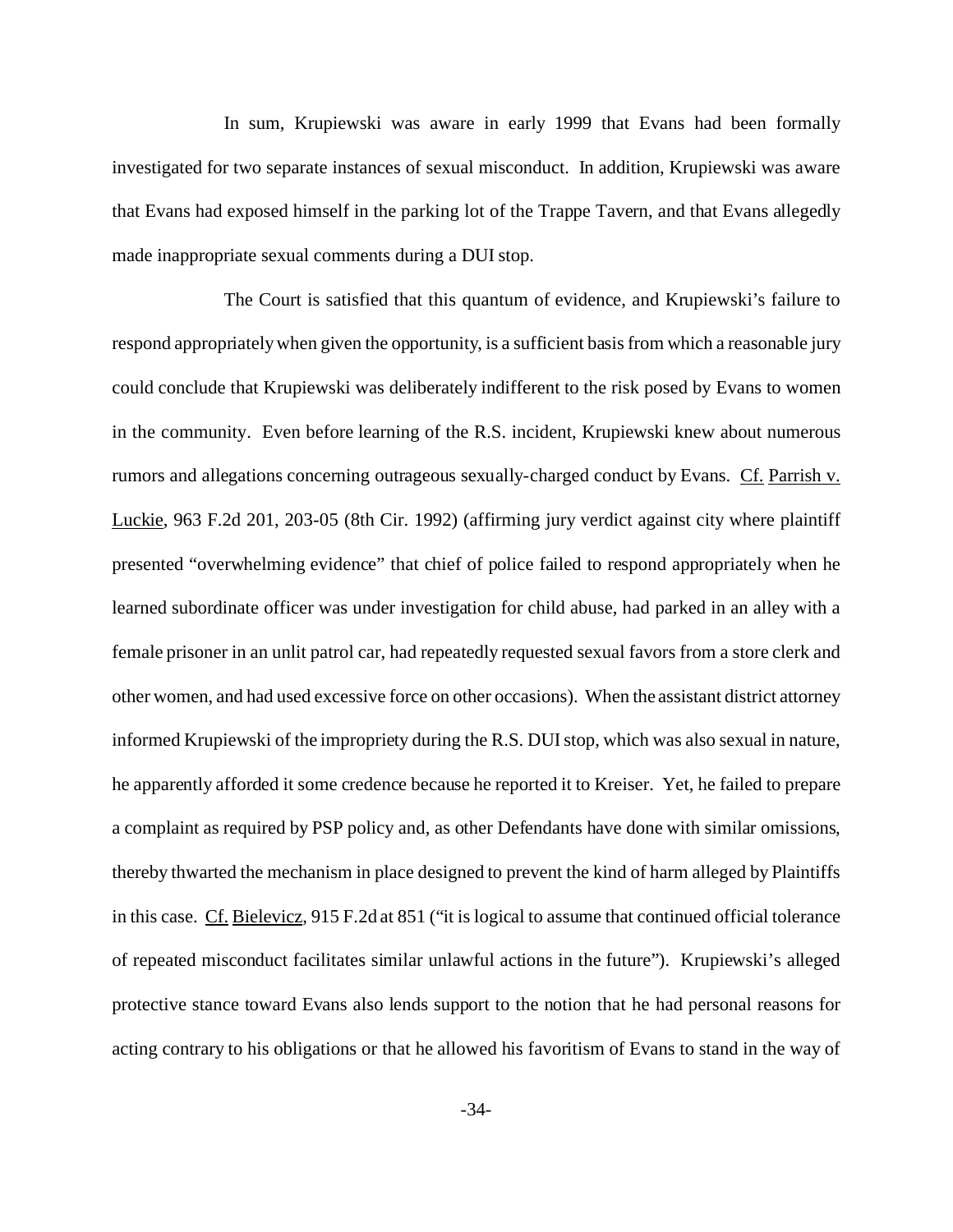In sum, Krupiewski was aware in early 1999 that Evans had been formally investigated for two separate instances of sexual misconduct. In addition, Krupiewski was aware that Evans had exposed himself in the parking lot of the Trappe Tavern, and that Evans allegedly made inappropriate sexual comments during a DUI stop.

The Court is satisfied that this quantum of evidence, and Krupiewski's failure to respond appropriately when given the opportunity, is a sufficient basis from which a reasonable jury could conclude that Krupiewski was deliberately indifferent to the risk posed by Evans to women in the community. Even before learning of the R.S. incident, Krupiewski knew about numerous rumors and allegations concerning outrageous sexually-charged conduct by Evans. Cf. Parrish v. Luckie, 963 F.2d 201, 203-05 (8th Cir. 1992) (affirming jury verdict against city where plaintiff presented "overwhelming evidence" that chief of police failed to respond appropriately when he learned subordinate officer was under investigation for child abuse, had parked in an alley with a female prisoner in an unlit patrol car, had repeatedly requested sexual favors from a store clerk and other women, and had used excessive force on other occasions). When the assistant district attorney informed Krupiewski of the impropriety during the R.S. DUI stop, which was also sexual in nature, he apparently afforded it some credence because he reported it to Kreiser. Yet, he failed to prepare a complaint as required by PSP policy and, as other Defendants have done with similar omissions, thereby thwarted the mechanism in place designed to prevent the kind of harm alleged by Plaintiffs in this case. Cf. Bielevicz, 915 F.2d at 851 ("it is logical to assume that continued official tolerance of repeated misconduct facilitates similar unlawful actions in the future"). Krupiewski's alleged protective stance toward Evans also lends support to the notion that he had personal reasons for acting contrary to his obligations or that he allowed his favoritism of Evans to stand in the way of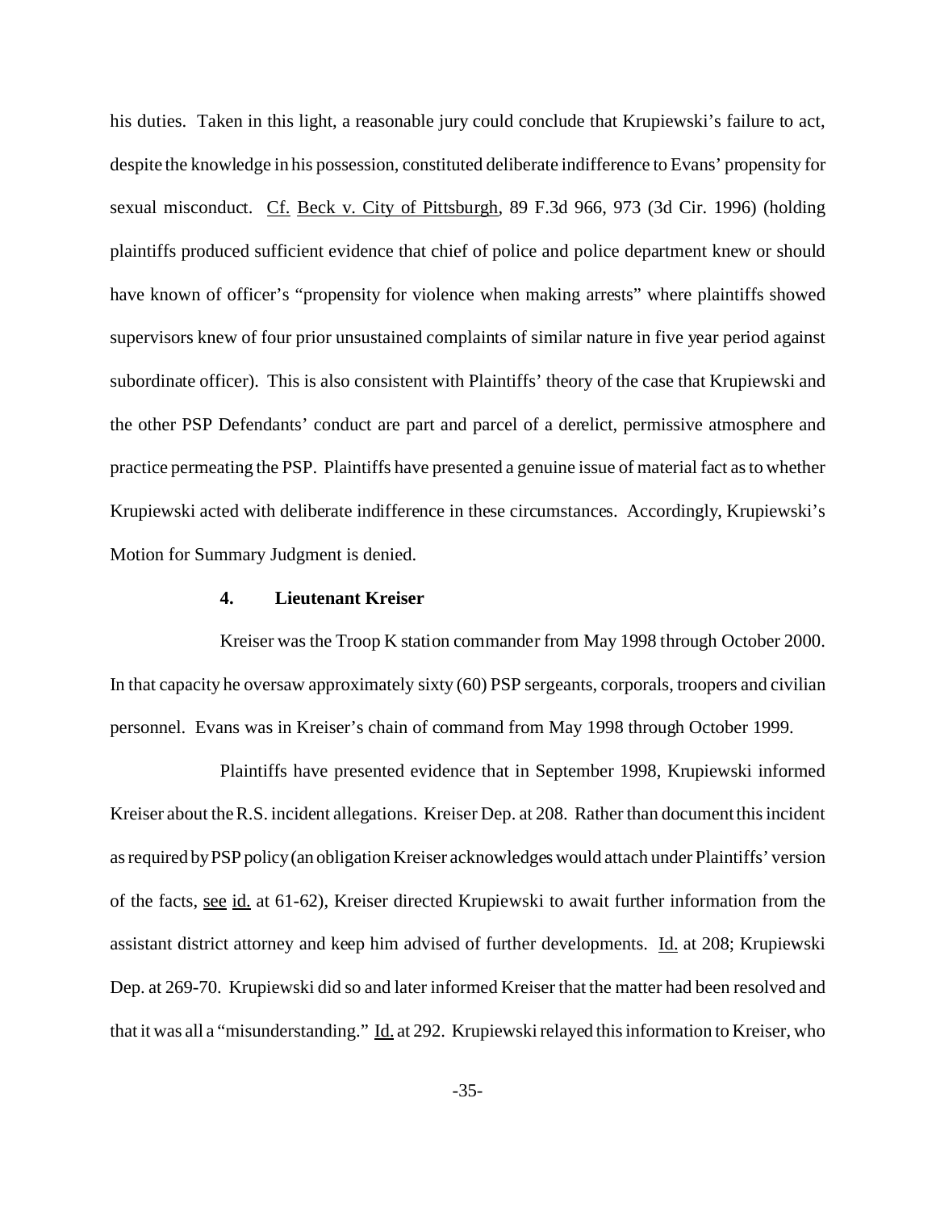his duties. Taken in this light, a reasonable jury could conclude that Krupiewski's failure to act, despite the knowledge in his possession, constituted deliberate indifference to Evans' propensity for sexual misconduct. Cf. Beck v. City of Pittsburgh, 89 F.3d 966, 973 (3d Cir. 1996) (holding plaintiffs produced sufficient evidence that chief of police and police department knew or should have known of officer's "propensity for violence when making arrests" where plaintiffs showed supervisors knew of four prior unsustained complaints of similar nature in five year period against subordinate officer). This is also consistent with Plaintiffs' theory of the case that Krupiewski and the other PSP Defendants' conduct are part and parcel of a derelict, permissive atmosphere and practice permeating the PSP. Plaintiffs have presented a genuine issue of material fact as to whether Krupiewski acted with deliberate indifference in these circumstances. Accordingly, Krupiewski's Motion for Summary Judgment is denied.

#### 4. Lieutenant Kreiser

Kreiser was the Troop K station commander from May 1998 through October 2000. In that capacity he oversaw approximately sixty (60) PSP sergeants, corporals, troopers and civilian personnel. Evans was in Kreiser's chain of command from May 1998 through October 1999.

Plaintiffs have presented evidence that in September 1998, Krupiewski informed Kreiser about the R.S. incident allegations. Kreiser Dep. at 208. Rather than document this incident as required by PSP policy (an obligation Kreiser acknowledges would attach under Plaintiffs' version of the facts, see id. at 61-62), Kreiser directed Krupiewski to await further information from the assistant district attorney and keep him advised of further developments. Id. at 208; Krupiewski Dep. at 269-70. Krupiewski did so and later informed Kreiser that the matter had been resolved and that it was all a "misunderstanding." Id. at 292. Krupiewski relayed this information to Kreiser, who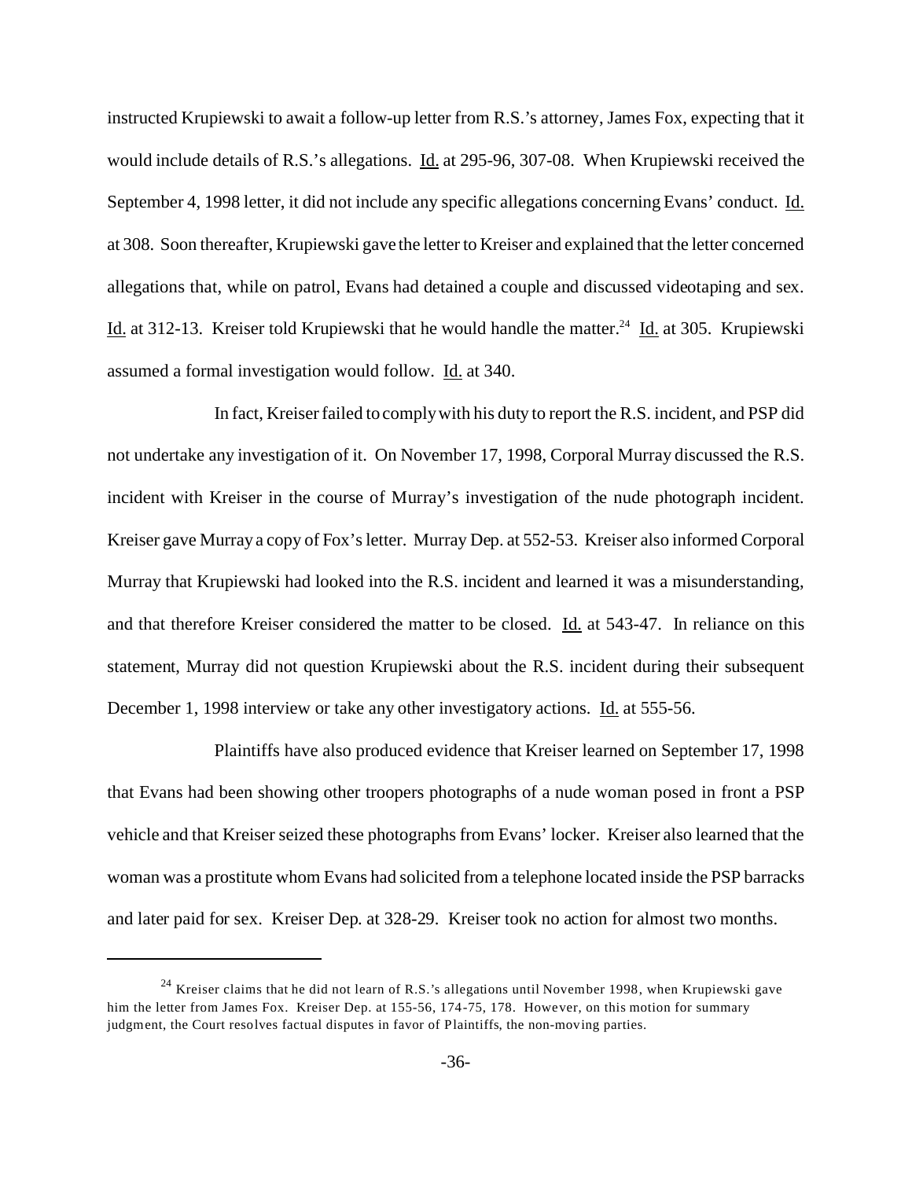instructed Krupiewski to await a follow-up letter from R.S.'s attorney, James Fox, expecting that it would include details of R.S.'s allegations. Id. at 295-96, 307-08. When Krupiewski received the September 4, 1998 letter, it did not include any specific allegations concerning Evans' conduct. Id. at 308. Soon thereafter, Krupiewski gave the letter to Kreiser and explained that the letter concerned allegations that, while on patrol, Evans had detained a couple and discussed videotaping and sex. Id. at 312-13. Kreiser told Krupiewski that he would handle the matter.[24] Id. at 305. Krupiewski assumed a formal investigation would follow. Id. at 340.

In fact, Kreiser failed to comply with his duty to report the R.S. incident, and PSP did not undertake any investigation of it. On November 17, 1998, Corporal Murray discussed the R.S. incident with Kreiser in the course of Murray's investigation of the nude photograph incident. Kreiser gave Murray a copy of Fox's letter. Murray Dep. at 552-53. Kreiser also informed Corporal Murray that Krupiewski had looked into the R.S. incident and learned it was a misunderstanding, and that therefore Kreiser considered the matter to be closed. Id. at 543-47. In reliance on this statement, Murray did not question Krupiewski about the R.S. incident during their subsequent December 1, 1998 interview or take any other investigatory actions. Id. at 555-56.

Plaintiffs have also produced evidence that Kreiser learned on September 17, 1998 that Evans had been showing other troopers photographs of a nude woman posed in front a PSP vehicle and that Kreiser seized these photographs from Evans' locker. Kreiser also learned that the woman was a prostitute whom Evans had solicited from a telephone located inside the PSP barracks and later paid for sex. Kreiser Dep. at 328-29. Kreiser took no action for almost two months.

---

[24] Kreiser claims that he did not learn of R.S.'s allegations until November 1998, when Krupiewski gave him the letter from James Fox. Kreiser Dep. at 155-56, 174-75, 178. However, on this motion for summary judgment, the Court resolves factual disputes in favor of Plaintiffs, the non-moving parties.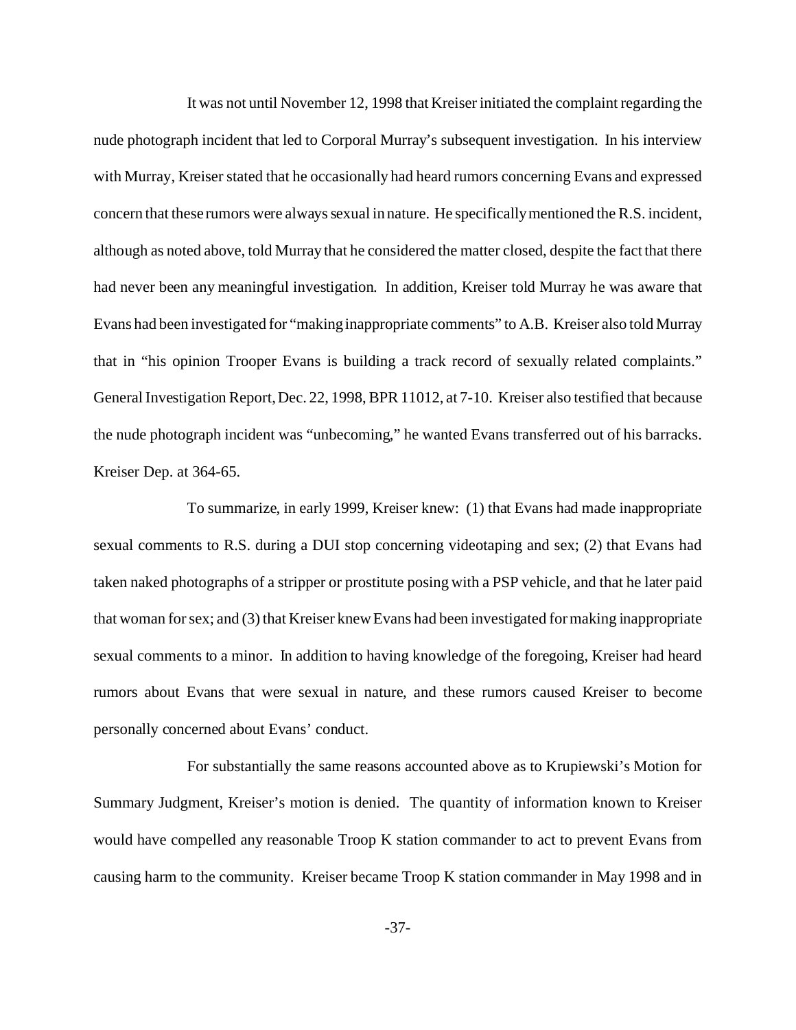It was not until November 12, 1998 that Kreiser initiated the complaint regarding the nude photograph incident that led to Corporal Murray's subsequent investigation. In his interview with Murray, Kreiser stated that he occasionally had heard rumors concerning Evans and expressed concern that these rumors were always sexual in nature. He specifically mentioned the R.S. incident, although as noted above, told Murray that he considered the matter closed, despite the fact that there had never been any meaningful investigation. In addition, Kreiser told Murray he was aware that Evans had been investigated for "making inappropriate comments" to A.B. Kreiser also told Murray that in "his opinion Trooper Evans is building a track record of sexually related complaints." General Investigation Report, Dec. 22, 1998, BPR 11012, at 7-10. Kreiser also testified that because the nude photograph incident was "unbecoming," he wanted Evans transferred out of his barracks. Kreiser Dep. at 364-65.

To summarize, in early 1999, Kreiser knew: (1) that Evans had made inappropriate sexual comments to R.S. during a DUI stop concerning videotaping and sex; (2) that Evans had taken naked photographs of a stripper or prostitute posing with a PSP vehicle, and that he later paid that woman for sex; and (3) that Kreiser knew Evans had been investigated for making inappropriate sexual comments to a minor. In addition to having knowledge of the foregoing, Kreiser had heard rumors about Evans that were sexual in nature, and these rumors caused Kreiser to become personally concerned about Evans' conduct.

For substantially the same reasons accounted above as to Krupiewski's Motion for Summary Judgment, Kreiser's motion is denied. The quantity of information known to Kreiser would have compelled any reasonable Troop K station commander to act to prevent Evans from causing harm to the community. Kreiser became Troop K station commander in May 1998 and in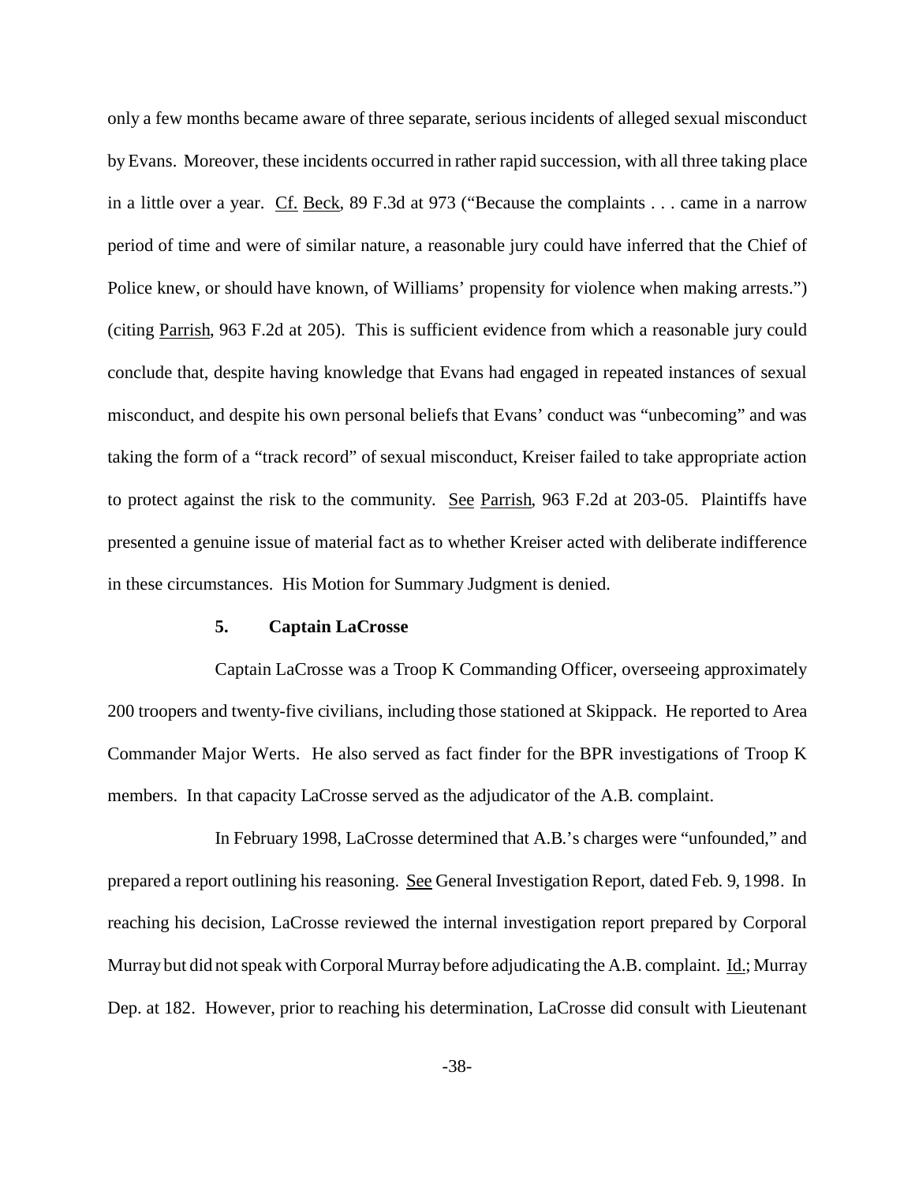only a few months became aware of three separate, serious incidents of alleged sexual misconduct by Evans. Moreover, these incidents occurred in rather rapid succession, with all three taking place in a little over a year. Cf. Beck, 89 F.3d at 973 ("Because the complaints . . . came in a narrow period of time and were of similar nature, a reasonable jury could have inferred that the Chief of Police knew, or should have known, of Williams' propensity for violence when making arrests.") (citing Parrish, 963 F.2d at 205). This is sufficient evidence from which a reasonable jury could conclude that, despite having knowledge that Evans had engaged in repeated instances of sexual misconduct, and despite his own personal beliefs that Evans' conduct was "unbecoming" and was taking the form of a "track record" of sexual misconduct, Kreiser failed to take appropriate action to protect against the risk to the community. See Parrish, 963 F.2d at 203-05. Plaintiffs have presented a genuine issue of material fact as to whether Kreiser acted with deliberate indifference in these circumstances. His Motion for Summary Judgment is denied.

#### 5. Captain LaCrosse

Captain LaCrosse was a Troop K Commanding Officer, overseeing approximately 200 troopers and twenty-five civilians, including those stationed at Skippack. He reported to Area Commander Major Werts. He also served as fact finder for the BPR investigations of Troop K members. In that capacity LaCrosse served as the adjudicator of the A.B. complaint.

In February 1998, LaCrosse determined that A.B.'s charges were "unfounded," and prepared a report outlining his reasoning. See General Investigation Report, dated Feb. 9, 1998. In reaching his decision, LaCrosse reviewed the internal investigation report prepared by Corporal Murray but did not speak with Corporal Murray before adjudicating the A.B. complaint. Id.; Murray Dep. at 182. However, prior to reaching his determination, LaCrosse did consult with Lieutenant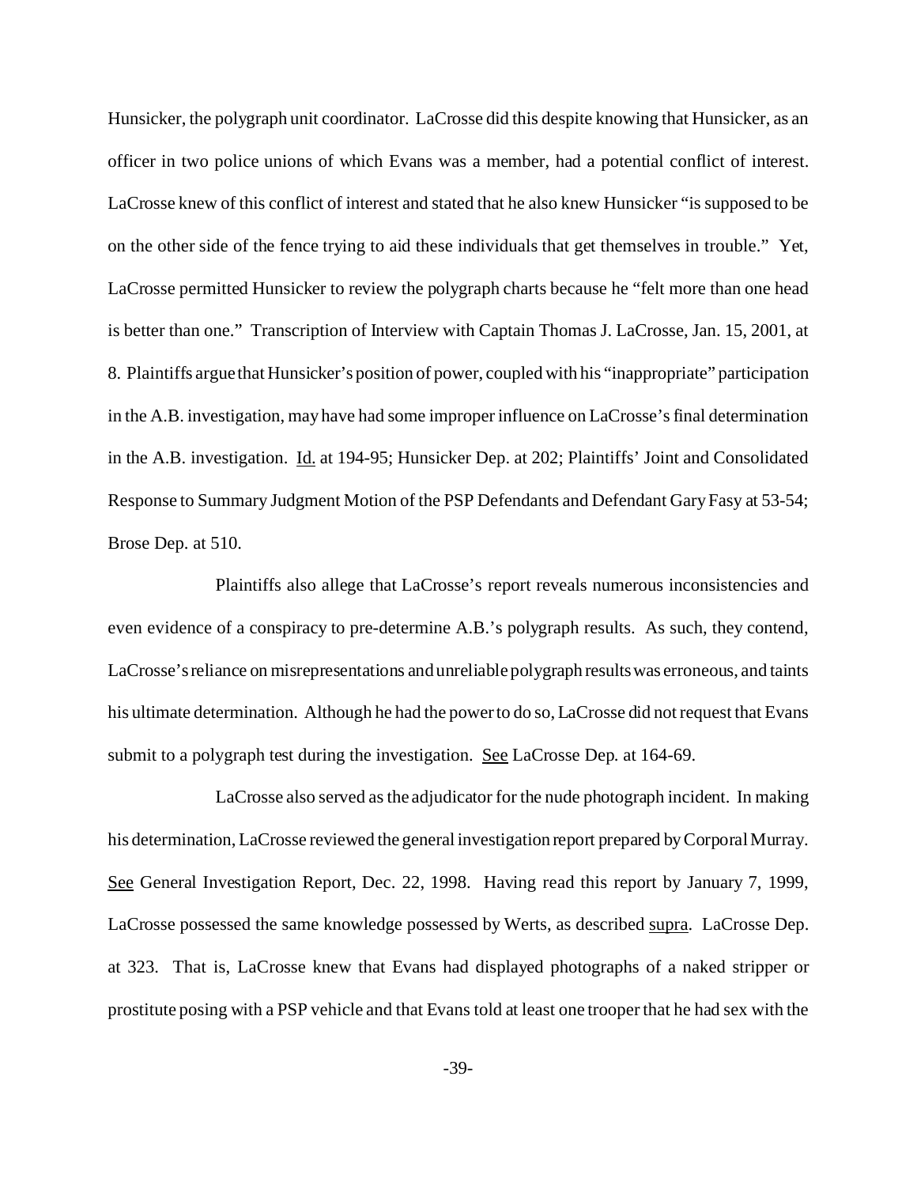Hunsicker, the polygraph unit coordinator. LaCrosse did this despite knowing that Hunsicker, as an officer in two police unions of which Evans was a member, had a potential conflict of interest. LaCrosse knew of this conflict of interest and stated that he also knew Hunsicker "is supposed to be on the other side of the fence trying to aid these individuals that get themselves in trouble." Yet, LaCrosse permitted Hunsicker to review the polygraph charts because he "felt more than one head is better than one." Transcription of Interview with Captain Thomas J. LaCrosse, Jan. 15, 2001, at 8. Plaintiffs argue that Hunsicker's position of power, coupled with his "inappropriate" participation in the A.B. investigation, may have had some improper influence on LaCrosse's final determination in the A.B. investigation. Id. at 194-95; Hunsicker Dep. at 202; Plaintiffs' Joint and Consolidated Response to Summary Judgment Motion of the PSP Defendants and Defendant Gary Fasy at 53-54; Brose Dep. at 510.

Plaintiffs also allege that LaCrosse's report reveals numerous inconsistencies and even evidence of a conspiracy to pre-determine A.B.'s polygraph results. As such, they contend, LaCrosse's reliance on misrepresentations and unreliable polygraph results was erroneous, and taints his ultimate determination. Although he had the power to do so, LaCrosse did not request that Evans submit to a polygraph test during the investigation. See LaCrosse Dep. at 164-69.

LaCrosse also served as the adjudicator for the nude photograph incident. In making his determination, LaCrosse reviewed the general investigation report prepared by Corporal Murray. See General Investigation Report, Dec. 22, 1998. Having read this report by January 7, 1999, LaCrosse possessed the same knowledge possessed by Werts, as described supra. LaCrosse Dep. at 323. That is, LaCrosse knew that Evans had displayed photographs of a naked stripper or prostitute posing with a PSP vehicle and that Evans told at least one trooper that he had sex with the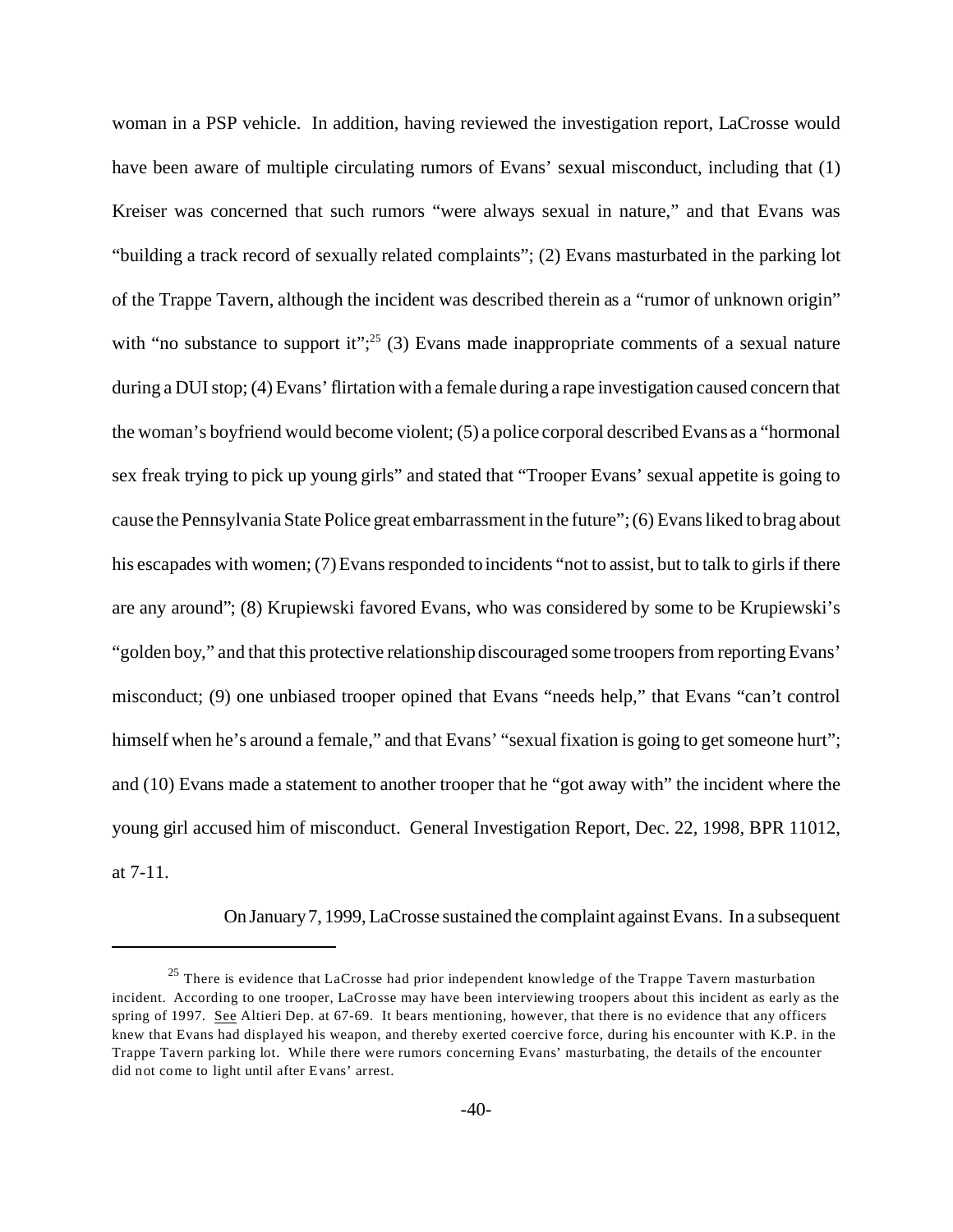woman in a PSP vehicle. In addition, having reviewed the investigation report, LaCrosse would have been aware of multiple circulating rumors of Evans' sexual misconduct, including that (1) Kreiser was concerned that such rumors "were always sexual in nature," and that Evans was "building a track record of sexually related complaints"; (2) Evans masturbated in the parking lot of the Trappe Tavern, although the incident was described therein as a "rumor of unknown origin" with "no substance to support it";[25] (3) Evans made inappropriate comments of a sexual nature during a DUI stop; (4) Evans' flirtation with a female during a rape investigation caused concern that the woman's boyfriend would become violent; (5) a police corporal described Evans as a "hormonal sex freak trying to pick up young girls" and stated that "Trooper Evans' sexual appetite is going to cause the Pennsylvania State Police great embarrassment in the future"; (6) Evans liked to brag about his escapades with women; (7) Evans responded to incidents "not to assist, but to talk to girls if there are any around"; (8) Krupiewski favored Evans, who was considered by some to be Krupiewski's "golden boy," and that this protective relationship discouraged some troopers from reporting Evans' misconduct; (9) one unbiased trooper opined that Evans "needs help," that Evans "can't control himself when he's around a female," and that Evans' "sexual fixation is going to get someone hurt"; and (10) Evans made a statement to another trooper that he "got away with" the incident where the young girl accused him of misconduct. General Investigation Report, Dec. 22, 1998, BPR 11012, at 7-11.

On January 7, 1999, LaCrosse sustained the complaint against Evans. In a subsequent

---

[25] There is evidence that LaCrosse had prior independent knowledge of the Trappe Tavern masturbation incident. According to one trooper, LaCrosse may have been interviewing troopers about this incident as early as the spring of 1997. See Altieri Dep. at 67-69. It bears mentioning, however, that there is no evidence that any officers knew that Evans had displayed his weapon, and thereby exerted coercive force, during his encounter with K.P. in the Trappe Tavern parking lot. While there were rumors concerning Evans' masturbating, the details of the encounter did not come to light until after Evans' arrest.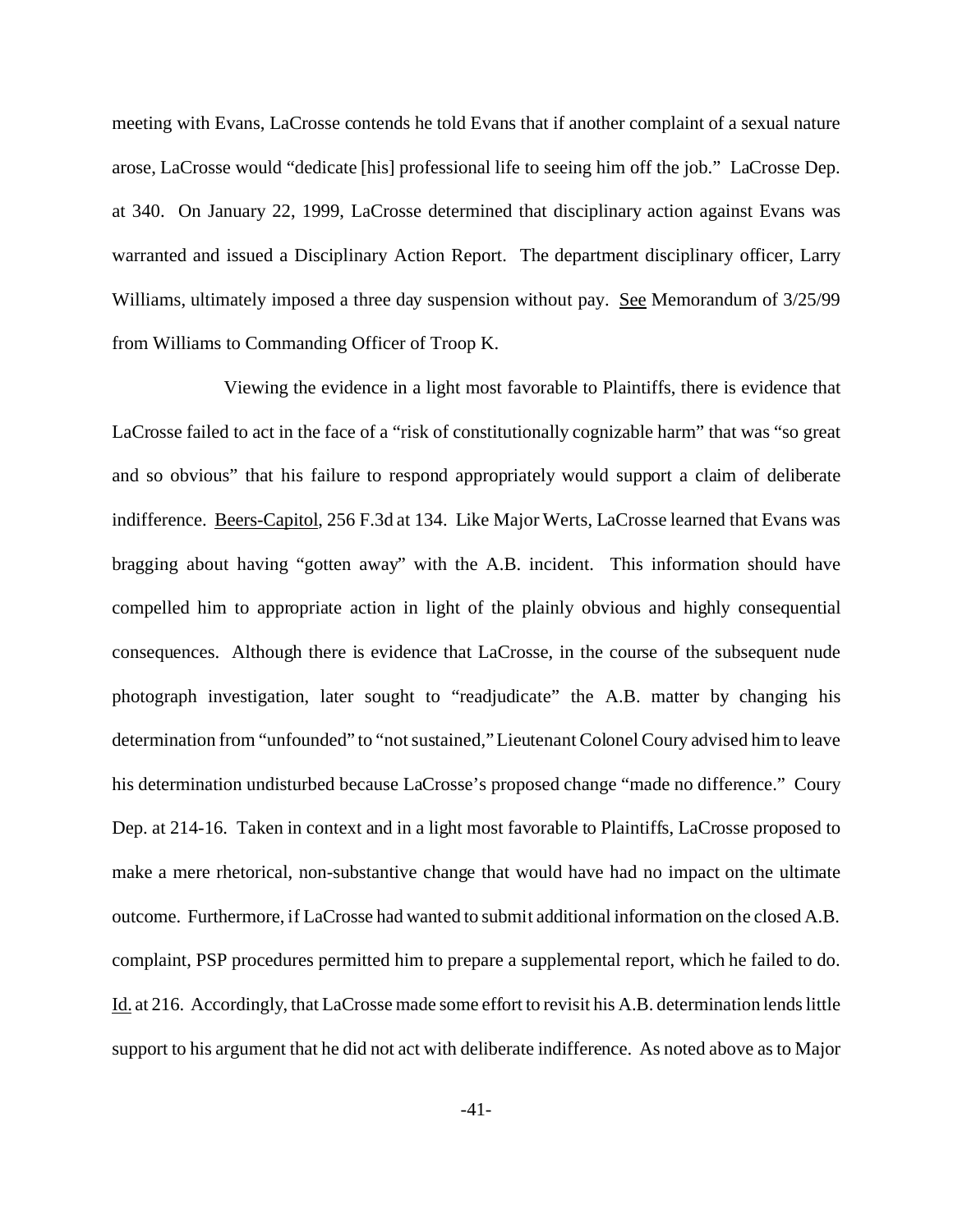meeting with Evans, LaCrosse contends he told Evans that if another complaint of a sexual nature arose, LaCrosse would "dedicate [his] professional life to seeing him off the job." LaCrosse Dep. at 340. On January 22, 1999, LaCrosse determined that disciplinary action against Evans was warranted and issued a Disciplinary Action Report. The department disciplinary officer, Larry Williams, ultimately imposed a three day suspension without pay. See Memorandum of 3/25/99 from Williams to Commanding Officer of Troop K.

Viewing the evidence in a light most favorable to Plaintiffs, there is evidence that LaCrosse failed to act in the face of a "risk of constitutionally cognizable harm" that was "so great and so obvious" that his failure to respond appropriately would support a claim of deliberate indifference. Beers-Capitol, 256 F.3d at 134. Like Major Werts, LaCrosse learned that Evans was bragging about having "gotten away" with the A.B. incident. This information should have compelled him to appropriate action in light of the plainly obvious and highly consequential consequences. Although there is evidence that LaCrosse, in the course of the subsequent nude photograph investigation, later sought to "readjudicate" the A.B. matter by changing his determination from "unfounded" to "not sustained," Lieutenant Colonel Coury advised him to leave his determination undisturbed because LaCrosse's proposed change "made no difference." Coury Dep. at 214-16. Taken in context and in a light most favorable to Plaintiffs, LaCrosse proposed to make a mere rhetorical, non-substantive change that would have had no impact on the ultimate outcome. Furthermore, if LaCrosse had wanted to submit additional information on the closed A.B. complaint, PSP procedures permitted him to prepare a supplemental report, which he failed to do. Id. at 216. Accordingly, that LaCrosse made some effort to revisit his A.B. determination lends little support to his argument that he did not act with deliberate indifference. As noted above as to Major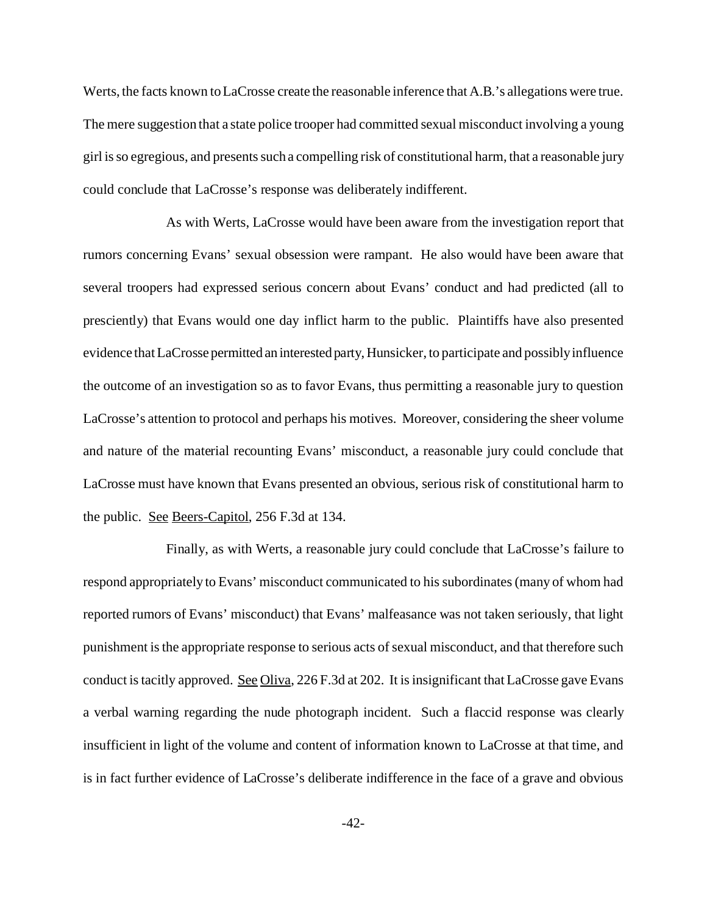Werts, the facts known to LaCrosse create the reasonable inference that A.B.'s allegations were true. The mere suggestion that a state police trooper had committed sexual misconduct involving a young girl is so egregious, and presents such a compelling risk of constitutional harm, that a reasonable jury could conclude that LaCrosse's response was deliberately indifferent.

As with Werts, LaCrosse would have been aware from the investigation report that rumors concerning Evans' sexual obsession were rampant. He also would have been aware that several troopers had expressed serious concern about Evans' conduct and had predicted (all to presciently) that Evans would one day inflict harm to the public. Plaintiffs have also presented evidence that LaCrosse permitted an interested party, Hunsicker, to participate and possibly influence the outcome of an investigation so as to favor Evans, thus permitting a reasonable jury to question LaCrosse's attention to protocol and perhaps his motives. Moreover, considering the sheer volume and nature of the material recounting Evans' misconduct, a reasonable jury could conclude that LaCrosse must have known that Evans presented an obvious, serious risk of constitutional harm to the public. See Beers-Capitol, 256 F.3d at 134.

Finally, as with Werts, a reasonable jury could conclude that LaCrosse's failure to respond appropriately to Evans' misconduct communicated to his subordinates (many of whom had reported rumors of Evans' misconduct) that Evans' malfeasance was not taken seriously, that light punishment is the appropriate response to serious acts of sexual misconduct, and that therefore such conduct is tacitly approved. See Oliva, 226 F.3d at 202. It is insignificant that LaCrosse gave Evans a verbal warning regarding the nude photograph incident. Such a flaccid response was clearly insufficient in light of the volume and content of information known to LaCrosse at that time, and is in fact further evidence of LaCrosse's deliberate indifference in the face of a grave and obvious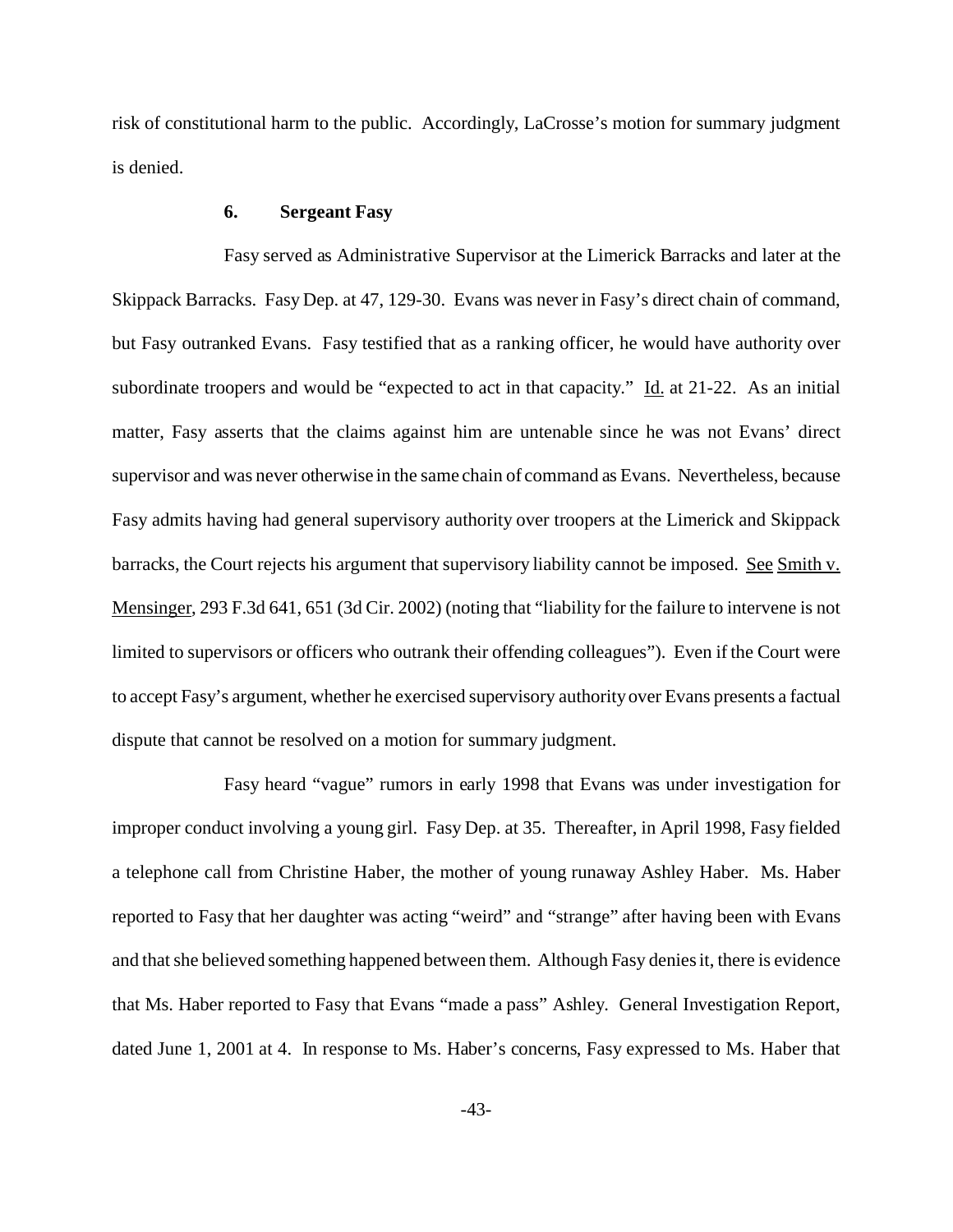risk of constitutional harm to the public. Accordingly, LaCrosse's motion for summary judgment is denied.

### 6. Sergeant Fasy

Fasy served as Administrative Supervisor at the Limerick Barracks and later at the Skippack Barracks. Fasy Dep. at 47, 129-30. Evans was never in Fasy's direct chain of command, but Fasy outranked Evans. Fasy testified that as a ranking officer, he would have authority over subordinate troopers and would be "expected to act in that capacity." Id. at 21-22. As an initial matter, Fasy asserts that the claims against him are untenable since he was not Evans' direct supervisor and was never otherwise in the same chain of command as Evans. Nevertheless, because Fasy admits having had general supervisory authority over troopers at the Limerick and Skippack barracks, the Court rejects his argument that supervisory liability cannot be imposed. See Smith v. Mensinger, 293 F.3d 641, 651 (3d Cir. 2002) (noting that "liability for the failure to intervene is not limited to supervisors or officers who outrank their offending colleagues"). Even if the Court were to accept Fasy's argument, whether he exercised supervisory authority over Evans presents a factual dispute that cannot be resolved on a motion for summary judgment.

Fasy heard "vague" rumors in early 1998 that Evans was under investigation for improper conduct involving a young girl. Fasy Dep. at 35. Thereafter, in April 1998, Fasy fielded a telephone call from Christine Haber, the mother of young runaway Ashley Haber. Ms. Haber reported to Fasy that her daughter was acting "weird" and "strange" after having been with Evans and that she believed something happened between them. Although Fasy denies it, there is evidence that Ms. Haber reported to Fasy that Evans "made a pass" Ashley. General Investigation Report, dated June 1, 2001 at 4. In response to Ms. Haber's concerns, Fasy expressed to Ms. Haber that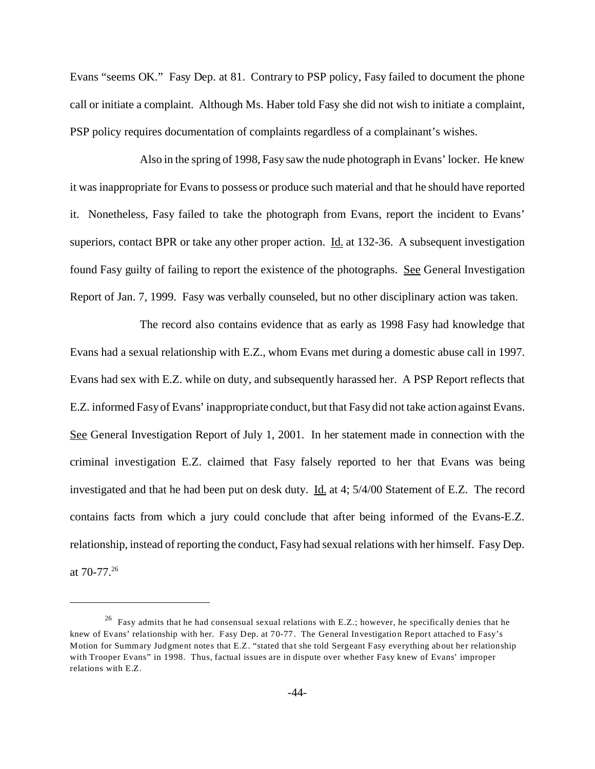Evans "seems OK." Fasy Dep. at 81. Contrary to PSP policy, Fasy failed to document the phone call or initiate a complaint. Although Ms. Haber told Fasy she did not wish to initiate a complaint, PSP policy requires documentation of complaints regardless of a complainant's wishes.

Also in the spring of 1998, Fasy saw the nude photograph in Evans' locker. He knew it was inappropriate for Evans to possess or produce such material and that he should have reported it. Nonetheless, Fasy failed to take the photograph from Evans, report the incident to Evans' superiors, contact BPR or take any other proper action. Id. at 132-36. A subsequent investigation found Fasy guilty of failing to report the existence of the photographs. See General Investigation Report of Jan. 7, 1999. Fasy was verbally counseled, but no other disciplinary action was taken.

The record also contains evidence that as early as 1998 Fasy had knowledge that Evans had a sexual relationship with E.Z., whom Evans met during a domestic abuse call in 1997. Evans had sex with E.Z. while on duty, and subsequently harassed her. A PSP Report reflects that E.Z. informed Fasy of Evans' inappropriate conduct, but that Fasy did not take action against Evans. See General Investigation Report of July 1, 2001. In her statement made in connection with the criminal investigation E.Z. claimed that Fasy falsely reported to her that Evans was being investigated and that he had been put on desk duty. Id. at 4; 5/4/00 Statement of E.Z. The record contains facts from which a jury could conclude that after being informed of the Evans-E.Z. relationship, instead of reporting the conduct, Fasy had sexual relations with her himself. Fasy Dep. at 70-77.[26]

---

[26] Fasy admits that he had consensual sexual relations with E.Z.; however, he specifically denies that he knew of Evans' relationship with her. Fasy Dep. at 70-77. The General Investigation Report attached to Fasy's Motion for Summary Judgment notes that E.Z. "stated that she told Sergeant Fasy everything about her relationship with Trooper Evans" in 1998. Thus, factual issues are in dispute over whether Fasy knew of Evans' improper relations with E.Z.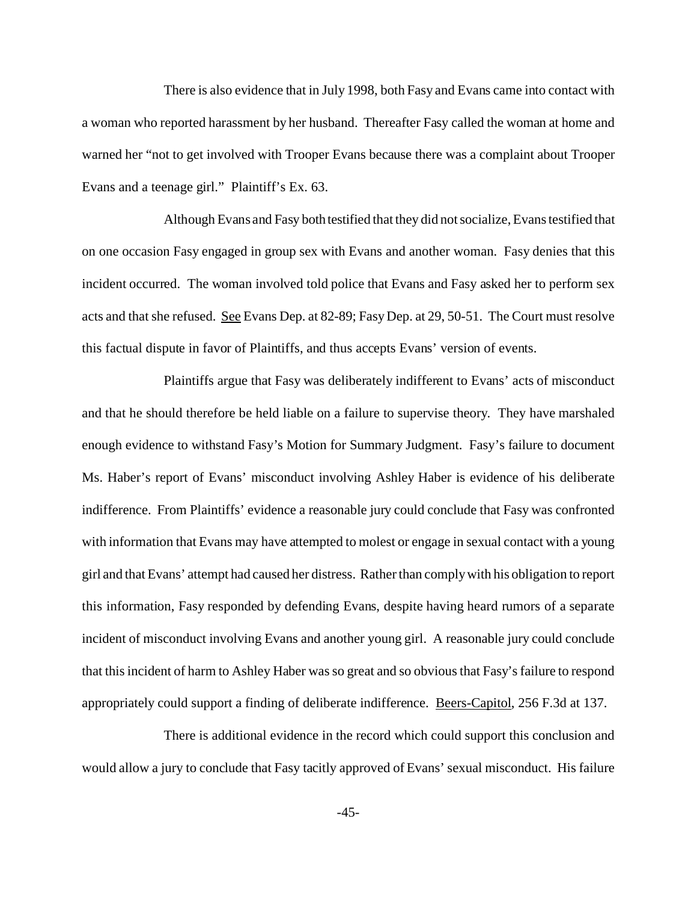There is also evidence that in July 1998, both Fasy and Evans came into contact with a woman who reported harassment by her husband. Thereafter Fasy called the woman at home and warned her "not to get involved with Trooper Evans because there was a complaint about Trooper Evans and a teenage girl." Plaintiff's Ex. 63.

Although Evans and Fasy both testified that they did not socialize, Evans testified that on one occasion Fasy engaged in group sex with Evans and another woman. Fasy denies that this incident occurred. The woman involved told police that Evans and Fasy asked her to perform sex acts and that she refused. See Evans Dep. at 82-89; Fasy Dep. at 29, 50-51. The Court must resolve this factual dispute in favor of Plaintiffs, and thus accepts Evans' version of events.

Plaintiffs argue that Fasy was deliberately indifferent to Evans' acts of misconduct and that he should therefore be held liable on a failure to supervise theory. They have marshaled enough evidence to withstand Fasy's Motion for Summary Judgment. Fasy's failure to document Ms. Haber's report of Evans' misconduct involving Ashley Haber is evidence of his deliberate indifference. From Plaintiffs' evidence a reasonable jury could conclude that Fasy was confronted with information that Evans may have attempted to molest or engage in sexual contact with a young girl and that Evans' attempt had caused her distress. Rather than comply with his obligation to report this information, Fasy responded by defending Evans, despite having heard rumors of a separate incident of misconduct involving Evans and another young girl. A reasonable jury could conclude that this incident of harm to Ashley Haber was so great and so obvious that Fasy's failure to respond appropriately could support a finding of deliberate indifference. Beers-Capitol, 256 F.3d at 137.

There is additional evidence in the record which could support this conclusion and would allow a jury to conclude that Fasy tacitly approved of Evans' sexual misconduct. His failure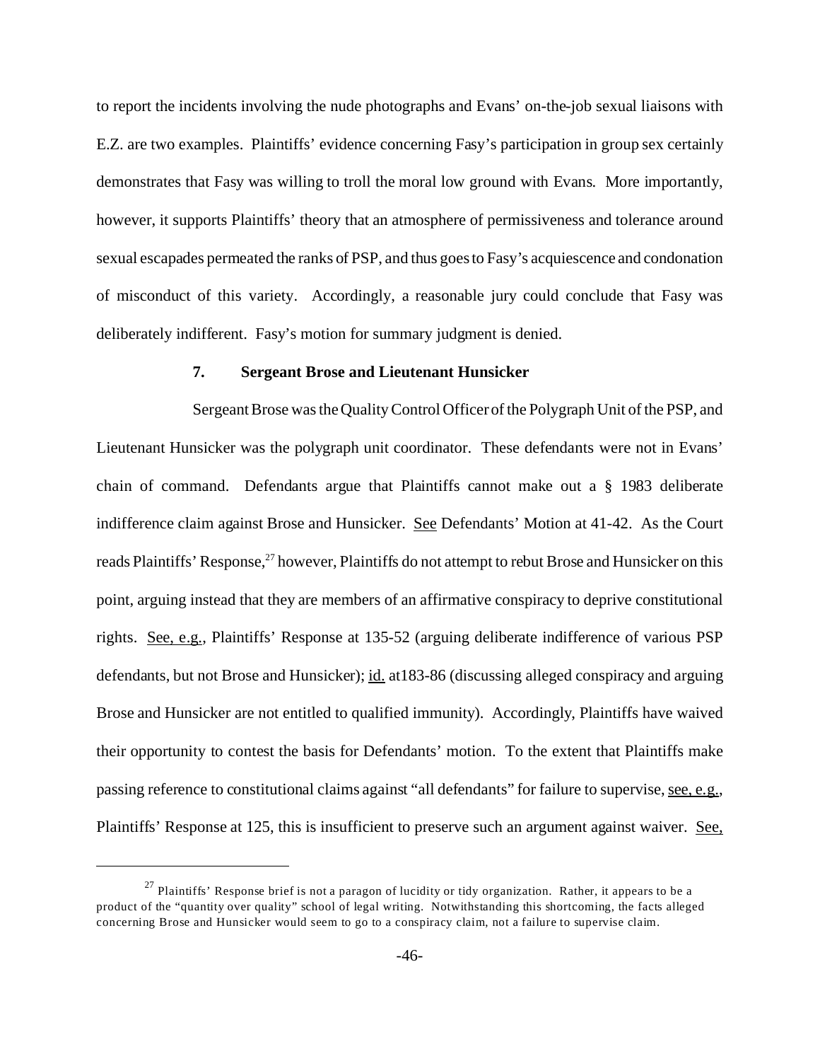to report the incidents involving the nude photographs and Evans' on-the-job sexual liaisons with E.Z. are two examples. Plaintiffs' evidence concerning Fasy's participation in group sex certainly demonstrates that Fasy was willing to troll the moral low ground with Evans. More importantly, however, it supports Plaintiffs' theory that an atmosphere of permissiveness and tolerance around sexual escapades permeated the ranks of PSP, and thus goes to Fasy's acquiescence and condonation of misconduct of this variety. Accordingly, a reasonable jury could conclude that Fasy was deliberately indifferent. Fasy's motion for summary judgment is denied.

### 7. Sergeant Brose and Lieutenant Hunsicker

Sergeant Brose was the Quality Control Officer of the Polygraph Unit of the PSP, and Lieutenant Hunsicker was the polygraph unit coordinator. These defendants were not in Evans' chain of command. Defendants argue that Plaintiffs cannot make out a § 1983 deliberate indifference claim against Brose and Hunsicker. See Defendants' Motion at 41-42. As the Court reads Plaintiffs' Response,[27] however, Plaintiffs do not attempt to rebut Brose and Hunsicker on this point, arguing instead that they are members of an affirmative conspiracy to deprive constitutional rights. See, e.g., Plaintiffs' Response at 135-52 (arguing deliberate indifference of various PSP defendants, but not Brose and Hunsicker); id. at183-86 (discussing alleged conspiracy and arguing Brose and Hunsicker are not entitled to qualified immunity). Accordingly, Plaintiffs have waived their opportunity to contest the basis for Defendants' motion. To the extent that Plaintiffs make passing reference to constitutional claims against "all defendants" for failure to supervise, see, e.g., Plaintiffs' Response at 125, this is insufficient to preserve such an argument against waiver. See,

[27] Plaintiffs' Response brief is not a paragon of lucidity or tidy organization. Rather, it appears to be a product of the "quantity over quality" school of legal writing. Notwithstanding this shortcoming, the facts alleged concerning Brose and Hunsicker would seem to go to a conspiracy claim, not a failure to supervise claim.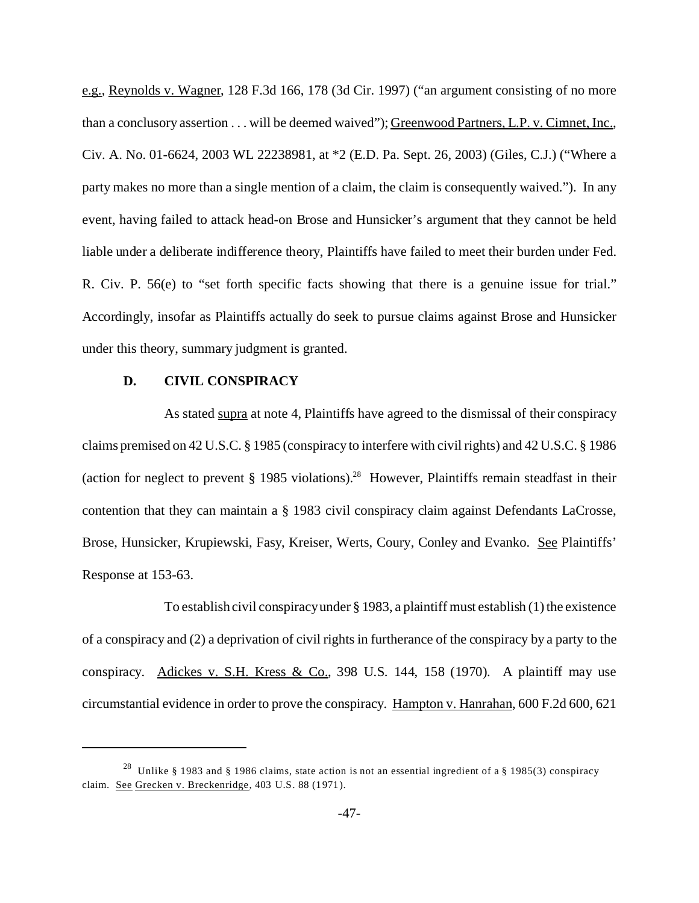e.g., Reynolds v. Wagner, 128 F.3d 166, 178 (3d Cir. 1997) ("an argument consisting of no more than a conclusory assertion . . . will be deemed waived"); Greenwood Partners, L.P. v. Cimnet, Inc., Civ. A. No. 01-6624, 2003 WL 22238981, at *2 (E.D. Pa. Sept. 26, 2003) (Giles, C.J.) ("Where a party makes no more than a single mention of a claim, the claim is consequently waived."). In any event, having failed to attack head-on Brose and Hunsicker's argument that they cannot be held liable under a deliberate indifference theory, Plaintiffs have failed to meet their burden under Fed. R. Civ. P. 56(e) to "set forth specific facts showing that there is a genuine issue for trial." Accordingly, insofar as Plaintiffs actually do seek to pursue claims against Brose and Hunsicker under this theory, summary judgment is granted.

### D. CIVIL CONSPIRACY

As stated supra at note 4, Plaintiffs have agreed to the dismissal of their conspiracy claims premised on 42 U.S.C. § 1985 (conspiracy to interfere with civil rights) and 42 U.S.C. § 1986 (action for neglect to prevent § 1985 violations).[28] However, Plaintiffs remain steadfast in their contention that they can maintain a § 1983 civil conspiracy claim against Defendants LaCrosse, Brose, Hunsicker, Krupiewski, Fasy, Kreiser, Werts, Coury, Conley and Evanko. See Plaintiffs' Response at 153-63.

To establish civil conspiracy under § 1983, a plaintiff must establish (1) the existence of a conspiracy and (2) a deprivation of civil rights in furtherance of the conspiracy by a party to the conspiracy. Adickes v. S.H. Kress & Co., 398 U.S. 144, 158 (1970). A plaintiff may use circumstantial evidence in order to prove the conspiracy. Hampton v. Hanrahan, 600 F.2d 600, 621

---

[28] Unlike § 1983 and § 1986 claims, state action is not an essential ingredient of a § 1985(3) conspiracy claim. See Grecken v. Breckenridge, 403 U.S. 88 (1971).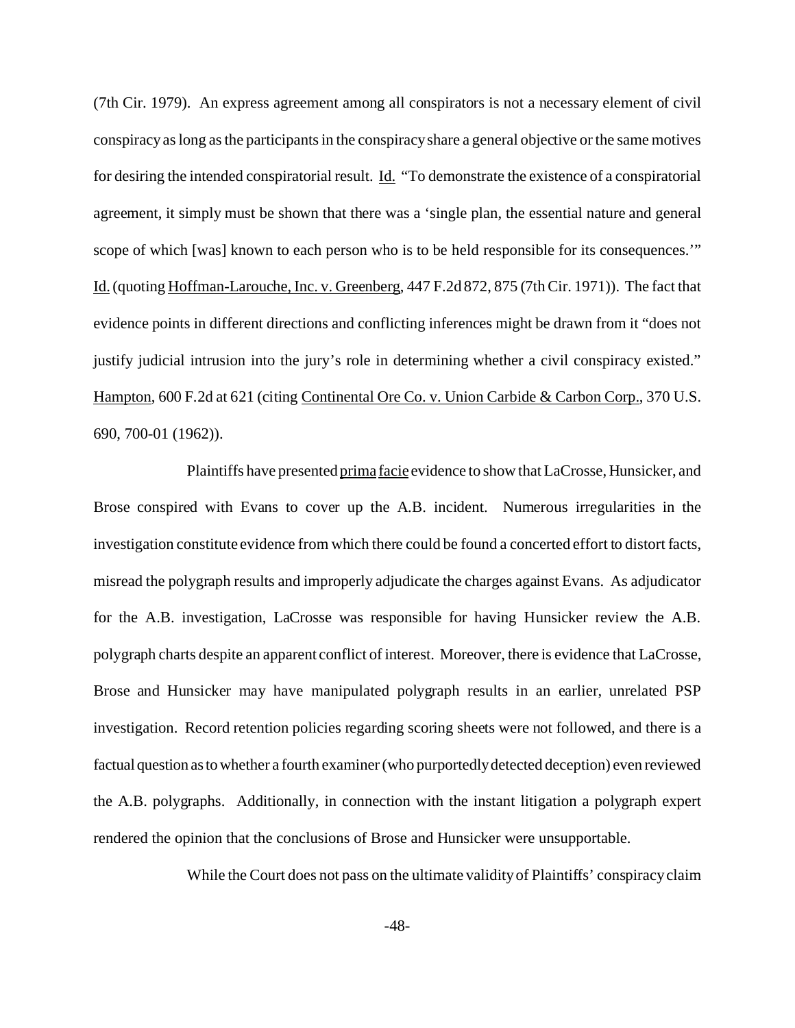(7th Cir. 1979). An express agreement among all conspirators is not a necessary element of civil conspiracy as long as the participants in the conspiracy share a general objective or the same motives for desiring the intended conspiratorial result. Id. "To demonstrate the existence of a conspiratorial agreement, it simply must be shown that there was a 'single plan, the essential nature and general scope of which [was] known to each person who is to be held responsible for its consequences.'" Id. (quoting Hoffman-Larouche, Inc. v. Greenberg, 447 F.2d 872, 875 (7th Cir. 1971)). The fact that evidence points in different directions and conflicting inferences might be drawn from it "does not justify judicial intrusion into the jury's role in determining whether a civil conspiracy existed." Hampton, 600 F.2d at 621 (citing Continental Ore Co. v. Union Carbide & Carbon Corp., 370 U.S. 690, 700-01 (1962)).

Plaintiffs have presented prima facie evidence to show that LaCrosse, Hunsicker, and Brose conspired with Evans to cover up the A.B. incident. Numerous irregularities in the investigation constitute evidence from which there could be found a concerted effort to distort facts, misread the polygraph results and improperly adjudicate the charges against Evans. As adjudicator for the A.B. investigation, LaCrosse was responsible for having Hunsicker review the A.B. polygraph charts despite an apparent conflict of interest. Moreover, there is evidence that LaCrosse, Brose and Hunsicker may have manipulated polygraph results in an earlier, unrelated PSP investigation. Record retention policies regarding scoring sheets were not followed, and there is a factual question as to whether a fourth examiner (who purportedly detected deception) even reviewed the A.B. polygraphs. Additionally, in connection with the instant litigation a polygraph expert rendered the opinion that the conclusions of Brose and Hunsicker were unsupportable.

While the Court does not pass on the ultimate validity of Plaintiffs' conspiracy claim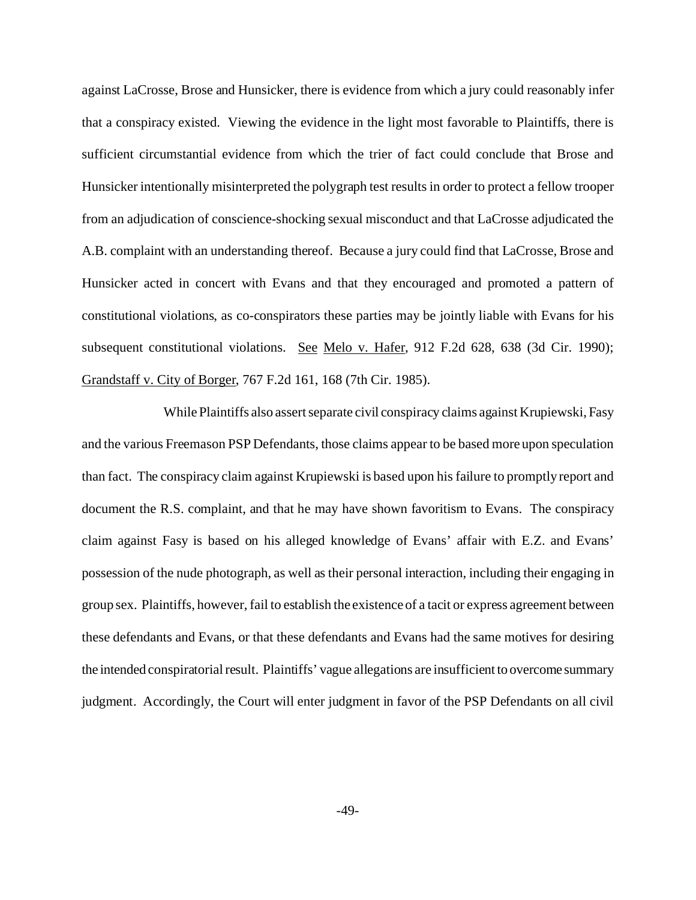against LaCrosse, Brose and Hunsicker, there is evidence from which a jury could reasonably infer that a conspiracy existed. Viewing the evidence in the light most favorable to Plaintiffs, there is sufficient circumstantial evidence from which the trier of fact could conclude that Brose and Hunsicker intentionally misinterpreted the polygraph test results in order to protect a fellow trooper from an adjudication of conscience-shocking sexual misconduct and that LaCrosse adjudicated the A.B. complaint with an understanding thereof. Because a jury could find that LaCrosse, Brose and Hunsicker acted in concert with Evans and that they encouraged and promoted a pattern of constitutional violations, as co-conspirators these parties may be jointly liable with Evans for his subsequent constitutional violations. See Melo v. Hafer, 912 F.2d 628, 638 (3d Cir. 1990); Grandstaff v. City of Borger, 767 F.2d 161, 168 (7th Cir. 1985).

While Plaintiffs also assert separate civil conspiracy claims against Krupiewski, Fasy and the various Freemason PSP Defendants, those claims appear to be based more upon speculation than fact. The conspiracy claim against Krupiewski is based upon his failure to promptly report and document the R.S. complaint, and that he may have shown favoritism to Evans. The conspiracy claim against Fasy is based on his alleged knowledge of Evans' affair with E.Z. and Evans' possession of the nude photograph, as well as their personal interaction, including their engaging in group sex. Plaintiffs, however, fail to establish the existence of a tacit or express agreement between these defendants and Evans, or that these defendants and Evans had the same motives for desiring the intended conspiratorial result. Plaintiffs' vague allegations are insufficient to overcome summary judgment. Accordingly, the Court will enter judgment in favor of the PSP Defendants on all civil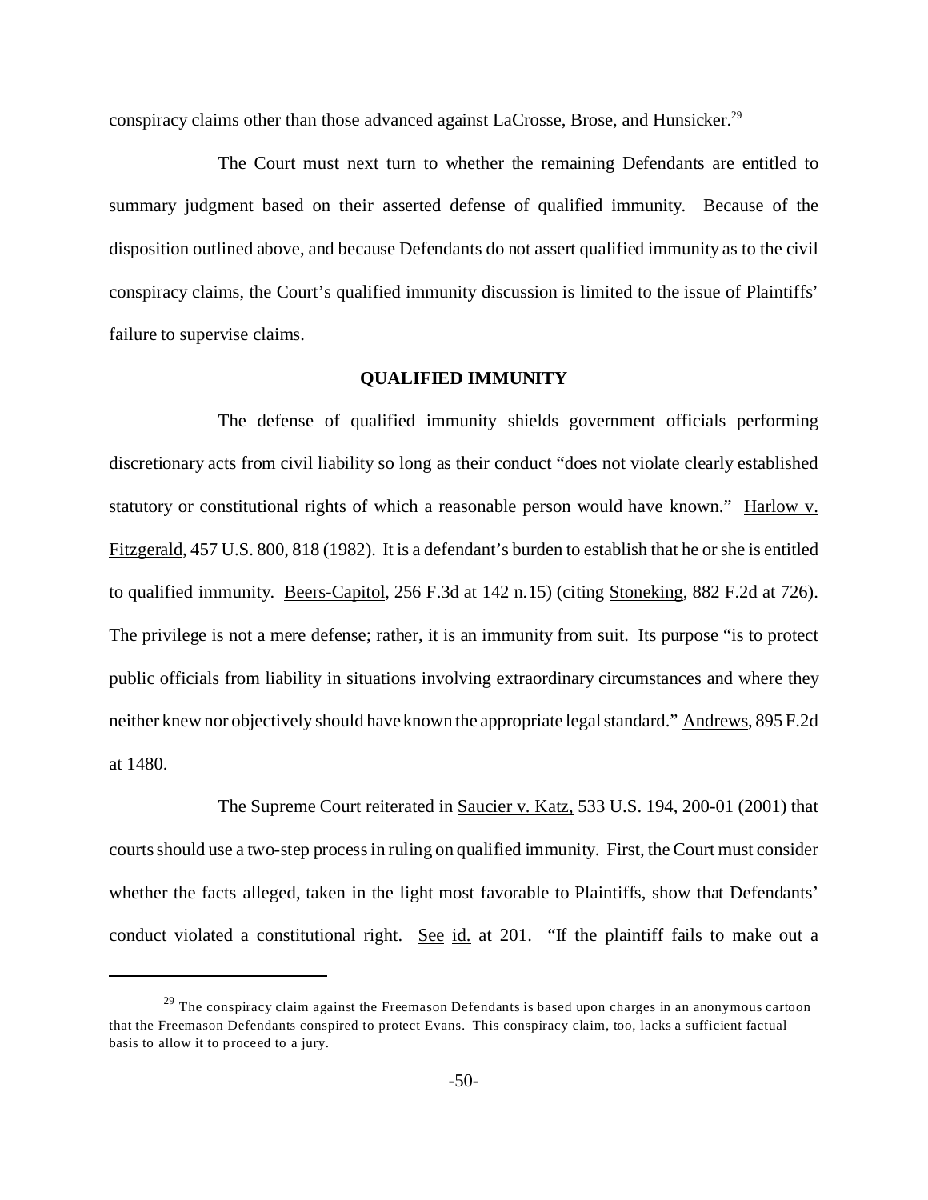conspiracy claims other than those advanced against LaCrosse, Brose, and Hunsicker.[29]

The Court must next turn to whether the remaining Defendants are entitled to summary judgment based on their asserted defense of qualified immunity. Because of the disposition outlined above, and because Defendants do not assert qualified immunity as to the civil conspiracy claims, the Court's qualified immunity discussion is limited to the issue of Plaintiffs' failure to supervise claims.

**QUALIFIED IMMUNITY**

The defense of qualified immunity shields government officials performing discretionary acts from civil liability so long as their conduct "does not violate clearly established statutory or constitutional rights of which a reasonable person would have known." Harlow v. Fitzgerald, 457 U.S. 800, 818 (1982). It is a defendant's burden to establish that he or she is entitled to qualified immunity. Beers-Capitol, 256 F.3d at 142 n.15) (citing Stoneking, 882 F.2d at 726). The privilege is not a mere defense; rather, it is an immunity from suit. Its purpose "is to protect public officials from liability in situations involving extraordinary circumstances and where they neither knew nor objectively should have known the appropriate legal standard." Andrews, 895 F.2d at 1480.

The Supreme Court reiterated in Saucier v. Katz, 533 U.S. 194, 200-01 (2001) that courts should use a two-step process in ruling on qualified immunity. First, the Court must consider whether the facts alleged, taken in the light most favorable to Plaintiffs, show that Defendants' conduct violated a constitutional right. See id. at 201. "If the plaintiff fails to make out a

[29] The conspiracy claim against the Freemason Defendants is based upon charges in an anonymous cartoon that the Freemason Defendants conspired to protect Evans. This conspiracy claim, too, lacks a sufficient factual basis to allow it to proceed to a jury.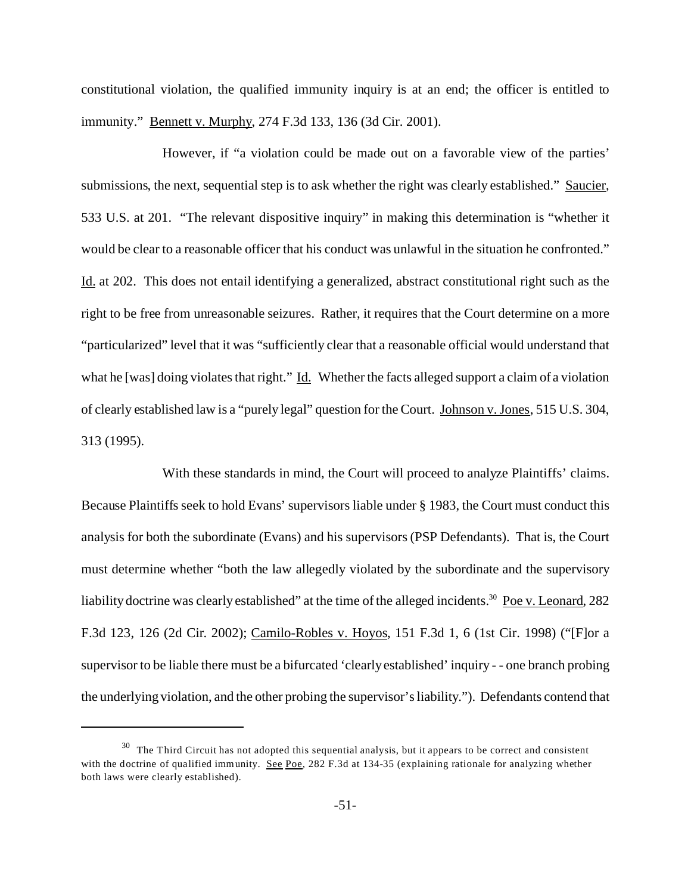constitutional violation, the qualified immunity inquiry is at an end; the officer is entitled to immunity." Bennett v. Murphy, 274 F.3d 133, 136 (3d Cir. 2001).

However, if "a violation could be made out on a favorable view of the parties' submissions, the next, sequential step is to ask whether the right was clearly established." Saucier, 533 U.S. at 201. "The relevant dispositive inquiry" in making this determination is "whether it would be clear to a reasonable officer that his conduct was unlawful in the situation he confronted." Id. at 202. This does not entail identifying a generalized, abstract constitutional right such as the right to be free from unreasonable seizures. Rather, it requires that the Court determine on a more "particularized" level that it was "sufficiently clear that a reasonable official would understand that what he [was] doing violates that right." Id. Whether the facts alleged support a claim of a violation of clearly established law is a "purely legal" question for the Court. Johnson v. Jones, 515 U.S. 304, 313 (1995).

With these standards in mind, the Court will proceed to analyze Plaintiffs' claims. Because Plaintiffs seek to hold Evans' supervisors liable under § 1983, the Court must conduct this analysis for both the subordinate (Evans) and his supervisors (PSP Defendants). That is, the Court must determine whether "both the law allegedly violated by the subordinate and the supervisory liability doctrine was clearly established" at the time of the alleged incidents.[30] Poe v. Leonard, 282 F.3d 123, 126 (2d Cir. 2002); Camilo-Robles v. Hoyos, 151 F.3d 1, 6 (1st Cir. 1998) ("[F]or a supervisor to be liable there must be a bifurcated 'clearly established' inquiry - - one branch probing the underlying violation, and the other probing the supervisor's liability."). Defendants contend that

[30] The Third Circuit has not adopted this sequential analysis, but it appears to be correct and consistent with the doctrine of qualified immunity. See Poe, 282 F.3d at 134-35 (explaining rationale for analyzing whether both laws were clearly established).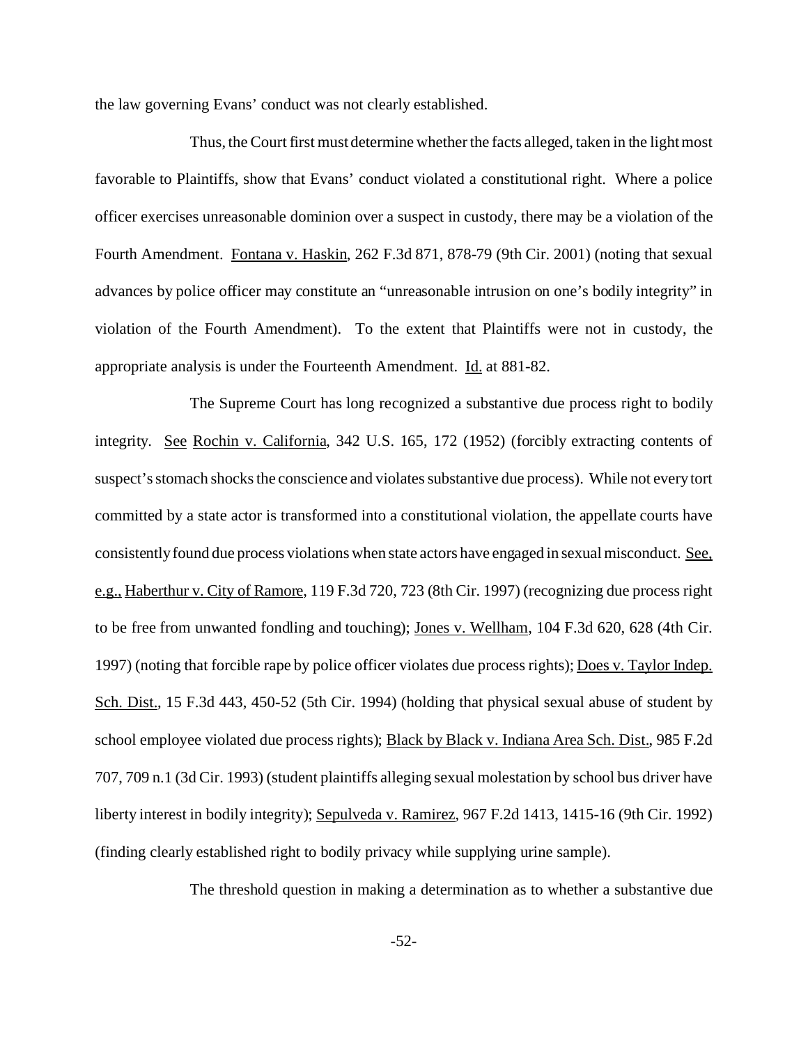the law governing Evans' conduct was not clearly established.

Thus, the Court first must determine whether the facts alleged, taken in the light most favorable to Plaintiffs, show that Evans' conduct violated a constitutional right. Where a police officer exercises unreasonable dominion over a suspect in custody, there may be a violation of the Fourth Amendment. Fontana v. Haskin, 262 F.3d 871, 878-79 (9th Cir. 2001) (noting that sexual advances by police officer may constitute an "unreasonable intrusion on one's bodily integrity" in violation of the Fourth Amendment). To the extent that Plaintiffs were not in custody, the appropriate analysis is under the Fourteenth Amendment. Id. at 881-82.

The Supreme Court has long recognized a substantive due process right to bodily integrity. See Rochin v. California, 342 U.S. 165, 172 (1952) (forcibly extracting contents of suspect's stomach shocks the conscience and violates substantive due process). While not every tort committed by a state actor is transformed into a constitutional violation, the appellate courts have consistently found due process violations when state actors have engaged in sexual misconduct. See, e.g., Haberthur v. City of Ramore, 119 F.3d 720, 723 (8th Cir. 1997) (recognizing due process right to be free from unwanted fondling and touching); Jones v. Wellham, 104 F.3d 620, 628 (4th Cir. 1997) (noting that forcible rape by police officer violates due process rights); Does v. Taylor Indep. Sch. Dist., 15 F.3d 443, 450-52 (5th Cir. 1994) (holding that physical sexual abuse of student by school employee violated due process rights); Black by Black v. Indiana Area Sch. Dist., 985 F.2d 707, 709 n.1 (3d Cir. 1993) (student plaintiffs alleging sexual molestation by school bus driver have liberty interest in bodily integrity); Sepulveda v. Ramirez, 967 F.2d 1413, 1415-16 (9th Cir. 1992) (finding clearly established right to bodily privacy while supplying urine sample).

The threshold question in making a determination as to whether a substantive due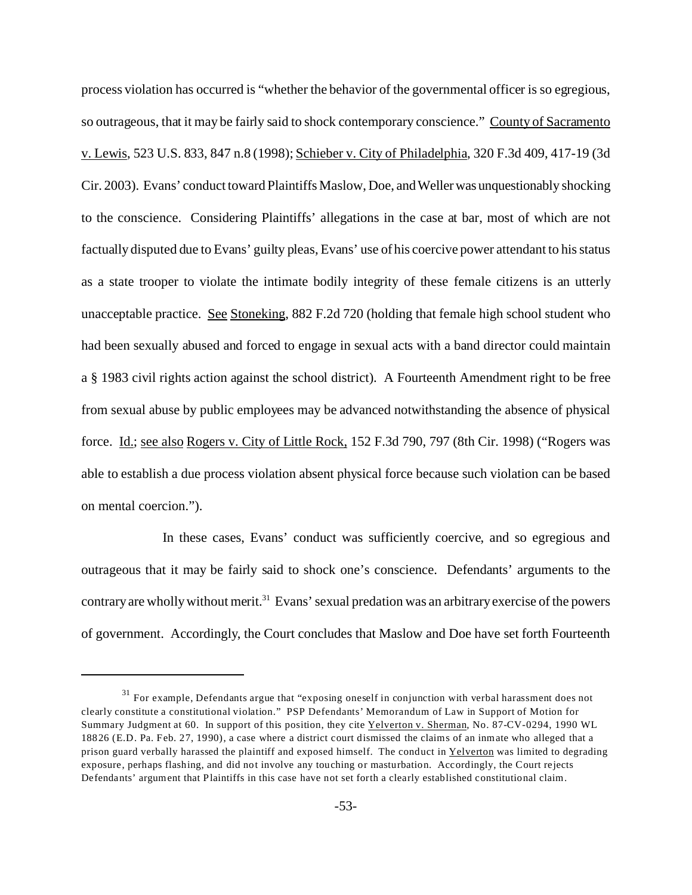process violation has occurred is "whether the behavior of the governmental officer is so egregious, so outrageous, that it may be fairly said to shock contemporary conscience." County of Sacramento v. Lewis, 523 U.S. 833, 847 n.8 (1998); Schieber v. City of Philadelphia, 320 F.3d 409, 417-19 (3d Cir. 2003). Evans' conduct toward Plaintiffs Maslow, Doe, and Weller was unquestionably shocking to the conscience. Considering Plaintiffs' allegations in the case at bar, most of which are not factually disputed due to Evans' guilty pleas, Evans' use of his coercive power attendant to his status as a state trooper to violate the intimate bodily integrity of these female citizens is an utterly unacceptable practice. See Stoneking, 882 F.2d 720 (holding that female high school student who had been sexually abused and forced to engage in sexual acts with a band director could maintain a § 1983 civil rights action against the school district). A Fourteenth Amendment right to be free from sexual abuse by public employees may be advanced notwithstanding the absence of physical force. Id.; see also Rogers v. City of Little Rock, 152 F.3d 790, 797 (8th Cir. 1998) ("Rogers was able to establish a due process violation absent physical force because such violation can be based on mental coercion.").

In these cases, Evans' conduct was sufficiently coercive, and so egregious and outrageous that it may be fairly said to shock one's conscience. Defendants' arguments to the contrary are wholly without merit.[31] Evans' sexual predation was an arbitrary exercise of the powers of government. Accordingly, the Court concludes that Maslow and Doe have set forth Fourteenth

---

[31] For example, Defendants argue that "exposing oneself in conjunction with verbal harassment does not clearly constitute a constitutional violation." PSP Defendants' Memorandum of Law in Support of Motion for Summary Judgment at 60. In support of this position, they cite Yelverton v. Sherman, No. 87-CV-0294, 1990 WL 18826 (E.D. Pa. Feb. 27, 1990), a case where a district court dismissed the claims of an inmate who alleged that a prison guard verbally harassed the plaintiff and exposed himself. The conduct in Yelverton was limited to degrading exposure, perhaps flashing, and did not involve any touching or masturbation. Accordingly, the Court rejects Defendants' argument that Plaintiffs in this case have not set forth a clearly established constitutional claim.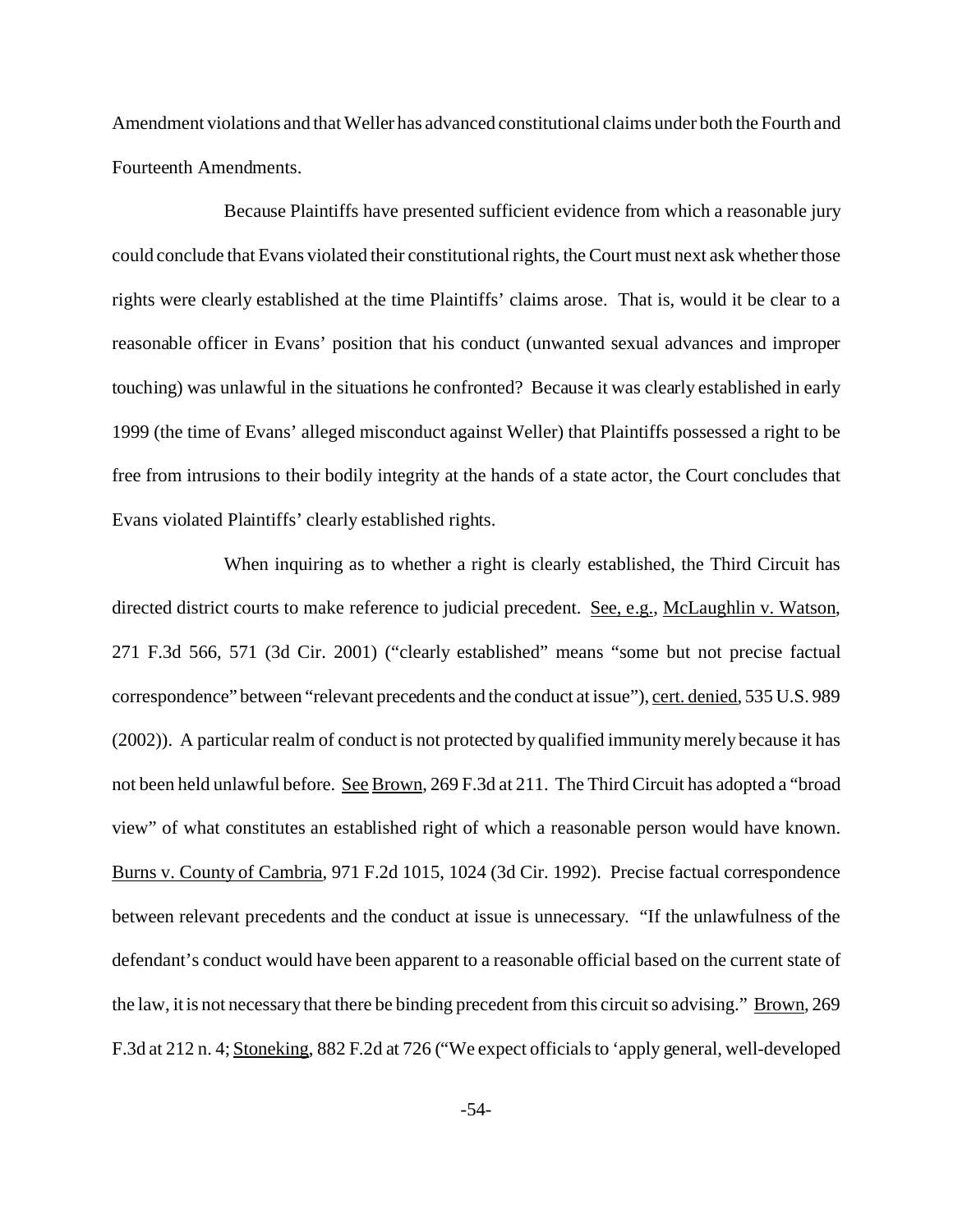Amendment violations and that Weller has advanced constitutional claims under both the Fourth and Fourteenth Amendments.

Because Plaintiffs have presented sufficient evidence from which a reasonable jury could conclude that Evans violated their constitutional rights, the Court must next ask whether those rights were clearly established at the time Plaintiffs' claims arose. That is, would it be clear to a reasonable officer in Evans' position that his conduct (unwanted sexual advances and improper touching) was unlawful in the situations he confronted? Because it was clearly established in early 1999 (the time of Evans' alleged misconduct against Weller) that Plaintiffs possessed a right to be free from intrusions to their bodily integrity at the hands of a state actor, the Court concludes that Evans violated Plaintiffs' clearly established rights.

When inquiring as to whether a right is clearly established, the Third Circuit has directed district courts to make reference to judicial precedent. See, e.g., McLaughlin v. Watson, 271 F.3d 566, 571 (3d Cir. 2001) ("clearly established" means "some but not precise factual correspondence" between "relevant precedents and the conduct at issue"), cert. denied, 535 U.S. 989 (2002)). A particular realm of conduct is not protected by qualified immunity merely because it has not been held unlawful before. See Brown, 269 F.3d at 211. The Third Circuit has adopted a "broad view" of what constitutes an established right of which a reasonable person would have known. Burns v. County of Cambria, 971 F.2d 1015, 1024 (3d Cir. 1992). Precise factual correspondence between relevant precedents and the conduct at issue is unnecessary. "If the unlawfulness of the defendant's conduct would have been apparent to a reasonable official based on the current state of the law, it is not necessary that there be binding precedent from this circuit so advising." Brown, 269 F.3d at 212 n. 4; Stoneking, 882 F.2d at 726 ("We expect officials to 'apply general, well-developed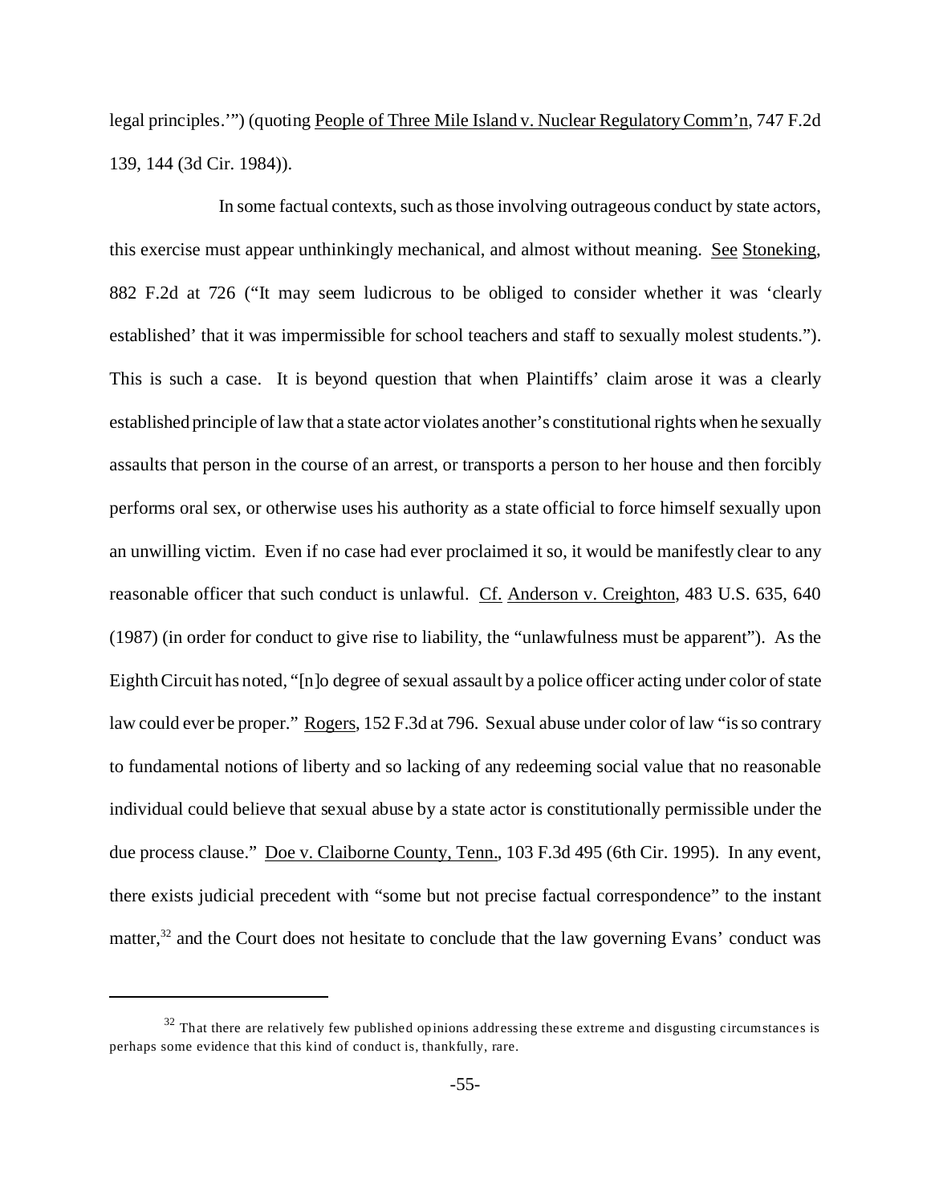legal principles.'") (quoting People of Three Mile Island v. Nuclear Regulatory Comm'n, 747 F.2d 139, 144 (3d Cir. 1984)).

In some factual contexts, such as those involving outrageous conduct by state actors, this exercise must appear unthinkingly mechanical, and almost without meaning. See Stoneking, 882 F.2d at 726 ("It may seem ludicrous to be obliged to consider whether it was 'clearly established' that it was impermissible for school teachers and staff to sexually molest students."). This is such a case. It is beyond question that when Plaintiffs' claim arose it was a clearly established principle of law that a state actor violates another's constitutional rights when he sexually assaults that person in the course of an arrest, or transports a person to her house and then forcibly performs oral sex, or otherwise uses his authority as a state official to force himself sexually upon an unwilling victim. Even if no case had ever proclaimed it so, it would be manifestly clear to any reasonable officer that such conduct is unlawful. Cf. Anderson v. Creighton, 483 U.S. 635, 640 (1987) (in order for conduct to give rise to liability, the "unlawfulness must be apparent"). As the Eighth Circuit has noted, "[n]o degree of sexual assault by a police officer acting under color of state law could ever be proper." Rogers, 152 F.3d at 796. Sexual abuse under color of law "is so contrary to fundamental notions of liberty and so lacking of any redeeming social value that no reasonable individual could believe that sexual abuse by a state actor is constitutionally permissible under the due process clause." Doe v. Claiborne County, Tenn., 103 F.3d 495 (6th Cir. 1995). In any event, there exists judicial precedent with "some but not precise factual correspondence" to the instant matter,[32] and the Court does not hesitate to conclude that the law governing Evans' conduct was

---

[32] That there are relatively few published opinions addressing these extreme and disgusting circumstances is perhaps some evidence that this kind of conduct is, thankfully, rare.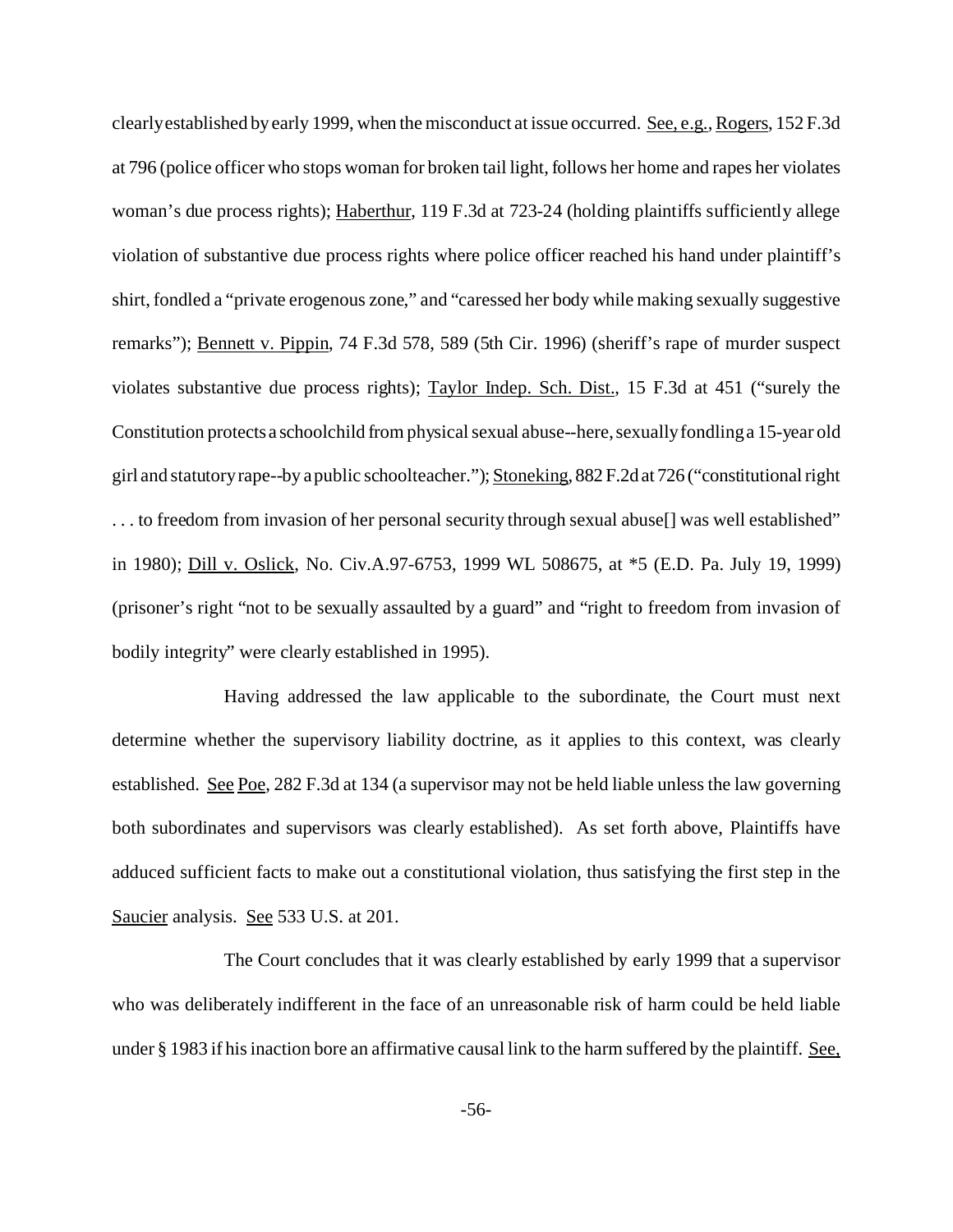clearly established by early 1999, when the misconduct at issue occurred. See, e.g., Rogers, 152 F.3d at 796 (police officer who stops woman for broken tail light, follows her home and rapes her violates woman's due process rights); Haberthur, 119 F.3d at 723-24 (holding plaintiffs sufficiently allege violation of substantive due process rights where police officer reached his hand under plaintiff's shirt, fondled a "private erogenous zone," and "caressed her body while making sexually suggestive remarks"); Bennett v. Pippin, 74 F.3d 578, 589 (5th Cir. 1996) (sheriff's rape of murder suspect violates substantive due process rights); Taylor Indep. Sch. Dist., 15 F.3d at 451 ("surely the Constitution protects a schoolchild from physical sexual abuse--here, sexually fondling a 15-year old girl and statutory rape--by a public schoolteacher."); Stoneking, 882 F.2d at 726 ("constitutional right . . . to freedom from invasion of her personal security through sexual abuse[] was well established" in 1980); Dill v. Oslick, No. Civ.A.97-6753, 1999 WL 508675, at *5 (E.D. Pa. July 19, 1999) (prisoner's right "not to be sexually assaulted by a guard" and "right to freedom from invasion of bodily integrity" were clearly established in 1995).

Having addressed the law applicable to the subordinate, the Court must next determine whether the supervisory liability doctrine, as it applies to this context, was clearly established. See Poe, 282 F.3d at 134 (a supervisor may not be held liable unless the law governing both subordinates and supervisors was clearly established). As set forth above, Plaintiffs have adduced sufficient facts to make out a constitutional violation, thus satisfying the first step in the Saucier analysis. See 533 U.S. at 201.

The Court concludes that it was clearly established by early 1999 that a supervisor who was deliberately indifferent in the face of an unreasonable risk of harm could be held liable under § 1983 if his inaction bore an affirmative causal link to the harm suffered by the plaintiff. See,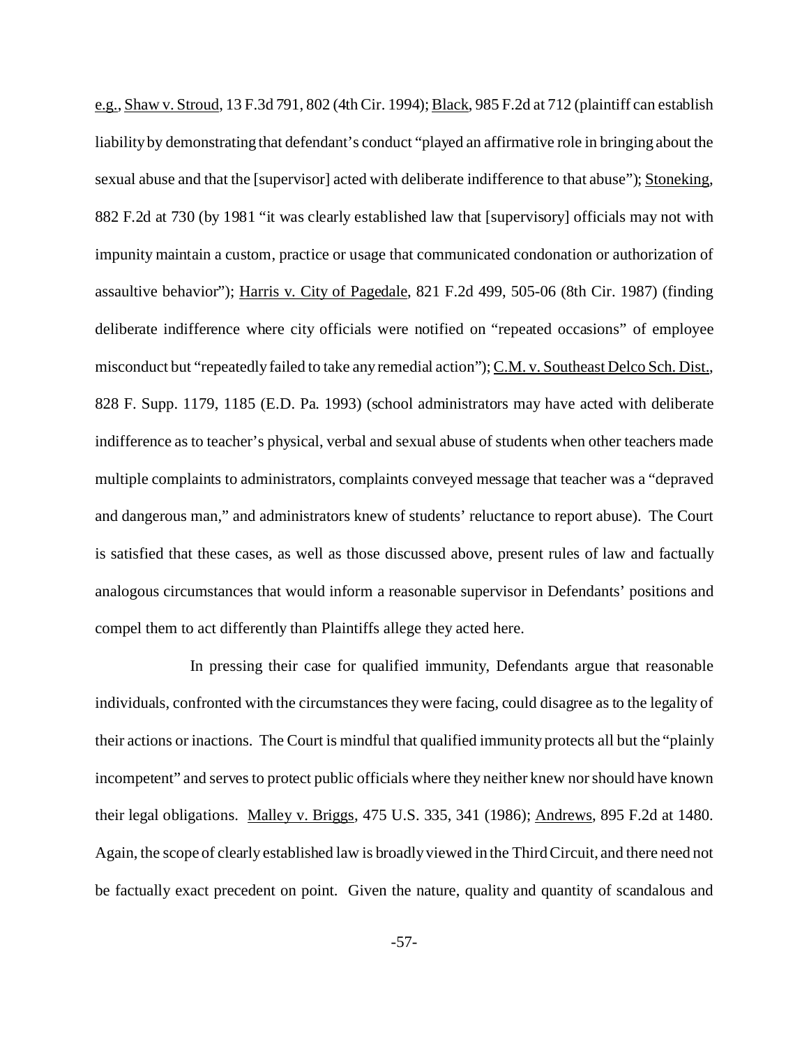e.g., Shaw v. Stroud, 13 F.3d 791, 802 (4th Cir. 1994); Black, 985 F.2d at 712 (plaintiff can establish liability by demonstrating that defendant's conduct "played an affirmative role in bringing about the sexual abuse and that the [supervisor] acted with deliberate indifference to that abuse"); Stoneking, 882 F.2d at 730 (by 1981 "it was clearly established law that [supervisory] officials may not with impunity maintain a custom, practice or usage that communicated condonation or authorization of assaultive behavior"); Harris v. City of Pagedale, 821 F.2d 499, 505-06 (8th Cir. 1987) (finding deliberate indifference where city officials were notified on "repeated occasions" of employee misconduct but "repeatedly failed to take any remedial action"); C.M. v. Southeast Delco Sch. Dist., 828 F. Supp. 1179, 1185 (E.D. Pa. 1993) (school administrators may have acted with deliberate indifference as to teacher's physical, verbal and sexual abuse of students when other teachers made multiple complaints to administrators, complaints conveyed message that teacher was a "depraved and dangerous man," and administrators knew of students' reluctance to report abuse). The Court is satisfied that these cases, as well as those discussed above, present rules of law and factually analogous circumstances that would inform a reasonable supervisor in Defendants' positions and compel them to act differently than Plaintiffs allege they acted here.

In pressing their case for qualified immunity, Defendants argue that reasonable individuals, confronted with the circumstances they were facing, could disagree as to the legality of their actions or inactions. The Court is mindful that qualified immunity protects all but the "plainly incompetent" and serves to protect public officials where they neither knew nor should have known their legal obligations. Malley v. Briggs, 475 U.S. 335, 341 (1986); Andrews, 895 F.2d at 1480. Again, the scope of clearly established law is broadly viewed in the Third Circuit, and there need not be factually exact precedent on point. Given the nature, quality and quantity of scandalous and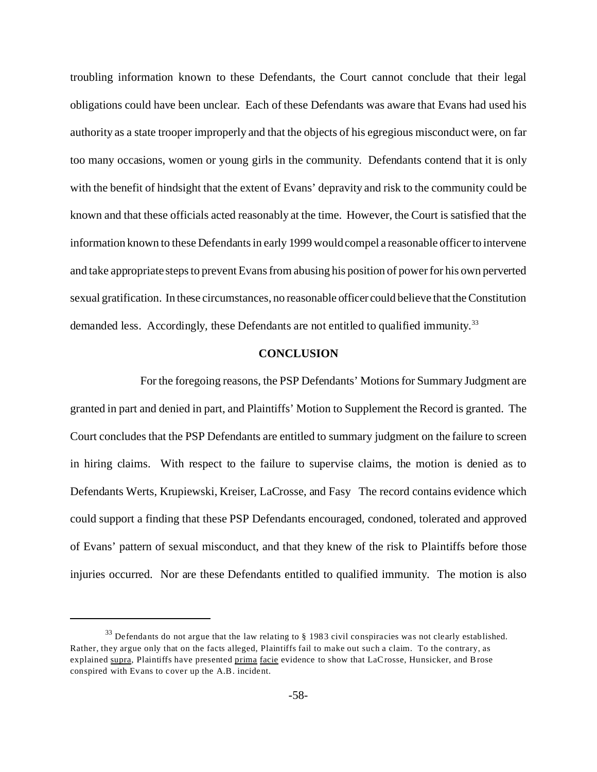troubling information known to these Defendants, the Court cannot conclude that their legal obligations could have been unclear. Each of these Defendants was aware that Evans had used his authority as a state trooper improperly and that the objects of his egregious misconduct were, on far too many occasions, women or young girls in the community. Defendants contend that it is only with the benefit of hindsight that the extent of Evans' depravity and risk to the community could be known and that these officials acted reasonably at the time. However, the Court is satisfied that the information known to these Defendants in early 1999 would compel a reasonable officer to intervene and take appropriate steps to prevent Evans from abusing his position of power for his own perverted sexual gratification. In these circumstances, no reasonable officer could believe that the Constitution demanded less. Accordingly, these Defendants are not entitled to qualified immunity.[33]

**CONCLUSION**

For the foregoing reasons, the PSP Defendants' Motions for Summary Judgment are granted in part and denied in part, and Plaintiffs' Motion to Supplement the Record is granted. The Court concludes that the PSP Defendants are entitled to summary judgment on the failure to screen in hiring claims. With respect to the failure to supervise claims, the motion is denied as to Defendants Werts, Krupiewski, Kreiser, LaCrosse, and Fasy The record contains evidence which could support a finding that these PSP Defendants encouraged, condoned, tolerated and approved of Evans' pattern of sexual misconduct, and that they knew of the risk to Plaintiffs before those injuries occurred. Nor are these Defendants entitled to qualified immunity. The motion is also

---

[33] Defendants do not argue that the law relating to § 1983 civil conspiracies was not clearly established. Rather, they argue only that on the facts alleged, Plaintiffs fail to make out such a claim. To the contrary, as explained supra, Plaintiffs have presented prima facie evidence to show that LaCrosse, Hunsicker, and Brose conspired with Evans to cover up the A.B. incident.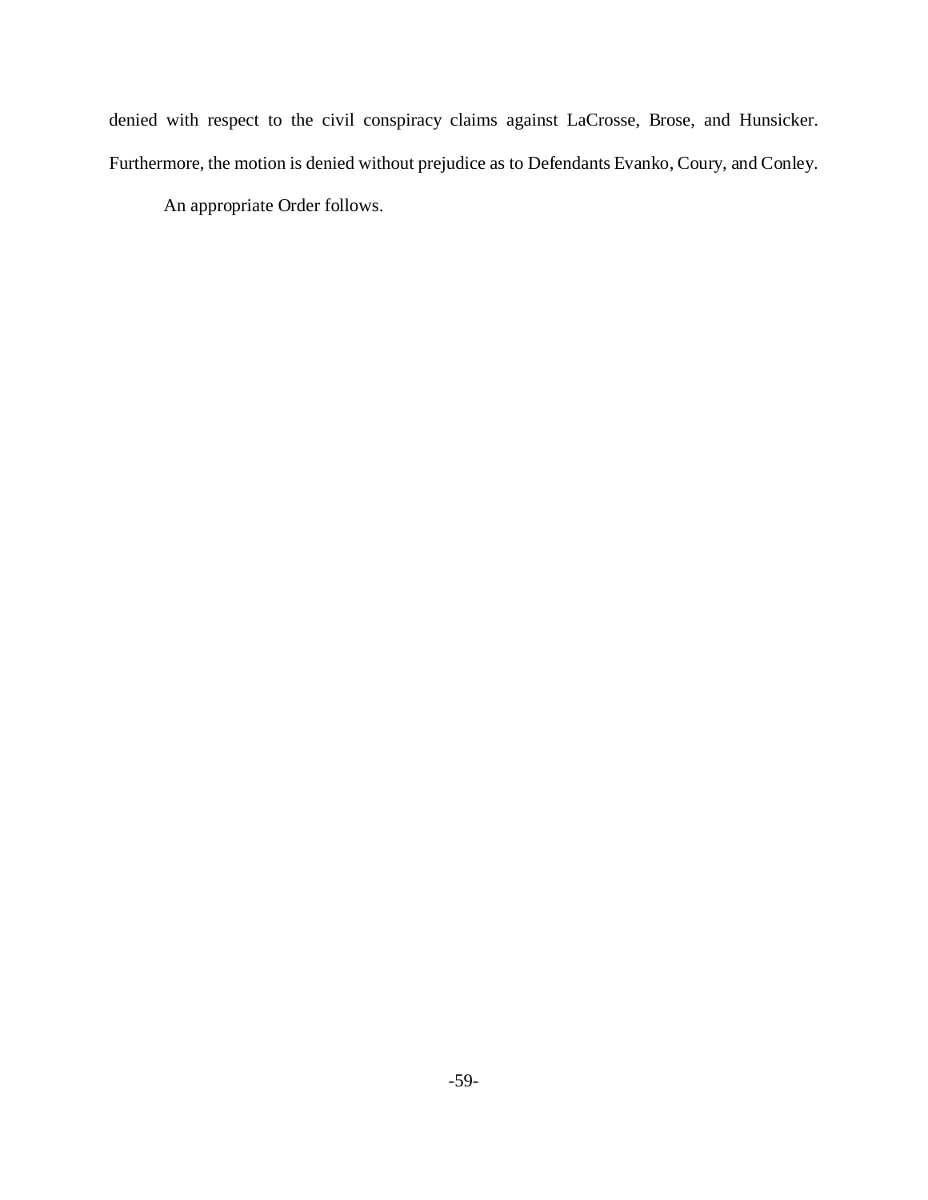denied with respect to the civil conspiracy claims against LaCrosse, Brose, and Hunsicker. Furthermore, the motion is denied without prejudice as to Defendants Evanko, Coury, and Conley.

An appropriate Order follows.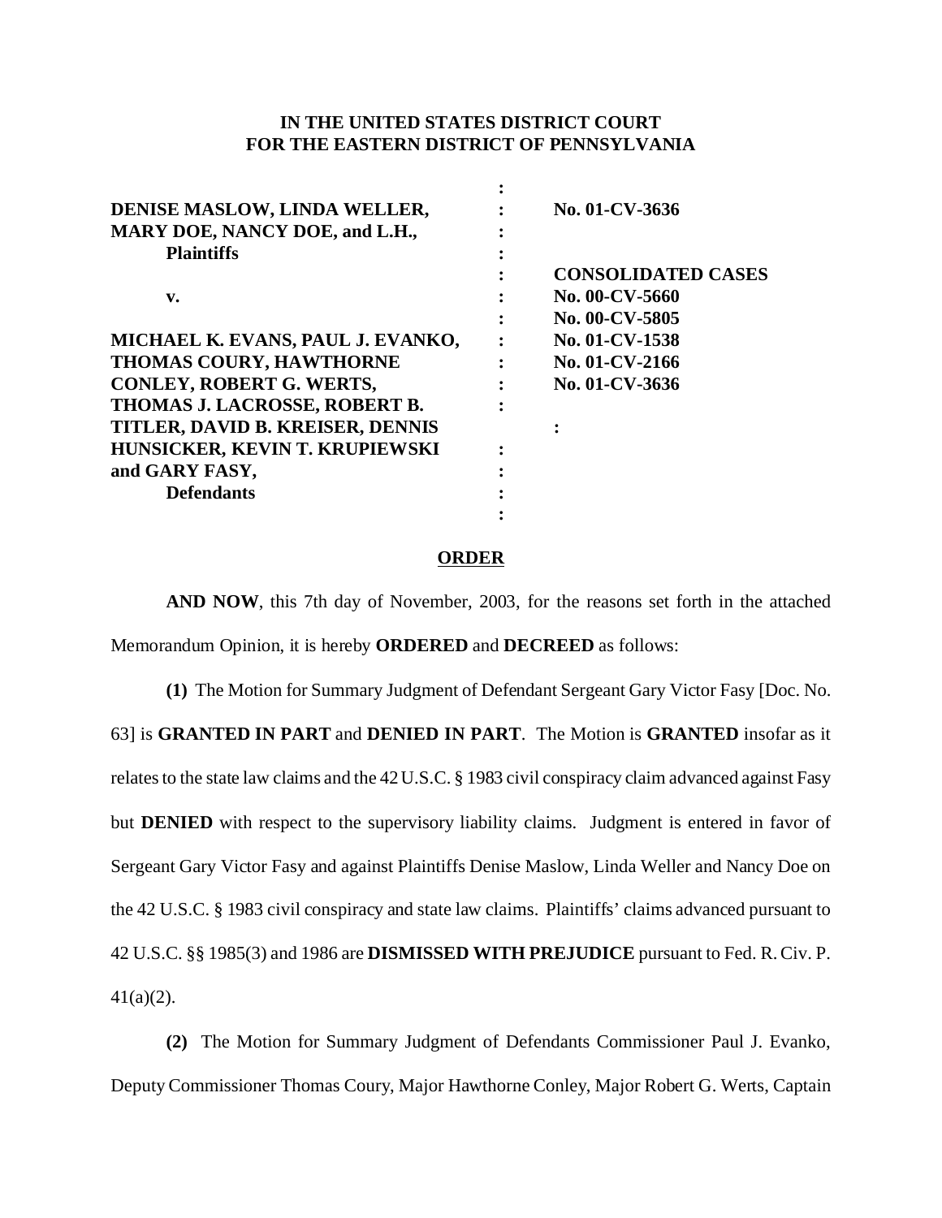**IN THE UNITED STATES DISTRICT COURT**
**FOR THE EASTERN DISTRICT OF PENNSYLVANIA**

| | | |
|---|---|---|
| **DENISE MASLOW, LINDA WELLER, MARY DOE, NANCY DOE, and L.H., Plaintiffs** | : | **No. 01-CV-3636** |
| **v.** | : | **CONSOLIDATED CASES** **No. 00-CV-5660** **No. 00-CV-5805** **No. 01-CV-1538** **No. 01-CV-2166** **No. 01-CV-3636** |
| **MICHAEL K. EVANS, PAUL J. EVANKO, THOMAS COURY, HAWTHORNE CONLEY, ROBERT G. WERTS, THOMAS J. LACROSSE, ROBERT B. TITLER, DAVID B. KREISER, DENNIS HUNSICKER, KEVIN T. KRUPIEWSKI and GARY FASY, Defendants** | : | |

## ORDER

**AND NOW**, this 7th day of November, 2003, for the reasons set forth in the attached Memorandum Opinion, it is hereby **ORDERED** and **DECREED** as follows:

**(1)** The Motion for Summary Judgment of Defendant Sergeant Gary Victor Fasy [Doc. No. 63] is **GRANTED IN PART** and **DENIED IN PART**. The Motion is **GRANTED** insofar as it relates to the state law claims and the 42 U.S.C. § 1983 civil conspiracy claim advanced against Fasy but **DENIED** with respect to the supervisory liability claims. Judgment is entered in favor of Sergeant Gary Victor Fasy and against Plaintiffs Denise Maslow, Linda Weller and Nancy Doe on the 42 U.S.C. § 1983 civil conspiracy and state law claims. Plaintiffs' claims advanced pursuant to 42 U.S.C. §§ 1985(3) and 1986 are **DISMISSED WITH PREJUDICE** pursuant to Fed. R. Civ. P. 41(a)(2).

**(2)** The Motion for Summary Judgment of Defendants Commissioner Paul J. Evanko, Deputy Commissioner Thomas Coury, Major Hawthorne Conley, Major Robert G. Werts, Captain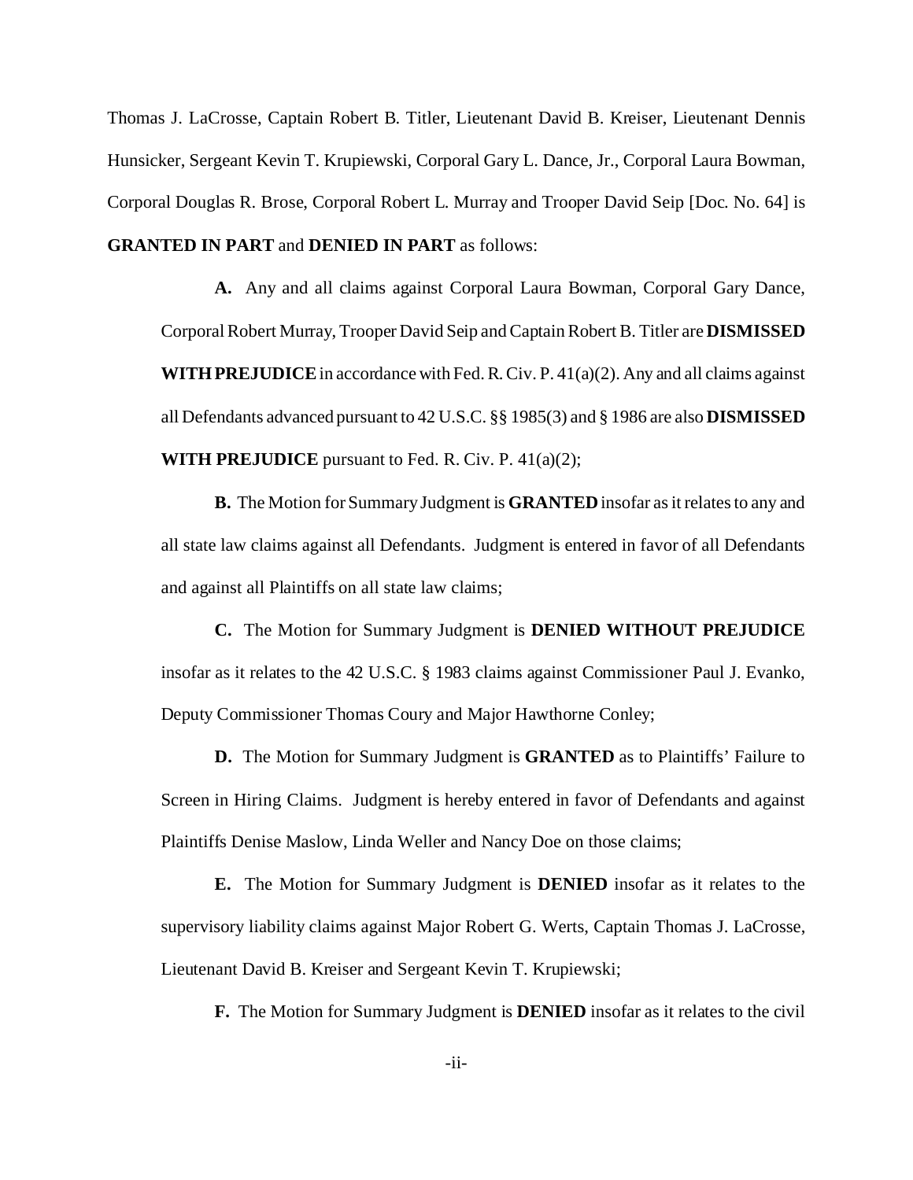Thomas J. LaCrosse, Captain Robert B. Titler, Lieutenant David B. Kreiser, Lieutenant Dennis Hunsicker, Sergeant Kevin T. Krupiewski, Corporal Gary L. Dance, Jr., Corporal Laura Bowman, Corporal Douglas R. Brose, Corporal Robert L. Murray and Trooper David Seip [Doc. No. 64] is **GRANTED IN PART** and **DENIED IN PART** as follows:

**A.** Any and all claims against Corporal Laura Bowman, Corporal Gary Dance, Corporal Robert Murray, Trooper David Seip and Captain Robert B. Titler are **DISMISSED WITH PREJUDICE** in accordance with Fed. R. Civ. P. 41(a)(2). Any and all claims against all Defendants advanced pursuant to 42 U.S.C. §§ 1985(3) and § 1986 are also **DISMISSED WITH PREJUDICE** pursuant to Fed. R. Civ. P. 41(a)(2);

**B.** The Motion for Summary Judgment is **GRANTED** insofar as it relates to any and all state law claims against all Defendants. Judgment is entered in favor of all Defendants and against all Plaintiffs on all state law claims;

**C.** The Motion for Summary Judgment is **DENIED WITHOUT PREJUDICE** insofar as it relates to the 42 U.S.C. § 1983 claims against Commissioner Paul J. Evanko, Deputy Commissioner Thomas Coury and Major Hawthorne Conley;

**D.** The Motion for Summary Judgment is **GRANTED** as to Plaintiffs' Failure to Screen in Hiring Claims. Judgment is hereby entered in favor of Defendants and against Plaintiffs Denise Maslow, Linda Weller and Nancy Doe on those claims;

**E.** The Motion for Summary Judgment is **DENIED** insofar as it relates to the supervisory liability claims against Major Robert G. Werts, Captain Thomas J. LaCrosse, Lieutenant David B. Kreiser and Sergeant Kevin T. Krupiewski;

**F.** The Motion for Summary Judgment is **DENIED** insofar as it relates to the civil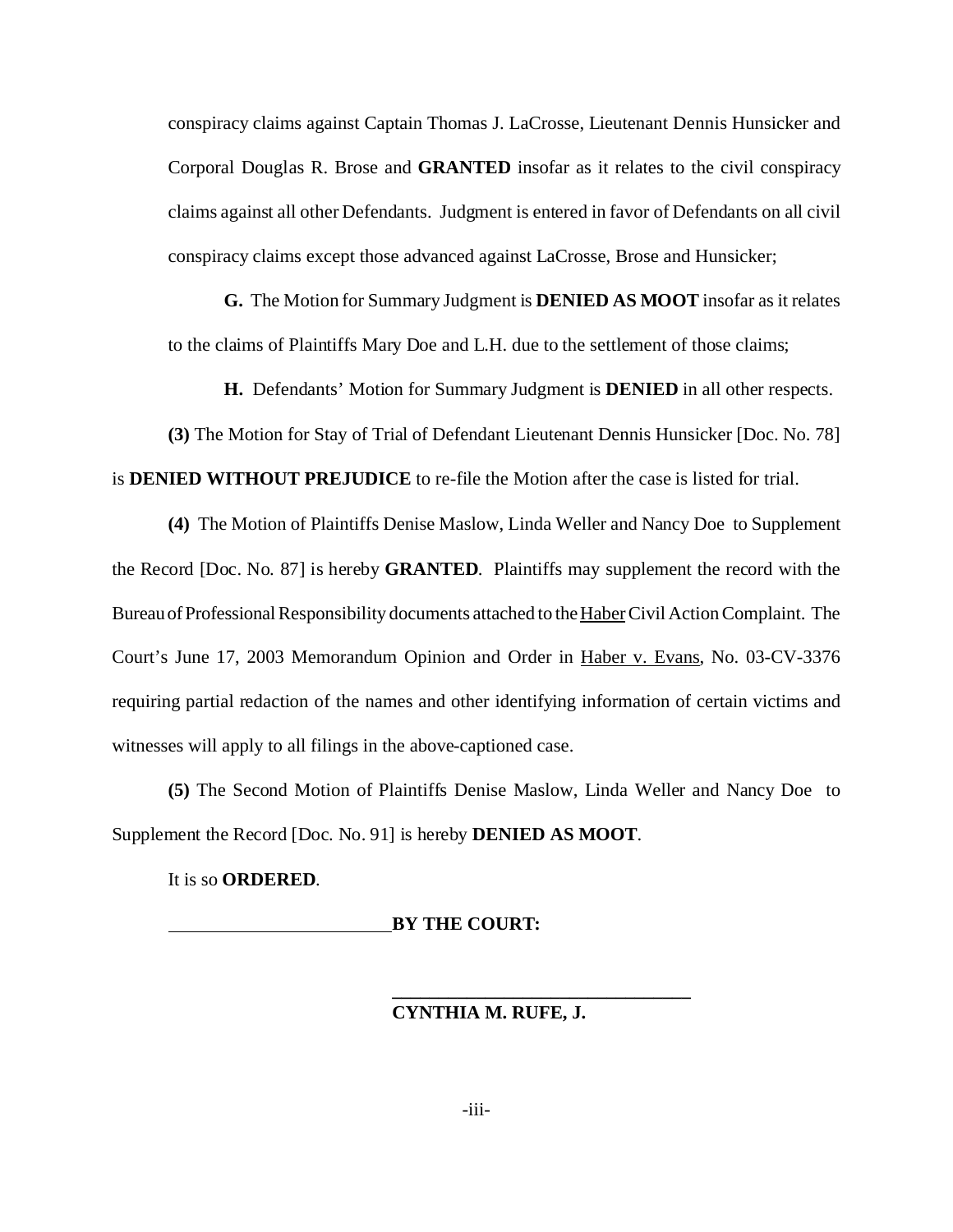conspiracy claims against Captain Thomas J. LaCrosse, Lieutenant Dennis Hunsicker and Corporal Douglas R. Brose and **GRANTED** insofar as it relates to the civil conspiracy claims against all other Defendants. Judgment is entered in favor of Defendants on all civil conspiracy claims except those advanced against LaCrosse, Brose and Hunsicker;

**G.** The Motion for Summary Judgment is **DENIED AS MOOT** insofar as it relates to the claims of Plaintiffs Mary Doe and L.H. due to the settlement of those claims;

**H.** Defendants' Motion for Summary Judgment is **DENIED** in all other respects.

**(3)** The Motion for Stay of Trial of Defendant Lieutenant Dennis Hunsicker [Doc. No. 78] is **DENIED WITHOUT PREJUDICE** to re-file the Motion after the case is listed for trial.

**(4)** The Motion of Plaintiffs Denise Maslow, Linda Weller and Nancy Doe to Supplement the Record [Doc. No. 87] is hereby **GRANTED**. Plaintiffs may supplement the record with the Bureau of Professional Responsibility documents attached to the Haber Civil Action Complaint. The Court's June 17, 2003 Memorandum Opinion and Order in Haber v. Evans, No. 03-CV-3376 requiring partial redaction of the names and other identifying information of certain victims and witnesses will apply to all filings in the above-captioned case.

**(5)** The Second Motion of Plaintiffs Denise Maslow, Linda Weller and Nancy Doe to Supplement the Record [Doc. No. 91] is hereby **DENIED AS MOOT**.

It is so **ORDERED**.

**BY THE COURT:**

**CYNTHIA M. RUFE, J.**